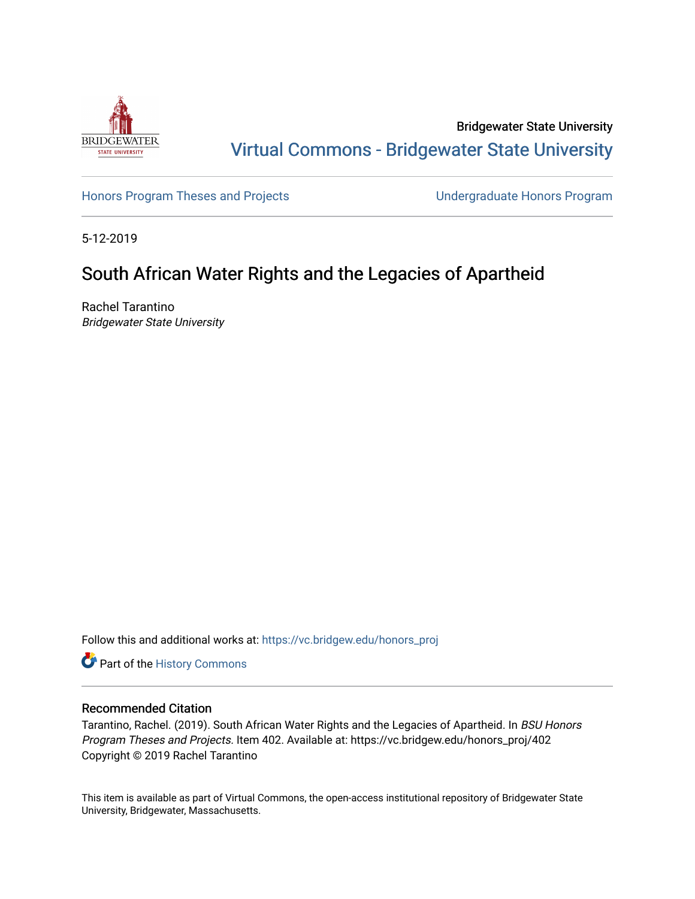Bridgewater State University

Virtual Commons - Bridgewater State University

Honors Program Theses and Projects

Undergraduate Honors Program

5-12-2019

# South African Water Rights and the Legacies of Apartheid

Rachel Tarantino
*Bridgewater State University*

Follow this and additional works at: https://vc.bridgew.edu/honors_proj

Part of the History Commons

## Recommended Citation

Tarantino, Rachel. (2019). South African Water Rights and the Legacies of Apartheid. In *BSU Honors Program Theses and Projects.* Item 402. Available at: https://vc.bridgew.edu/honors_proj/402
Copyright © 2019 Rachel Tarantino

This item is available as part of Virtual Commons, the open-access institutional repository of Bridgewater State University, Bridgewater, Massachusetts.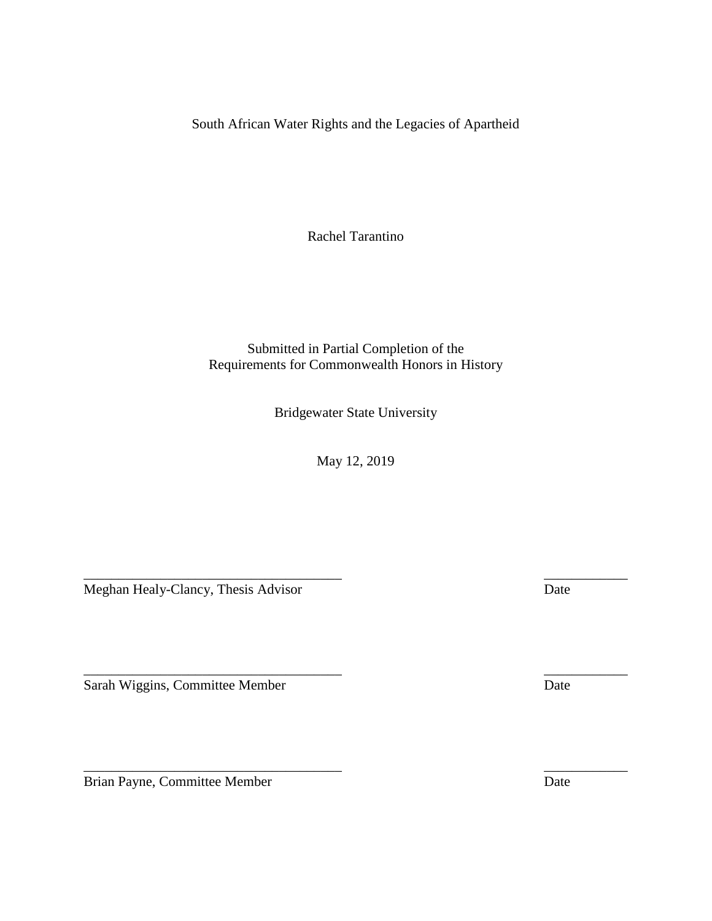# South African Water Rights and the Legacies of Apartheid

Rachel Tarantino

Submitted in Partial Completion of the
Requirements for Commonwealth Honors in History

Bridgewater State University

May 12, 2019

_____________________________________ ____________
Meghan Healy-Clancy, Thesis Advisor Date

_____________________________________ ____________
Sarah Wiggins, Committee Member Date

_____________________________________ ____________
Brian Payne, Committee Member Date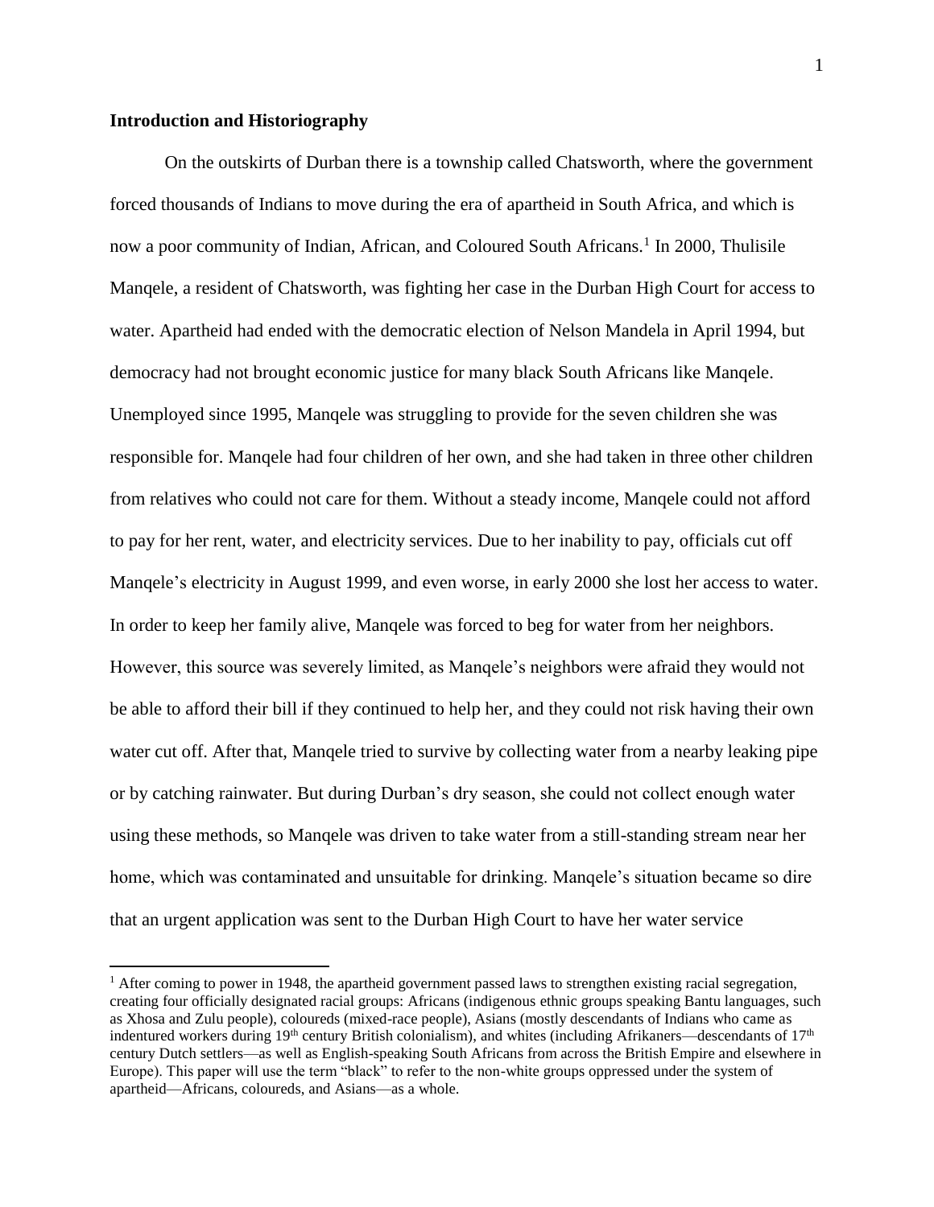**Introduction and Historiography**

On the outskirts of Durban there is a township called Chatsworth, where the government forced thousands of Indians to move during the era of apartheid in South Africa, and which is now a poor community of Indian, African, and Coloured South Africans.[1] In 2000, Thulisile Manqele, a resident of Chatsworth, was fighting her case in the Durban High Court for access to water. Apartheid had ended with the democratic election of Nelson Mandela in April 1994, but democracy had not brought economic justice for many black South Africans like Manqele. Unemployed since 1995, Manqele was struggling to provide for the seven children she was responsible for. Manqele had four children of her own, and she had taken in three other children from relatives who could not care for them. Without a steady income, Manqele could not afford to pay for her rent, water, and electricity services. Due to her inability to pay, officials cut off Manqele's electricity in August 1999, and even worse, in early 2000 she lost her access to water. In order to keep her family alive, Manqele was forced to beg for water from her neighbors. However, this source was severely limited, as Manqele's neighbors were afraid they would not be able to afford their bill if they continued to help her, and they could not risk having their own water cut off. After that, Manqele tried to survive by collecting water from a nearby leaking pipe or by catching rainwater. But during Durban's dry season, she could not collect enough water using these methods, so Manqele was driven to take water from a still-standing stream near her home, which was contaminated and unsuitable for drinking. Manqele's situation became so dire that an urgent application was sent to the Durban High Court to have her water service

[1] After coming to power in 1948, the apartheid government passed laws to strengthen existing racial segregation, creating four officially designated racial groups: Africans (indigenous ethnic groups speaking Bantu languages, such as Xhosa and Zulu people), coloureds (mixed-race people), Asians (mostly descendants of Indians who came as indentured workers during 19th century British colonialism), and whites (including Afrikaners—descendants of 17th century Dutch settlers—as well as English-speaking South Africans from across the British Empire and elsewhere in Europe). This paper will use the term "black" to refer to the non-white groups oppressed under the system of apartheid—Africans, coloureds, and Asians—as a whole.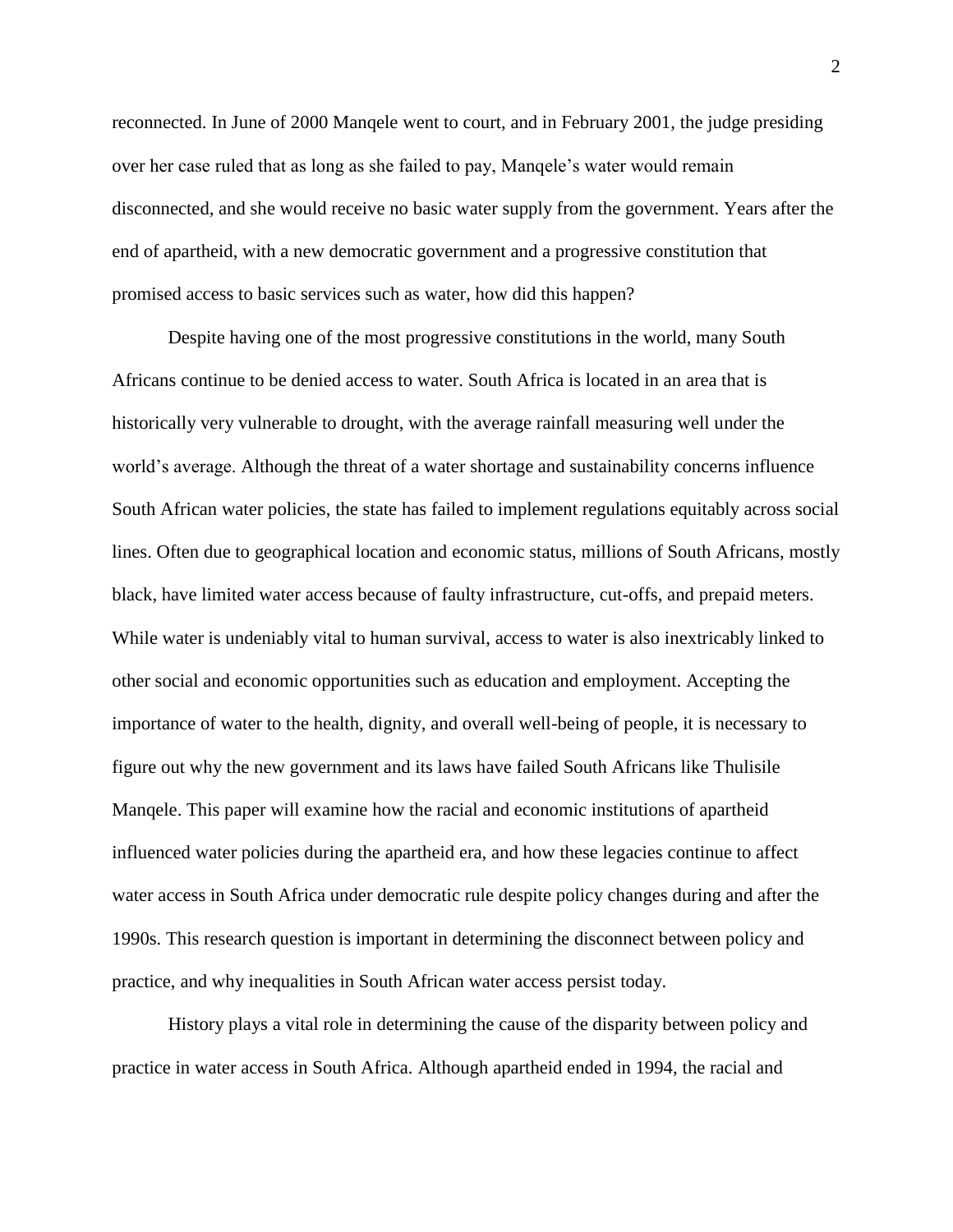reconnected. In June of 2000 Manqele went to court, and in February 2001, the judge presiding over her case ruled that as long as she failed to pay, Manqele's water would remain disconnected, and she would receive no basic water supply from the government. Years after the end of apartheid, with a new democratic government and a progressive constitution that promised access to basic services such as water, how did this happen?

Despite having one of the most progressive constitutions in the world, many South Africans continue to be denied access to water. South Africa is located in an area that is historically very vulnerable to drought, with the average rainfall measuring well under the world's average. Although the threat of a water shortage and sustainability concerns influence South African water policies, the state has failed to implement regulations equitably across social lines. Often due to geographical location and economic status, millions of South Africans, mostly black, have limited water access because of faulty infrastructure, cut-offs, and prepaid meters. While water is undeniably vital to human survival, access to water is also inextricably linked to other social and economic opportunities such as education and employment. Accepting the importance of water to the health, dignity, and overall well-being of people, it is necessary to figure out why the new government and its laws have failed South Africans like Thulisile Manqele. This paper will examine how the racial and economic institutions of apartheid influenced water policies during the apartheid era, and how these legacies continue to affect water access in South Africa under democratic rule despite policy changes during and after the 1990s. This research question is important in determining the disconnect between policy and practice, and why inequalities in South African water access persist today.

History plays a vital role in determining the cause of the disparity between policy and practice in water access in South Africa. Although apartheid ended in 1994, the racial and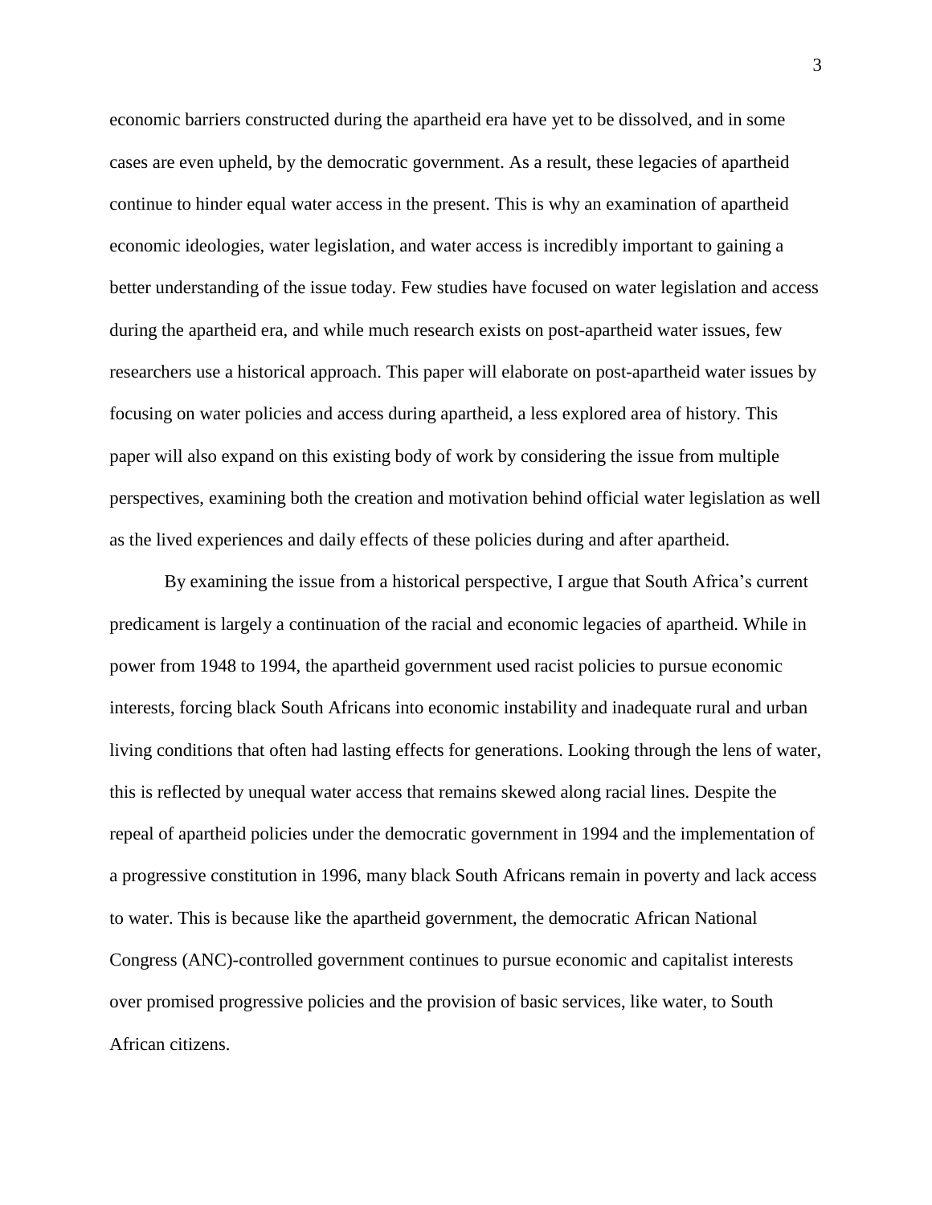economic barriers constructed during the apartheid era have yet to be dissolved, and in some cases are even upheld, by the democratic government. As a result, these legacies of apartheid continue to hinder equal water access in the present. This is why an examination of apartheid economic ideologies, water legislation, and water access is incredibly important to gaining a better understanding of the issue today. Few studies have focused on water legislation and access during the apartheid era, and while much research exists on post-apartheid water issues, few researchers use a historical approach. This paper will elaborate on post-apartheid water issues by focusing on water policies and access during apartheid, a less explored area of history. This paper will also expand on this existing body of work by considering the issue from multiple perspectives, examining both the creation and motivation behind official water legislation as well as the lived experiences and daily effects of these policies during and after apartheid.

By examining the issue from a historical perspective, I argue that South Africa's current predicament is largely a continuation of the racial and economic legacies of apartheid. While in power from 1948 to 1994, the apartheid government used racist policies to pursue economic interests, forcing black South Africans into economic instability and inadequate rural and urban living conditions that often had lasting effects for generations. Looking through the lens of water, this is reflected by unequal water access that remains skewed along racial lines. Despite the repeal of apartheid policies under the democratic government in 1994 and the implementation of a progressive constitution in 1996, many black South Africans remain in poverty and lack access to water. This is because like the apartheid government, the democratic African National Congress (ANC)-controlled government continues to pursue economic and capitalist interests over promised progressive policies and the provision of basic services, like water, to South African citizens.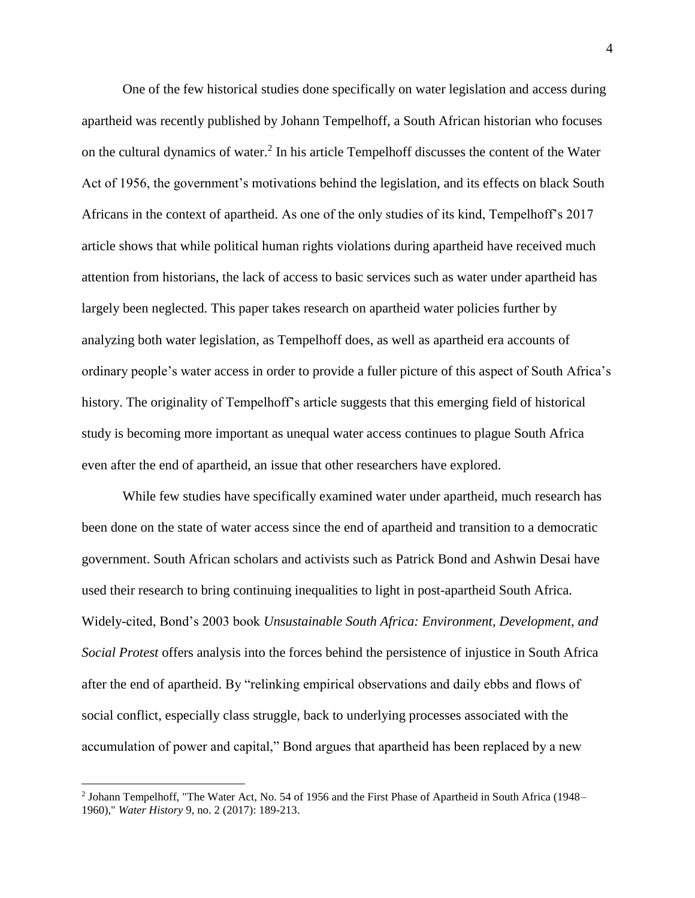One of the few historical studies done specifically on water legislation and access during apartheid was recently published by Johann Tempelhoff, a South African historian who focuses on the cultural dynamics of water.[2] In his article Tempelhoff discusses the content of the Water Act of 1956, the government's motivations behind the legislation, and its effects on black South Africans in the context of apartheid. As one of the only studies of its kind, Tempelhoff's 2017 article shows that while political human rights violations during apartheid have received much attention from historians, the lack of access to basic services such as water under apartheid has largely been neglected. This paper takes research on apartheid water policies further by analyzing both water legislation, as Tempelhoff does, as well as apartheid era accounts of ordinary people's water access in order to provide a fuller picture of this aspect of South Africa's history. The originality of Tempelhoff's article suggests that this emerging field of historical study is becoming more important as unequal water access continues to plague South Africa even after the end of apartheid, an issue that other researchers have explored.

While few studies have specifically examined water under apartheid, much research has been done on the state of water access since the end of apartheid and transition to a democratic government. South African scholars and activists such as Patrick Bond and Ashwin Desai have used their research to bring continuing inequalities to light in post-apartheid South Africa. Widely-cited, Bond's 2003 book *Unsustainable South Africa: Environment, Development, and Social Protest* offers analysis into the forces behind the persistence of injustice in South Africa after the end of apartheid. By "relinking empirical observations and daily ebbs and flows of social conflict, especially class struggle, back to underlying processes associated with the accumulation of power and capital," Bond argues that apartheid has been replaced by a new

[2] Johann Tempelhoff, "The Water Act, No. 54 of 1956 and the First Phase of Apartheid in South Africa (1948–1960)," *Water History* 9, no. 2 (2017): 189-213.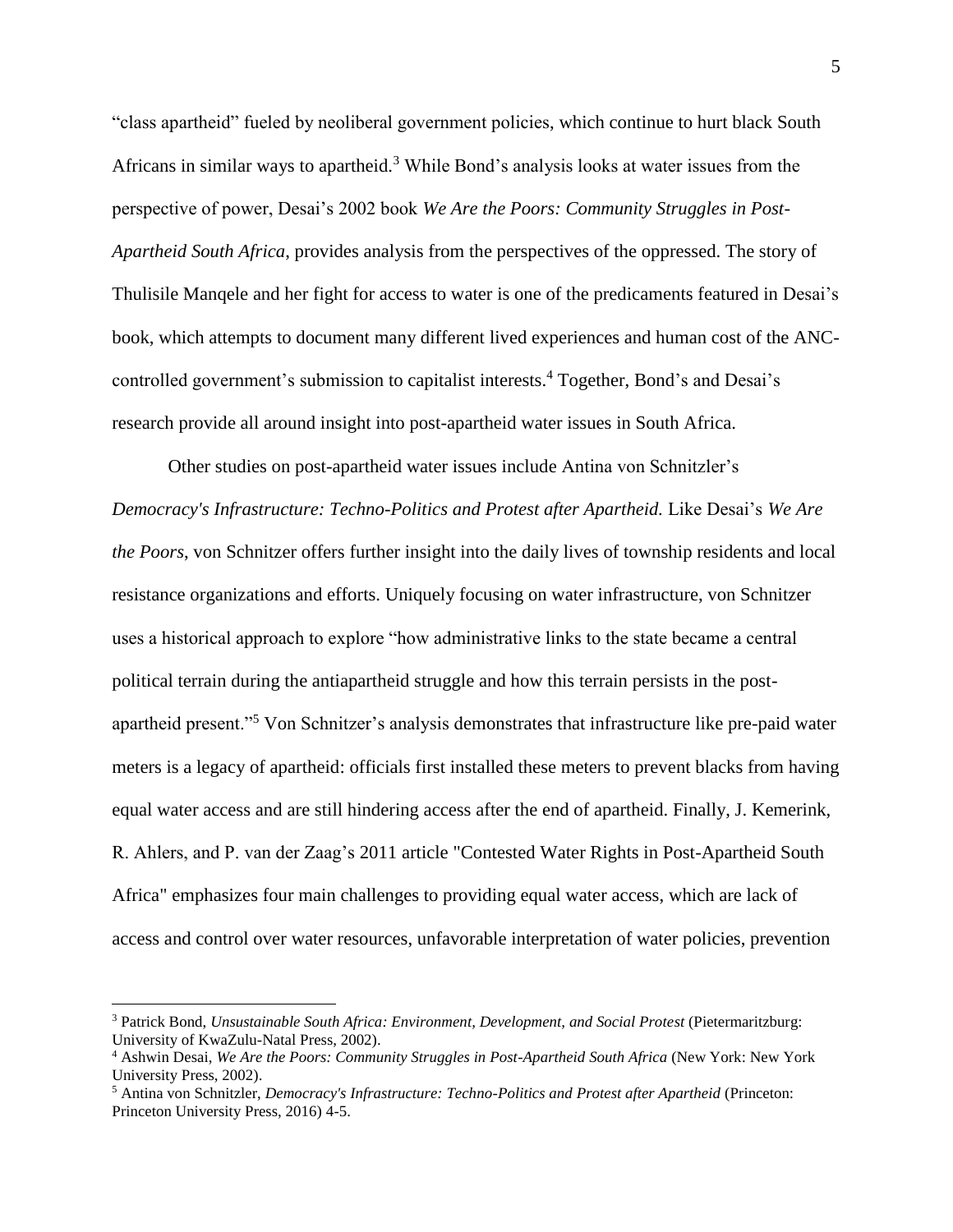"class apartheid" fueled by neoliberal government policies, which continue to hurt black South Africans in similar ways to apartheid.[3] While Bond's analysis looks at water issues from the perspective of power, Desai's 2002 book *We Are the Poors: Community Struggles in Post-Apartheid South Africa*, provides analysis from the perspectives of the oppressed. The story of Thulisile Manqele and her fight for access to water is one of the predicaments featured in Desai's book, which attempts to document many different lived experiences and human cost of the ANC-controlled government's submission to capitalist interests.[4] Together, Bond's and Desai's research provide all around insight into post-apartheid water issues in South Africa.

Other studies on post-apartheid water issues include Antina von Schnitzler's *Democracy's Infrastructure: Techno-Politics and Protest after Apartheid.* Like Desai's *We Are the Poors*, von Schnitzer offers further insight into the daily lives of township residents and local resistance organizations and efforts. Uniquely focusing on water infrastructure, von Schnitzer uses a historical approach to explore "how administrative links to the state became a central political terrain during the antiapartheid struggle and how this terrain persists in the post-apartheid present."[5] Von Schnitzer's analysis demonstrates that infrastructure like pre-paid water meters is a legacy of apartheid: officials first installed these meters to prevent blacks from having equal water access and are still hindering access after the end of apartheid. Finally, J. Kemerink, R. Ahlers, and P. van der Zaag's 2011 article "Contested Water Rights in Post-Apartheid South Africa" emphasizes four main challenges to providing equal water access, which are lack of access and control over water resources, unfavorable interpretation of water policies, prevention

---

[3] Patrick Bond, *Unsustainable South Africa: Environment, Development, and Social Protest* (Pietermaritzburg: University of KwaZulu-Natal Press, 2002).

[4] Ashwin Desai, *We Are the Poors: Community Struggles in Post-Apartheid South Africa* (New York: New York University Press, 2002).

[5] Antina von Schnitzler, *Democracy's Infrastructure: Techno-Politics and Protest after Apartheid* (Princeton: Princeton University Press, 2016) 4-5.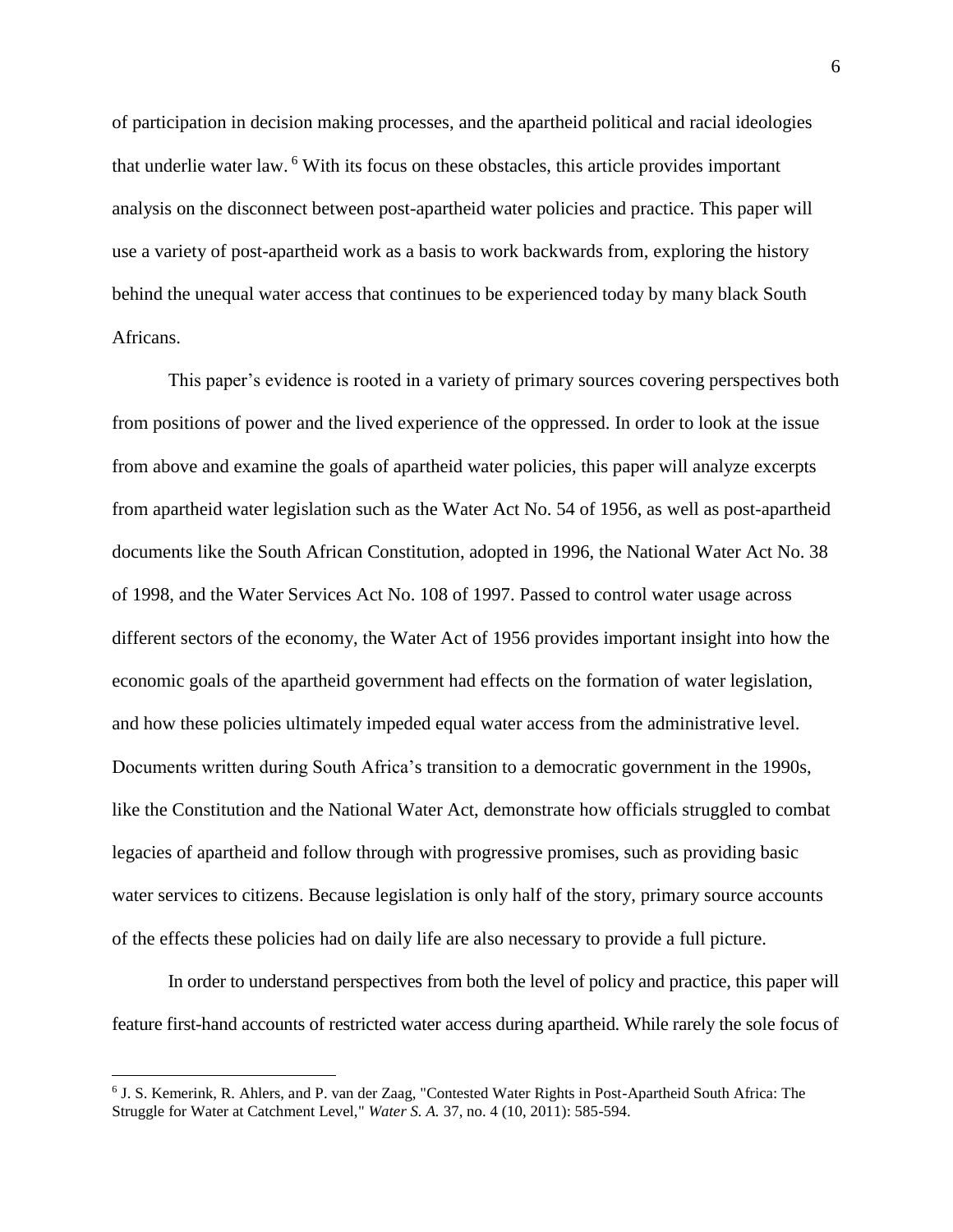of participation in decision making processes, and the apartheid political and racial ideologies that underlie water law. [6] With its focus on these obstacles, this article provides important analysis on the disconnect between post-apartheid water policies and practice. This paper will use a variety of post-apartheid work as a basis to work backwards from, exploring the history behind the unequal water access that continues to be experienced today by many black South Africans.

This paper's evidence is rooted in a variety of primary sources covering perspectives both from positions of power and the lived experience of the oppressed. In order to look at the issue from above and examine the goals of apartheid water policies, this paper will analyze excerpts from apartheid water legislation such as the Water Act No. 54 of 1956, as well as post-apartheid documents like the South African Constitution, adopted in 1996, the National Water Act No. 38 of 1998, and the Water Services Act No. 108 of 1997. Passed to control water usage across different sectors of the economy, the Water Act of 1956 provides important insight into how the economic goals of the apartheid government had effects on the formation of water legislation, and how these policies ultimately impeded equal water access from the administrative level. Documents written during South Africa's transition to a democratic government in the 1990s, like the Constitution and the National Water Act, demonstrate how officials struggled to combat legacies of apartheid and follow through with progressive promises, such as providing basic water services to citizens. Because legislation is only half of the story, primary source accounts of the effects these policies had on daily life are also necessary to provide a full picture.

In order to understand perspectives from both the level of policy and practice, this paper will feature first-hand accounts of restricted water access during apartheid. While rarely the sole focus of

[6] J. S. Kemerink, R. Ahlers, and P. van der Zaag, "Contested Water Rights in Post-Apartheid South Africa: The Struggle for Water at Catchment Level," *Water S. A.* 37, no. 4 (10, 2011): 585-594.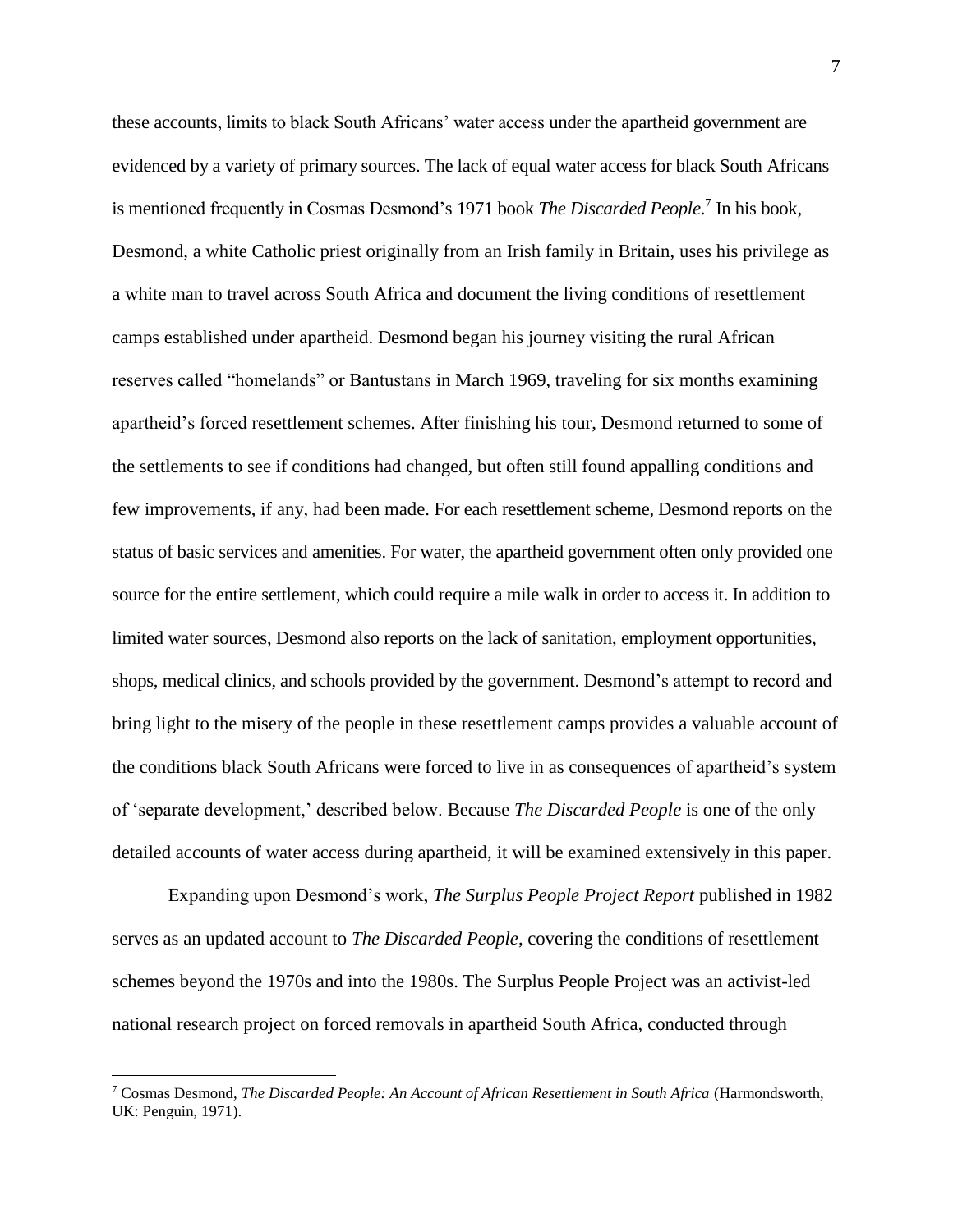these accounts, limits to black South Africans' water access under the apartheid government are evidenced by a variety of primary sources. The lack of equal water access for black South Africans is mentioned frequently in Cosmas Desmond's 1971 book *The Discarded People*.[7] In his book, Desmond, a white Catholic priest originally from an Irish family in Britain, uses his privilege as a white man to travel across South Africa and document the living conditions of resettlement camps established under apartheid. Desmond began his journey visiting the rural African reserves called "homelands" or Bantustans in March 1969, traveling for six months examining apartheid's forced resettlement schemes. After finishing his tour, Desmond returned to some of the settlements to see if conditions had changed, but often still found appalling conditions and few improvements, if any, had been made. For each resettlement scheme, Desmond reports on the status of basic services and amenities. For water, the apartheid government often only provided one source for the entire settlement, which could require a mile walk in order to access it. In addition to limited water sources, Desmond also reports on the lack of sanitation, employment opportunities, shops, medical clinics, and schools provided by the government. Desmond's attempt to record and bring light to the misery of the people in these resettlement camps provides a valuable account of the conditions black South Africans were forced to live in as consequences of apartheid's system of 'separate development,' described below. Because *The Discarded People* is one of the only detailed accounts of water access during apartheid, it will be examined extensively in this paper.

Expanding upon Desmond's work, *The Surplus People Project Report* published in 1982 serves as an updated account to *The Discarded People*, covering the conditions of resettlement schemes beyond the 1970s and into the 1980s. The Surplus People Project was an activist-led national research project on forced removals in apartheid South Africa, conducted through

[7] Cosmas Desmond, *The Discarded People: An Account of African Resettlement in South Africa* (Harmondsworth, UK: Penguin, 1971).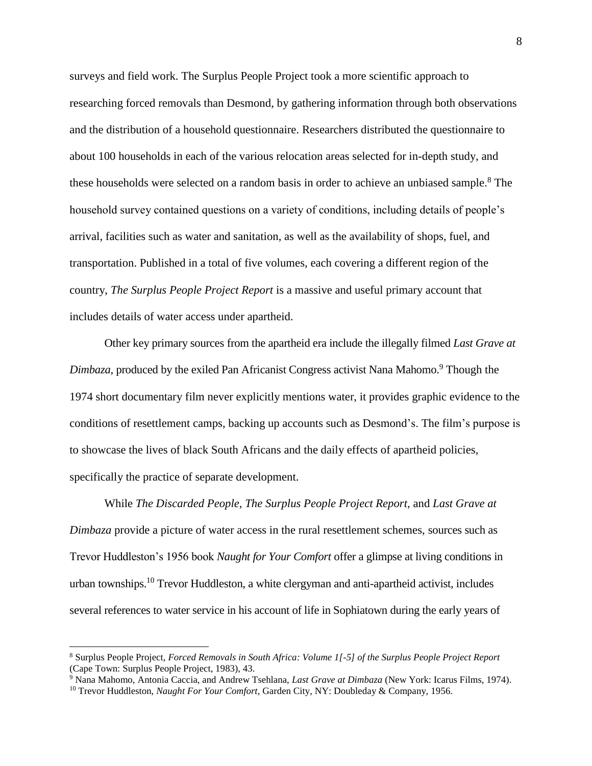surveys and field work. The Surplus People Project took a more scientific approach to researching forced removals than Desmond, by gathering information through both observations and the distribution of a household questionnaire. Researchers distributed the questionnaire to about 100 households in each of the various relocation areas selected for in-depth study, and these households were selected on a random basis in order to achieve an unbiased sample.[8] The household survey contained questions on a variety of conditions, including details of people's arrival, facilities such as water and sanitation, as well as the availability of shops, fuel, and transportation. Published in a total of five volumes, each covering a different region of the country, *The Surplus People Project Report* is a massive and useful primary account that includes details of water access under apartheid.

Other key primary sources from the apartheid era include the illegally filmed *Last Grave at Dimbaza*, produced by the exiled Pan Africanist Congress activist Nana Mahomo.[9] Though the 1974 short documentary film never explicitly mentions water, it provides graphic evidence to the conditions of resettlement camps, backing up accounts such as Desmond's. The film's purpose is to showcase the lives of black South Africans and the daily effects of apartheid policies, specifically the practice of separate development.

While *The Discarded People, The Surplus People Project Report*, and *Last Grave at Dimbaza* provide a picture of water access in the rural resettlement schemes, sources such as Trevor Huddleston's 1956 book *Naught for Your Comfort* offer a glimpse at living conditions in urban townships.[10] Trevor Huddleston, a white clergyman and anti-apartheid activist, includes several references to water service in his account of life in Sophiatown during the early years of

---

[8] Surplus People Project, *Forced Removals in South Africa: Volume 1[-5] of the Surplus People Project Report* (Cape Town: Surplus People Project, 1983), 43.

[9] Nana Mahomo, Antonia Caccia, and Andrew Tsehlana, *Last Grave at Dimbaza* (New York: Icarus Films, 1974).

[10] Trevor Huddleston, *Naught For Your Comfort*, Garden City, NY: Doubleday & Company, 1956.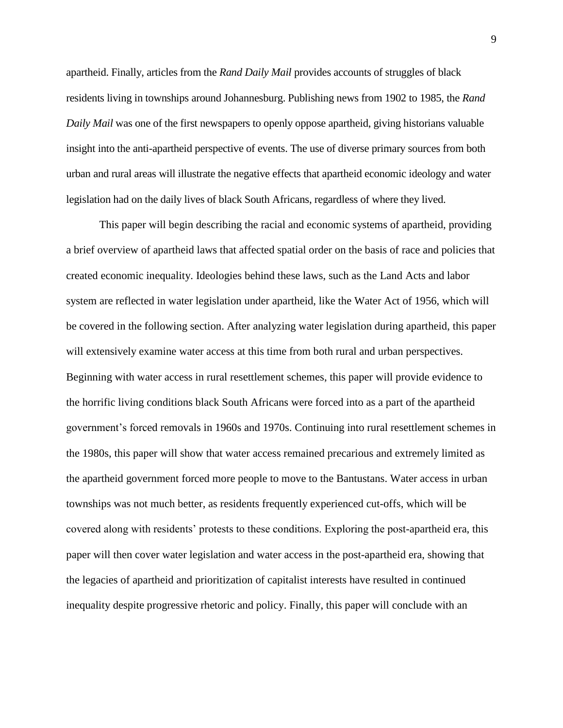apartheid. Finally, articles from the *Rand Daily Mail* provides accounts of struggles of black residents living in townships around Johannesburg. Publishing news from 1902 to 1985, the *Rand Daily Mail* was one of the first newspapers to openly oppose apartheid, giving historians valuable insight into the anti-apartheid perspective of events. The use of diverse primary sources from both urban and rural areas will illustrate the negative effects that apartheid economic ideology and water legislation had on the daily lives of black South Africans, regardless of where they lived.

This paper will begin describing the racial and economic systems of apartheid, providing a brief overview of apartheid laws that affected spatial order on the basis of race and policies that created economic inequality. Ideologies behind these laws, such as the Land Acts and labor system are reflected in water legislation under apartheid, like the Water Act of 1956, which will be covered in the following section. After analyzing water legislation during apartheid, this paper will extensively examine water access at this time from both rural and urban perspectives. Beginning with water access in rural resettlement schemes, this paper will provide evidence to the horrific living conditions black South Africans were forced into as a part of the apartheid government's forced removals in 1960s and 1970s. Continuing into rural resettlement schemes in the 1980s, this paper will show that water access remained precarious and extremely limited as the apartheid government forced more people to move to the Bantustans. Water access in urban townships was not much better, as residents frequently experienced cut-offs, which will be covered along with residents' protests to these conditions. Exploring the post-apartheid era, this paper will then cover water legislation and water access in the post-apartheid era, showing that the legacies of apartheid and prioritization of capitalist interests have resulted in continued inequality despite progressive rhetoric and policy. Finally, this paper will conclude with an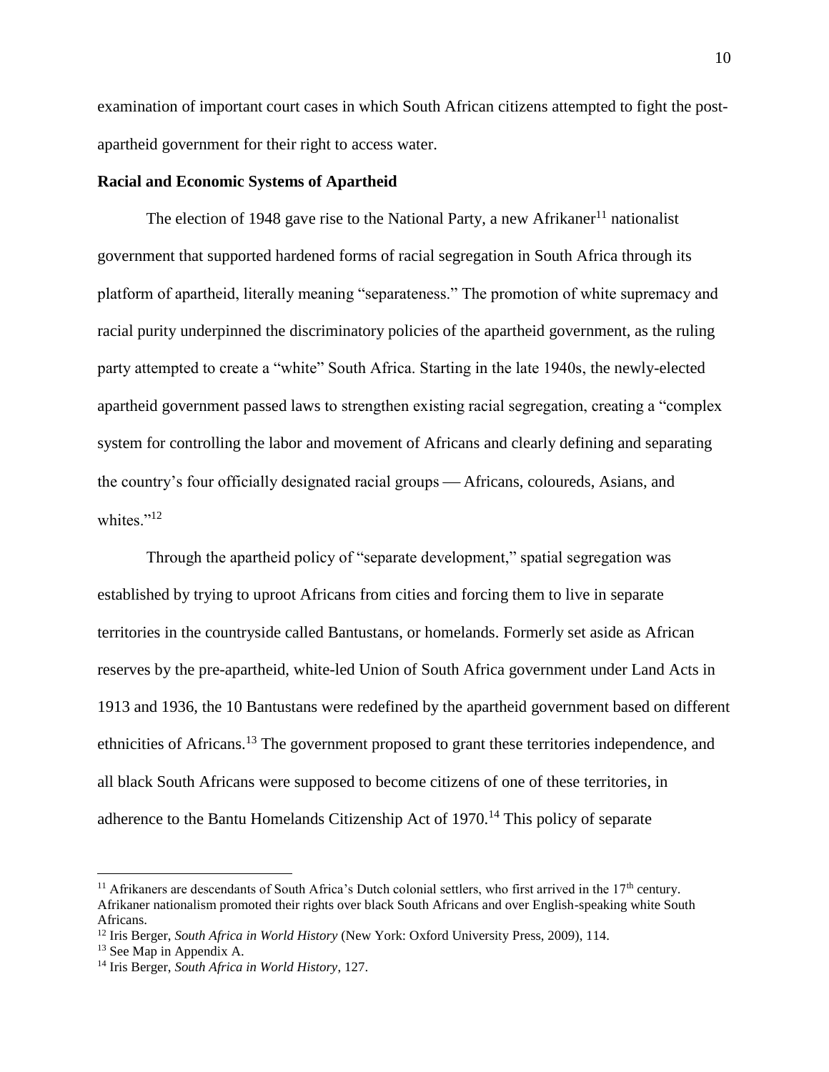examination of important court cases in which South African citizens attempted to fight the post-apartheid government for their right to access water.

**Racial and Economic Systems of Apartheid**

The election of 1948 gave rise to the National Party, a new Afrikaner[11] nationalist government that supported hardened forms of racial segregation in South Africa through its platform of apartheid, literally meaning "separateness." The promotion of white supremacy and racial purity underpinned the discriminatory policies of the apartheid government, as the ruling party attempted to create a "white" South Africa. Starting in the late 1940s, the newly-elected apartheid government passed laws to strengthen existing racial segregation, creating a "complex system for controlling the labor and movement of Africans and clearly defining and separating the country's four officially designated racial groups — Africans, coloureds, Asians, and whites."[12]

Through the apartheid policy of "separate development," spatial segregation was established by trying to uproot Africans from cities and forcing them to live in separate territories in the countryside called Bantustans, or homelands. Formerly set aside as African reserves by the pre-apartheid, white-led Union of South Africa government under Land Acts in 1913 and 1936, the 10 Bantustans were redefined by the apartheid government based on different ethnicities of Africans.[13] The government proposed to grant these territories independence, and all black South Africans were supposed to become citizens of one of these territories, in adherence to the Bantu Homelands Citizenship Act of 1970.[14] This policy of separate

---

[11] Afrikaners are descendants of South Africa's Dutch colonial settlers, who first arrived in the 17th century. Afrikaner nationalism promoted their rights over black South Africans and over English-speaking white South Africans.

[12] Iris Berger, *South Africa in World History* (New York: Oxford University Press, 2009), 114.

[13] See Map in Appendix A.

[14] Iris Berger, *South Africa in World History*, 127.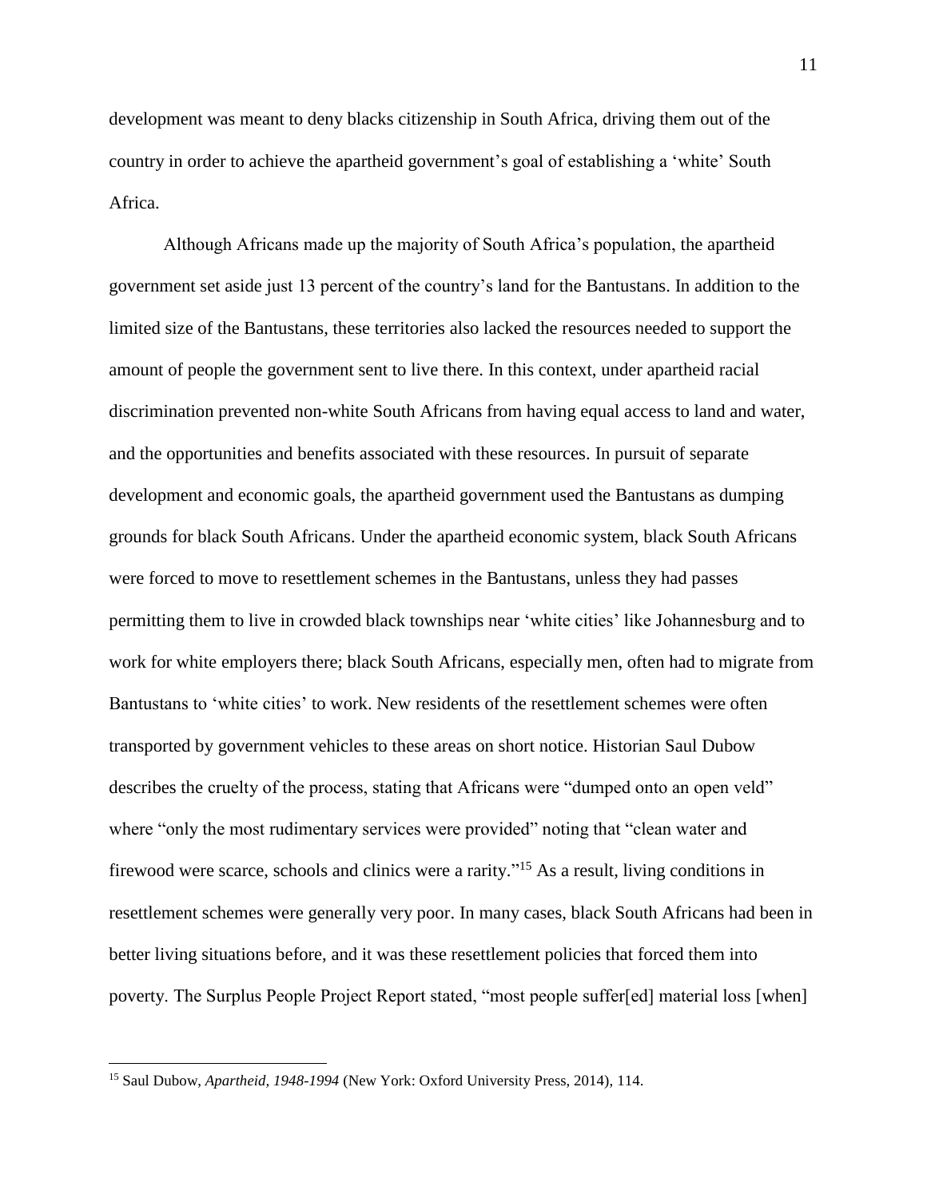development was meant to deny blacks citizenship in South Africa, driving them out of the country in order to achieve the apartheid government's goal of establishing a 'white' South Africa.

Although Africans made up the majority of South Africa's population, the apartheid government set aside just 13 percent of the country's land for the Bantustans. In addition to the limited size of the Bantustans, these territories also lacked the resources needed to support the amount of people the government sent to live there. In this context, under apartheid racial discrimination prevented non-white South Africans from having equal access to land and water, and the opportunities and benefits associated with these resources. In pursuit of separate development and economic goals, the apartheid government used the Bantustans as dumping grounds for black South Africans. Under the apartheid economic system, black South Africans were forced to move to resettlement schemes in the Bantustans, unless they had passes permitting them to live in crowded black townships near 'white cities' like Johannesburg and to work for white employers there; black South Africans, especially men, often had to migrate from Bantustans to 'white cities' to work. New residents of the resettlement schemes were often transported by government vehicles to these areas on short notice. Historian Saul Dubow describes the cruelty of the process, stating that Africans were "dumped onto an open veld" where "only the most rudimentary services were provided" noting that "clean water and firewood were scarce, schools and clinics were a rarity."[15] As a result, living conditions in resettlement schemes were generally very poor. In many cases, black South Africans had been in better living situations before, and it was these resettlement policies that forced them into poverty. The Surplus People Project Report stated, "most people suffer[ed] material loss [when]

---

[15] Saul Dubow, *Apartheid, 1948-1994* (New York: Oxford University Press, 2014), 114.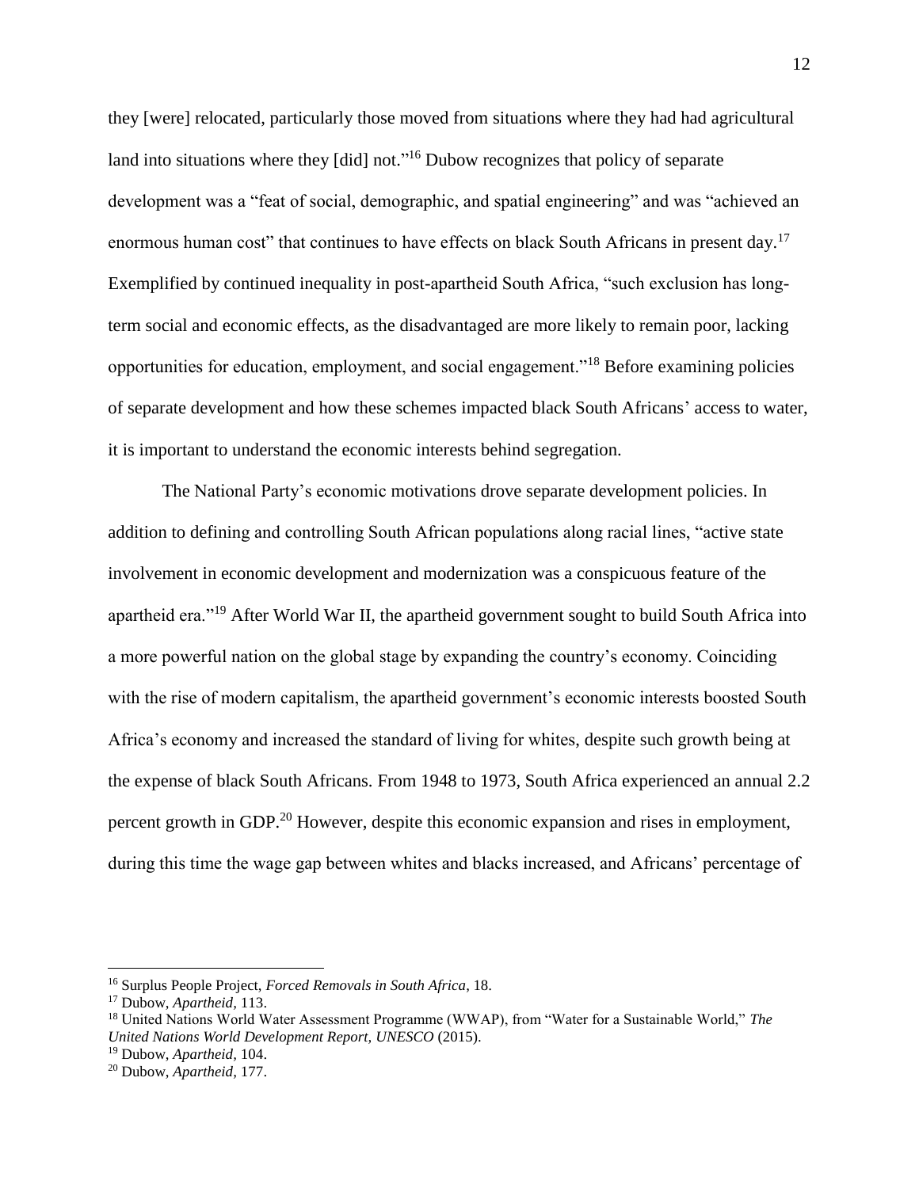they [were] relocated, particularly those moved from situations where they had had agricultural land into situations where they [did] not."[16] Dubow recognizes that policy of separate development was a "feat of social, demographic, and spatial engineering" and was "achieved an enormous human cost" that continues to have effects on black South Africans in present day.[17] Exemplified by continued inequality in post-apartheid South Africa, "such exclusion has long-term social and economic effects, as the disadvantaged are more likely to remain poor, lacking opportunities for education, employment, and social engagement."[18] Before examining policies of separate development and how these schemes impacted black South Africans' access to water, it is important to understand the economic interests behind segregation.

The National Party's economic motivations drove separate development policies. In addition to defining and controlling South African populations along racial lines, "active state involvement in economic development and modernization was a conspicuous feature of the apartheid era."[19] After World War II, the apartheid government sought to build South Africa into a more powerful nation on the global stage by expanding the country's economy. Coinciding with the rise of modern capitalism, the apartheid government's economic interests boosted South Africa's economy and increased the standard of living for whites, despite such growth being at the expense of black South Africans. From 1948 to 1973, South Africa experienced an annual 2.2 percent growth in GDP.[20] However, despite this economic expansion and rises in employment, during this time the wage gap between whites and blacks increased, and Africans' percentage of

---

[16] Surplus People Project, *Forced Removals in South Africa*, 18.

[17] Dubow, *Apartheid*, 113.

[18] United Nations World Water Assessment Programme (WWAP), from "Water for a Sustainable World," *The United Nations World Development Report, UNESCO* (2015).

[19] Dubow, *Apartheid*, 104.

[20] Dubow, *Apartheid*, 177.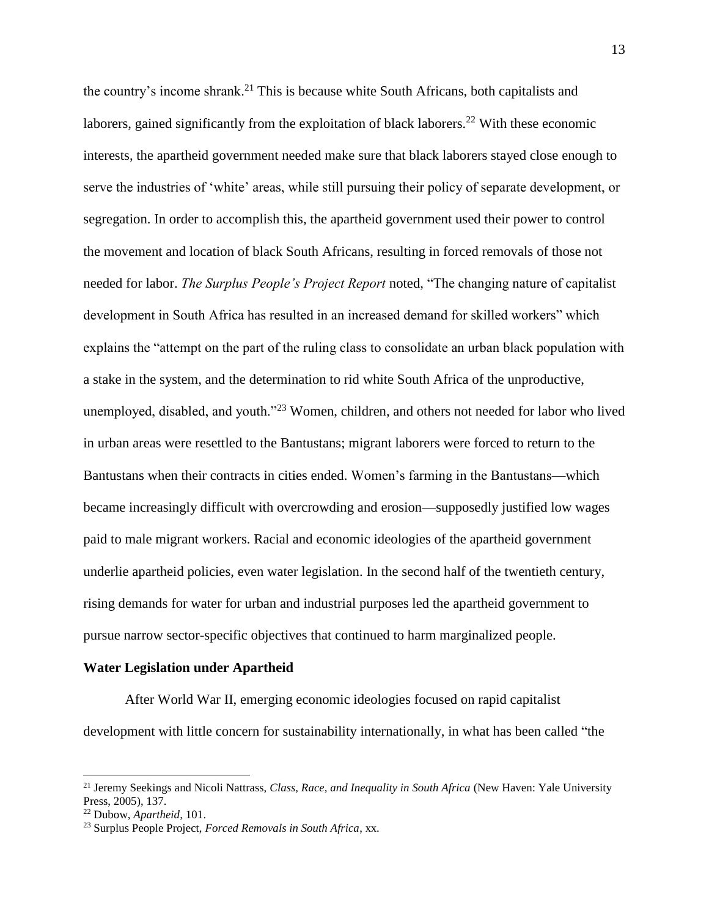the country's income shrank.[21] This is because white South Africans, both capitalists and laborers, gained significantly from the exploitation of black laborers.[22] With these economic interests, the apartheid government needed make sure that black laborers stayed close enough to serve the industries of 'white' areas, while still pursuing their policy of separate development, or segregation. In order to accomplish this, the apartheid government used their power to control the movement and location of black South Africans, resulting in forced removals of those not needed for labor. *The Surplus People's Project Report* noted, "The changing nature of capitalist development in South Africa has resulted in an increased demand for skilled workers" which explains the "attempt on the part of the ruling class to consolidate an urban black population with a stake in the system, and the determination to rid white South Africa of the unproductive, unemployed, disabled, and youth."[23] Women, children, and others not needed for labor who lived in urban areas were resettled to the Bantustans; migrant laborers were forced to return to the Bantustans when their contracts in cities ended. Women's farming in the Bantustans—which became increasingly difficult with overcrowding and erosion—supposedly justified low wages paid to male migrant workers. Racial and economic ideologies of the apartheid government underlie apartheid policies, even water legislation. In the second half of the twentieth century, rising demands for water for urban and industrial purposes led the apartheid government to pursue narrow sector-specific objectives that continued to harm marginalized people.

**Water Legislation under Apartheid**

After World War II, emerging economic ideologies focused on rapid capitalist development with little concern for sustainability internationally, in what has been called "the

---

[21] Jeremy Seekings and Nicoli Nattrass, *Class, Race, and Inequality in South Africa* (New Haven: Yale University Press, 2005), 137.

[22] Dubow, *Apartheid*, 101.

[23] Surplus People Project, *Forced Removals in South Africa*, xx.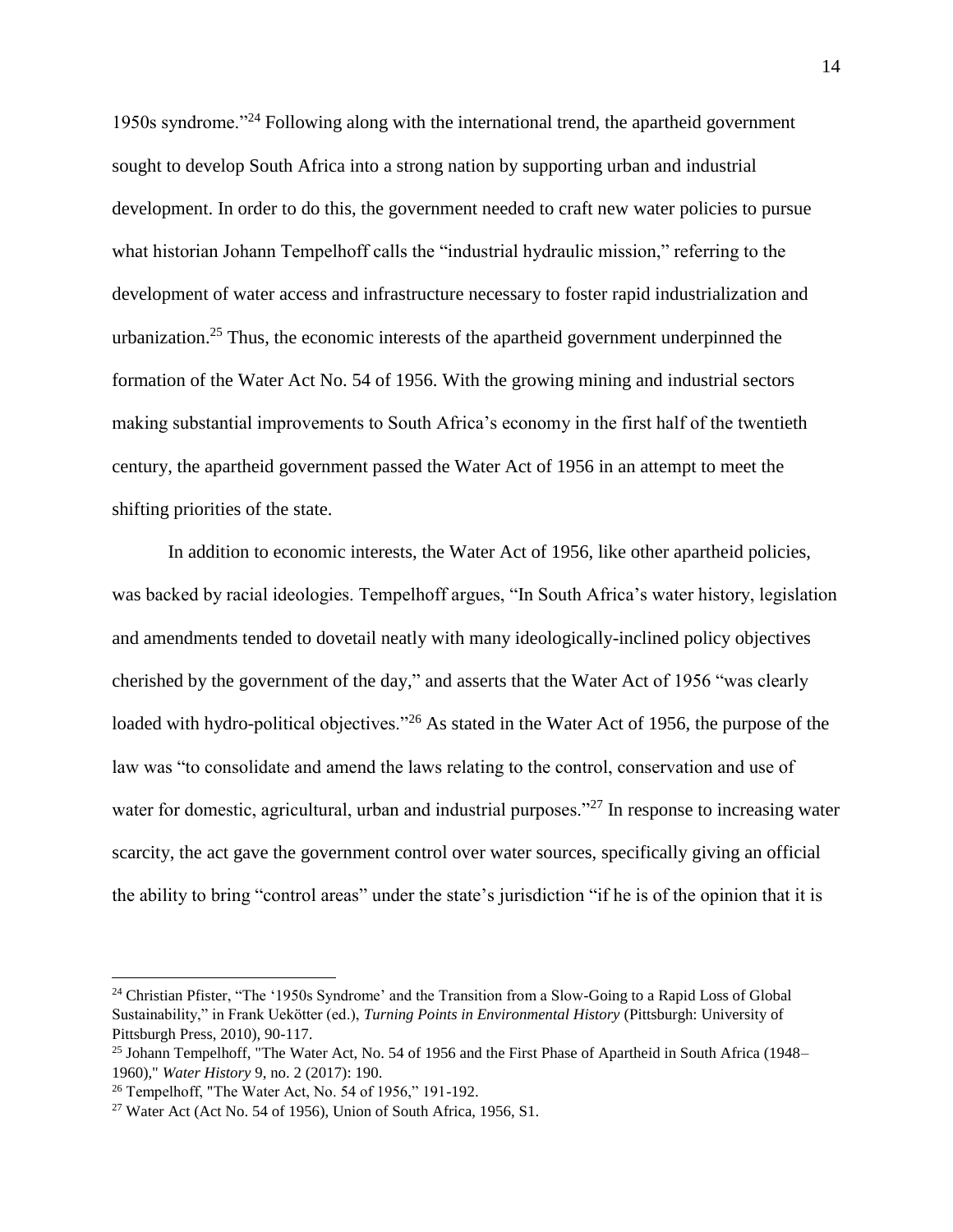1950s syndrome."[24] Following along with the international trend, the apartheid government sought to develop South Africa into a strong nation by supporting urban and industrial development. In order to do this, the government needed to craft new water policies to pursue what historian Johann Tempelhoff calls the "industrial hydraulic mission," referring to the development of water access and infrastructure necessary to foster rapid industrialization and urbanization.[25] Thus, the economic interests of the apartheid government underpinned the formation of the Water Act No. 54 of 1956. With the growing mining and industrial sectors making substantial improvements to South Africa's economy in the first half of the twentieth century, the apartheid government passed the Water Act of 1956 in an attempt to meet the shifting priorities of the state.

In addition to economic interests, the Water Act of 1956, like other apartheid policies, was backed by racial ideologies. Tempelhoff argues, "In South Africa's water history, legislation and amendments tended to dovetail neatly with many ideologically-inclined policy objectives cherished by the government of the day," and asserts that the Water Act of 1956 "was clearly loaded with hydro-political objectives."[26] As stated in the Water Act of 1956, the purpose of the law was "to consolidate and amend the laws relating to the control, conservation and use of water for domestic, agricultural, urban and industrial purposes."[27] In response to increasing water scarcity, the act gave the government control over water sources, specifically giving an official the ability to bring "control areas" under the state's jurisdiction "if he is of the opinion that it is

---

[24] Christian Pfister, "The '1950s Syndrome' and the Transition from a Slow-Going to a Rapid Loss of Global Sustainability," in Frank Uekötter (ed.), *Turning Points in Environmental History* (Pittsburgh: University of Pittsburgh Press, 2010), 90-117.

[25] Johann Tempelhoff, "The Water Act, No. 54 of 1956 and the First Phase of Apartheid in South Africa (1948–1960)," *Water History* 9, no. 2 (2017): 190.

[26] Tempelhoff, "The Water Act, No. 54 of 1956," 191-192.

[27] Water Act (Act No. 54 of 1956), Union of South Africa, 1956, S1.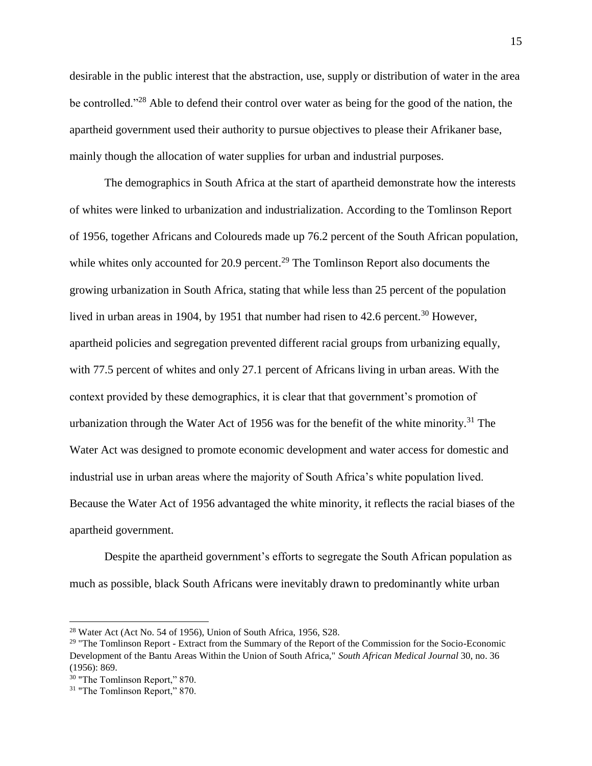desirable in the public interest that the abstraction, use, supply or distribution of water in the area be controlled."[28] Able to defend their control over water as being for the good of the nation, the apartheid government used their authority to pursue objectives to please their Afrikaner base, mainly though the allocation of water supplies for urban and industrial purposes.

The demographics in South Africa at the start of apartheid demonstrate how the interests of whites were linked to urbanization and industrialization. According to the Tomlinson Report of 1956, together Africans and Coloureds made up 76.2 percent of the South African population, while whites only accounted for 20.9 percent.[29] The Tomlinson Report also documents the growing urbanization in South Africa, stating that while less than 25 percent of the population lived in urban areas in 1904, by 1951 that number had risen to 42.6 percent.[30] However, apartheid policies and segregation prevented different racial groups from urbanizing equally, with 77.5 percent of whites and only 27.1 percent of Africans living in urban areas. With the context provided by these demographics, it is clear that that government's promotion of urbanization through the Water Act of 1956 was for the benefit of the white minority.[31] The Water Act was designed to promote economic development and water access for domestic and industrial use in urban areas where the majority of South Africa's white population lived. Because the Water Act of 1956 advantaged the white minority, it reflects the racial biases of the apartheid government.

Despite the apartheid government's efforts to segregate the South African population as much as possible, black South Africans were inevitably drawn to predominantly white urban

---

[28] Water Act (Act No. 54 of 1956), Union of South Africa, 1956, S28.

[29] "The Tomlinson Report - Extract from the Summary of the Report of the Commission for the Socio-Economic Development of the Bantu Areas Within the Union of South Africa," *South African Medical Journal* 30, no. 36 (1956): 869.

[30] "The Tomlinson Report," 870.

[31] "The Tomlinson Report," 870.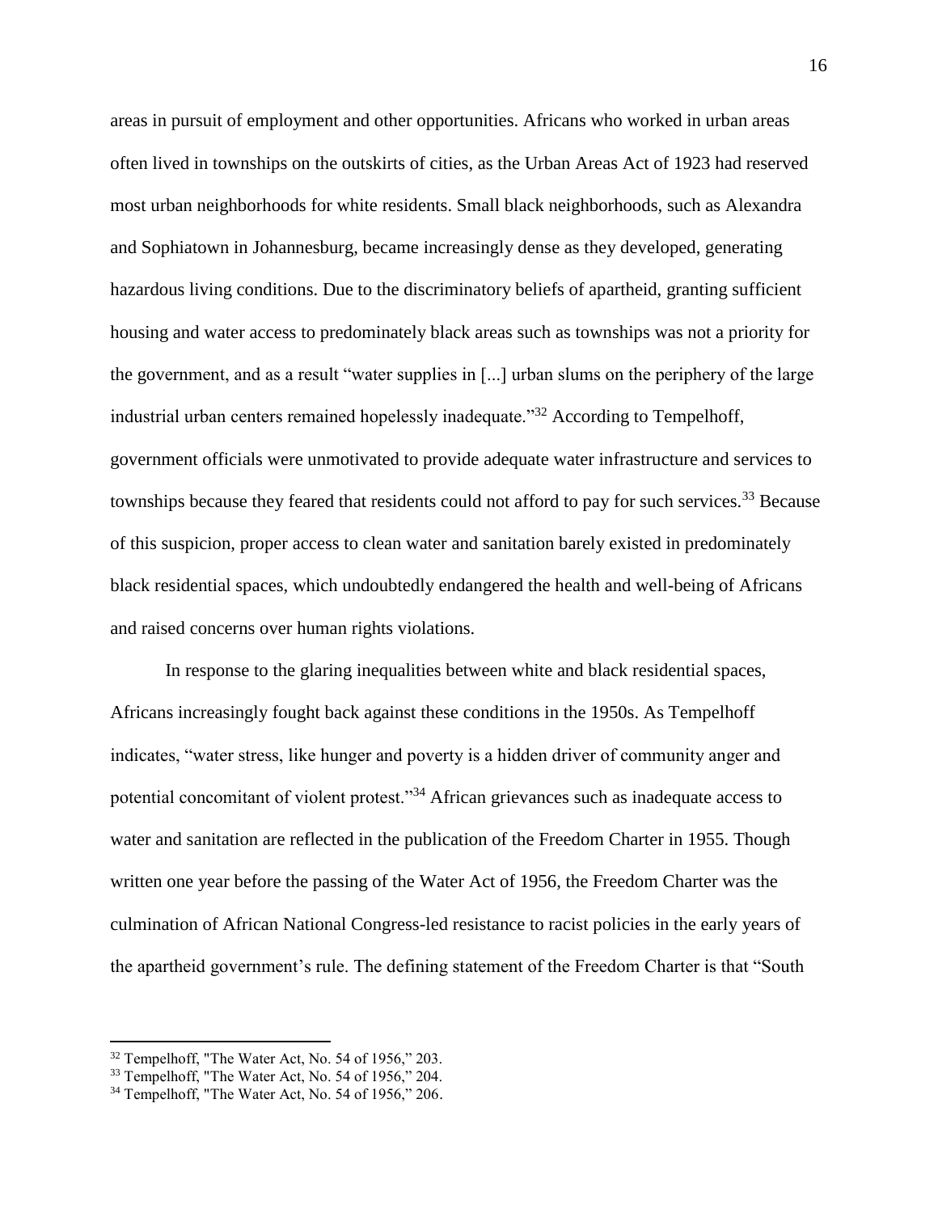areas in pursuit of employment and other opportunities. Africans who worked in urban areas often lived in townships on the outskirts of cities, as the Urban Areas Act of 1923 had reserved most urban neighborhoods for white residents. Small black neighborhoods, such as Alexandra and Sophiatown in Johannesburg, became increasingly dense as they developed, generating hazardous living conditions. Due to the discriminatory beliefs of apartheid, granting sufficient housing and water access to predominately black areas such as townships was not a priority for the government, and as a result "water supplies in [...] urban slums on the periphery of the large industrial urban centers remained hopelessly inadequate."[32] According to Tempelhoff, government officials were unmotivated to provide adequate water infrastructure and services to townships because they feared that residents could not afford to pay for such services.[33] Because of this suspicion, proper access to clean water and sanitation barely existed in predominately black residential spaces, which undoubtedly endangered the health and well-being of Africans and raised concerns over human rights violations.

In response to the glaring inequalities between white and black residential spaces, Africans increasingly fought back against these conditions in the 1950s. As Tempelhoff indicates, "water stress, like hunger and poverty is a hidden driver of community anger and potential concomitant of violent protest."[34] African grievances such as inadequate access to water and sanitation are reflected in the publication of the Freedom Charter in 1955. Though written one year before the passing of the Water Act of 1956, the Freedom Charter was the culmination of African National Congress-led resistance to racist policies in the early years of the apartheid government's rule. The defining statement of the Freedom Charter is that "South

---

[32] Tempelhoff, "The Water Act, No. 54 of 1956," 203.
[33] Tempelhoff, "The Water Act, No. 54 of 1956," 204.
[34] Tempelhoff, "The Water Act, No. 54 of 1956," 206.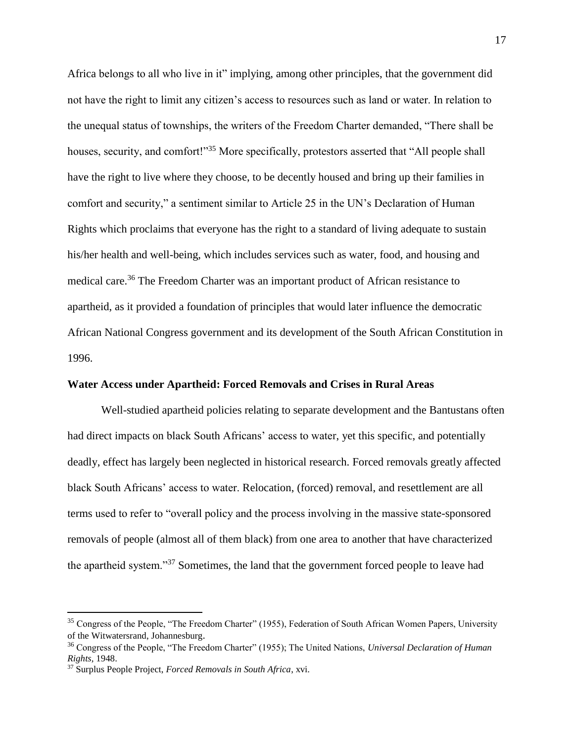Africa belongs to all who live in it" implying, among other principles, that the government did not have the right to limit any citizen's access to resources such as land or water. In relation to the unequal status of townships, the writers of the Freedom Charter demanded, "There shall be houses, security, and comfort!"[35] More specifically, protestors asserted that "All people shall have the right to live where they choose, to be decently housed and bring up their families in comfort and security," a sentiment similar to Article 25 in the UN's Declaration of Human Rights which proclaims that everyone has the right to a standard of living adequate to sustain his/her health and well-being, which includes services such as water, food, and housing and medical care.[36] The Freedom Charter was an important product of African resistance to apartheid, as it provided a foundation of principles that would later influence the democratic African National Congress government and its development of the South African Constitution in 1996.

**Water Access under Apartheid: Forced Removals and Crises in Rural Areas**

Well-studied apartheid policies relating to separate development and the Bantustans often had direct impacts on black South Africans' access to water, yet this specific, and potentially deadly, effect has largely been neglected in historical research. Forced removals greatly affected black South Africans' access to water. Relocation, (forced) removal, and resettlement are all terms used to refer to "overall policy and the process involving in the massive state-sponsored removals of people (almost all of them black) from one area to another that have characterized the apartheid system."[37] Sometimes, the land that the government forced people to leave had

---

[35] Congress of the People, "The Freedom Charter" (1955), Federation of South African Women Papers, University of the Witwatersrand, Johannesburg.

[36] Congress of the People, "The Freedom Charter" (1955); The United Nations, *Universal Declaration of Human Rights,* 1948.

[37] Surplus People Project, *Forced Removals in South Africa*, xvi.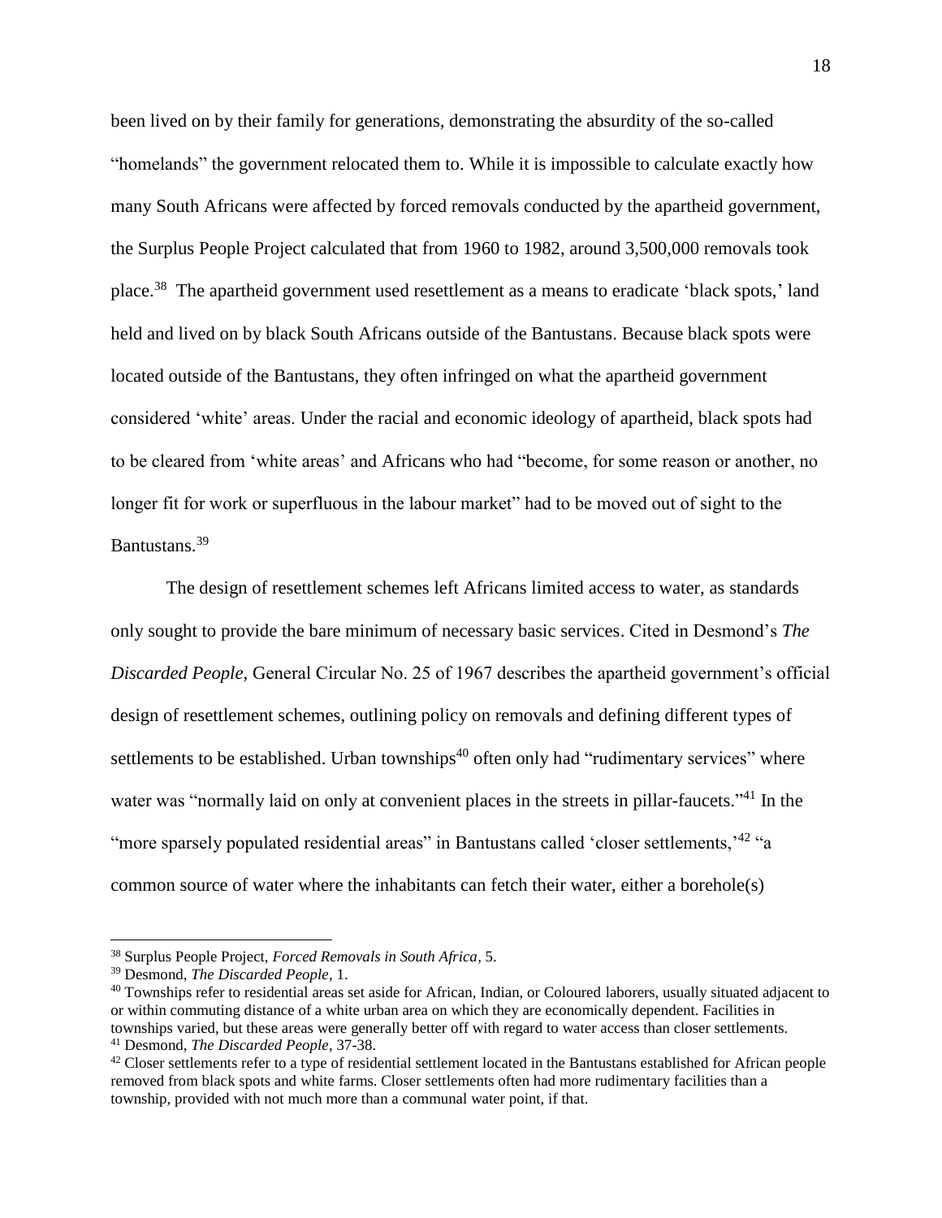been lived on by their family for generations, demonstrating the absurdity of the so-called "homelands" the government relocated them to. While it is impossible to calculate exactly how many South Africans were affected by forced removals conducted by the apartheid government, the Surplus People Project calculated that from 1960 to 1982, around 3,500,000 removals took place.[38] The apartheid government used resettlement as a means to eradicate 'black spots,' land held and lived on by black South Africans outside of the Bantustans. Because black spots were located outside of the Bantustans, they often infringed on what the apartheid government considered 'white' areas. Under the racial and economic ideology of apartheid, black spots had to be cleared from 'white areas' and Africans who had "become, for some reason or another, no longer fit for work or superfluous in the labour market" had to be moved out of sight to the Bantustans.[39]

The design of resettlement schemes left Africans limited access to water, as standards only sought to provide the bare minimum of necessary basic services. Cited in Desmond's *The Discarded People*, General Circular No. 25 of 1967 describes the apartheid government's official design of resettlement schemes, outlining policy on removals and defining different types of settlements to be established. Urban townships[40] often only had "rudimentary services" where water was "normally laid on only at convenient places in the streets in pillar-faucets."[41] In the "more sparsely populated residential areas" in Bantustans called 'closer settlements,'[42] "a common source of water where the inhabitants can fetch their water, either a borehole(s)

---

[38] Surplus People Project, *Forced Removals in South Africa*, 5.

[39] Desmond, *The Discarded People*, 1.

[40] Townships refer to residential areas set aside for African, Indian, or Coloured laborers, usually situated adjacent to or within commuting distance of a white urban area on which they are economically dependent. Facilities in townships varied, but these areas were generally better off with regard to water access than closer settlements.

[41] Desmond, *The Discarded People*, 37-38.

[42] Closer settlements refer to a type of residential settlement located in the Bantustans established for African people removed from black spots and white farms. Closer settlements often had more rudimentary facilities than a township, provided with not much more than a communal water point, if that.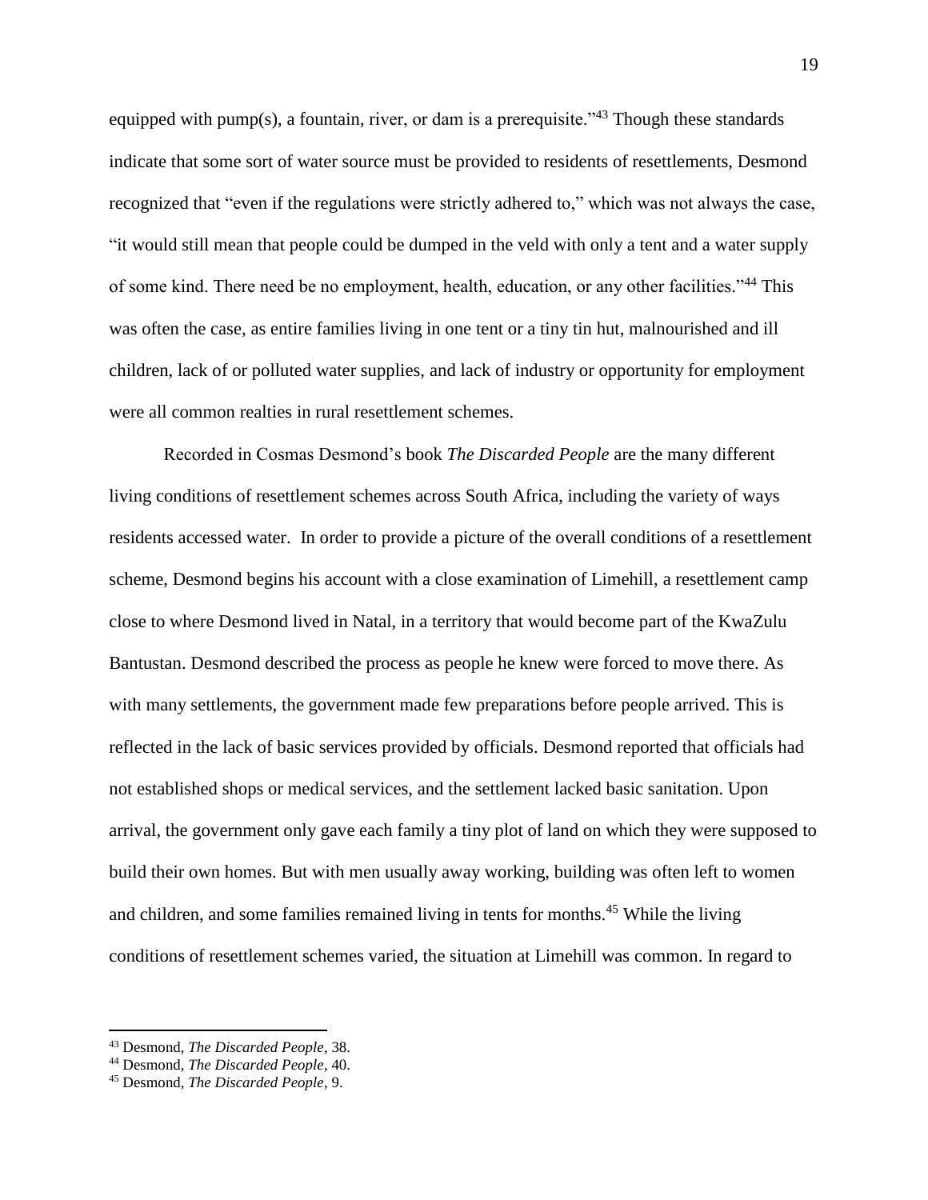equipped with pump(s), a fountain, river, or dam is a prerequisite."[43] Though these standards indicate that some sort of water source must be provided to residents of resettlements, Desmond recognized that "even if the regulations were strictly adhered to," which was not always the case, "it would still mean that people could be dumped in the veld with only a tent and a water supply of some kind. There need be no employment, health, education, or any other facilities."[44] This was often the case, as entire families living in one tent or a tiny tin hut, malnourished and ill children, lack of or polluted water supplies, and lack of industry or opportunity for employment were all common realties in rural resettlement schemes.

Recorded in Cosmas Desmond's book *The Discarded People* are the many different living conditions of resettlement schemes across South Africa, including the variety of ways residents accessed water. In order to provide a picture of the overall conditions of a resettlement scheme, Desmond begins his account with a close examination of Limehill, a resettlement camp close to where Desmond lived in Natal, in a territory that would become part of the KwaZulu Bantustan. Desmond described the process as people he knew were forced to move there. As with many settlements, the government made few preparations before people arrived. This is reflected in the lack of basic services provided by officials. Desmond reported that officials had not established shops or medical services, and the settlement lacked basic sanitation. Upon arrival, the government only gave each family a tiny plot of land on which they were supposed to build their own homes. But with men usually away working, building was often left to women and children, and some families remained living in tents for months.[45] While the living conditions of resettlement schemes varied, the situation at Limehill was common. In regard to

---

[43] Desmond, *The Discarded People*, 38.

[44] Desmond, *The Discarded People*, 40.

[45] Desmond, *The Discarded People*, 9.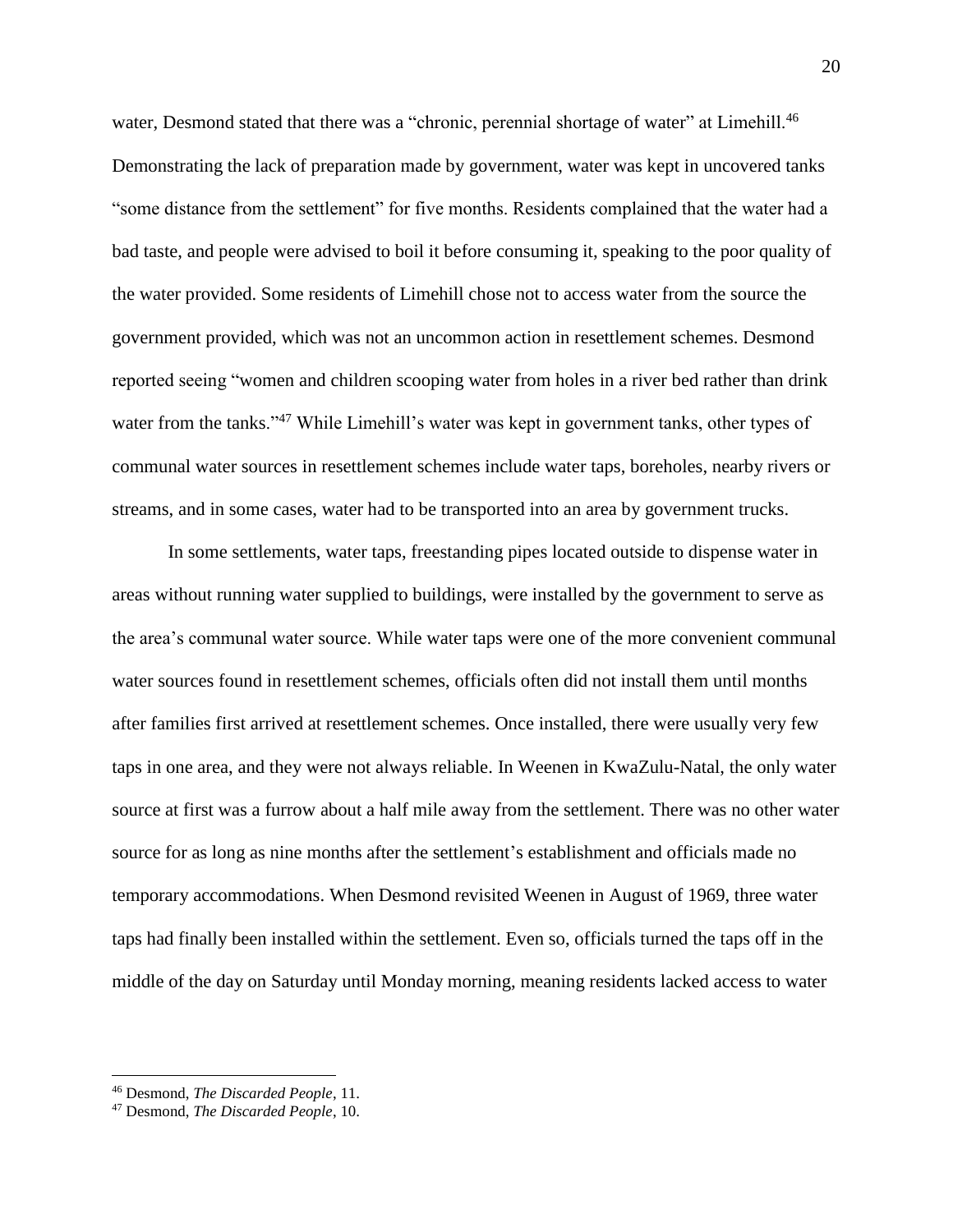water, Desmond stated that there was a "chronic, perennial shortage of water" at Limehill.[46] Demonstrating the lack of preparation made by government, water was kept in uncovered tanks "some distance from the settlement" for five months. Residents complained that the water had a bad taste, and people were advised to boil it before consuming it, speaking to the poor quality of the water provided. Some residents of Limehill chose not to access water from the source the government provided, which was not an uncommon action in resettlement schemes. Desmond reported seeing "women and children scooping water from holes in a river bed rather than drink water from the tanks."[47] While Limehill's water was kept in government tanks, other types of communal water sources in resettlement schemes include water taps, boreholes, nearby rivers or streams, and in some cases, water had to be transported into an area by government trucks.

In some settlements, water taps, freestanding pipes located outside to dispense water in areas without running water supplied to buildings, were installed by the government to serve as the area's communal water source. While water taps were one of the more convenient communal water sources found in resettlement schemes, officials often did not install them until months after families first arrived at resettlement schemes. Once installed, there were usually very few taps in one area, and they were not always reliable. In Weenen in KwaZulu-Natal, the only water source at first was a furrow about a half mile away from the settlement. There was no other water source for as long as nine months after the settlement's establishment and officials made no temporary accommodations. When Desmond revisited Weenen in August of 1969, three water taps had finally been installed within the settlement. Even so, officials turned the taps off in the middle of the day on Saturday until Monday morning, meaning residents lacked access to water

[46] Desmond, *The Discarded People*, 11.

[47] Desmond, *The Discarded People*, 10.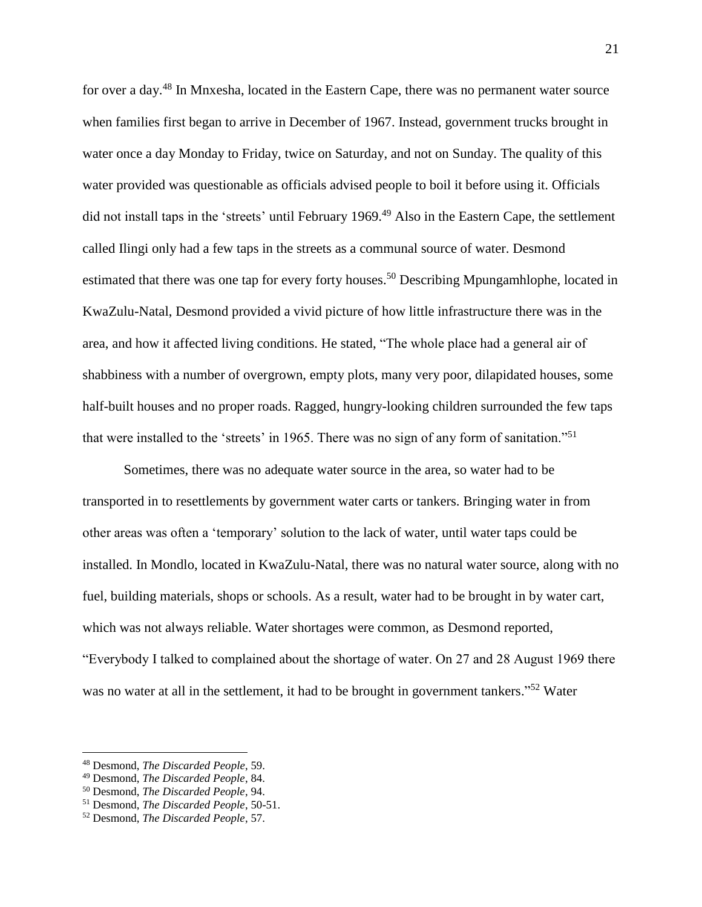for over a day.[48] In Mnxesha, located in the Eastern Cape, there was no permanent water source when families first began to arrive in December of 1967. Instead, government trucks brought in water once a day Monday to Friday, twice on Saturday, and not on Sunday. The quality of this water provided was questionable as officials advised people to boil it before using it. Officials did not install taps in the 'streets' until February 1969.[49] Also in the Eastern Cape, the settlement called Ilingi only had a few taps in the streets as a communal source of water. Desmond estimated that there was one tap for every forty houses.[50] Describing Mpungamhlophe, located in KwaZulu-Natal, Desmond provided a vivid picture of how little infrastructure there was in the area, and how it affected living conditions. He stated, "The whole place had a general air of shabbiness with a number of overgrown, empty plots, many very poor, dilapidated houses, some half-built houses and no proper roads. Ragged, hungry-looking children surrounded the few taps that were installed to the 'streets' in 1965. There was no sign of any form of sanitation."[51]

Sometimes, there was no adequate water source in the area, so water had to be transported in to resettlements by government water carts or tankers. Bringing water in from other areas was often a 'temporary' solution to the lack of water, until water taps could be installed. In Mondlo, located in KwaZulu-Natal, there was no natural water source, along with no fuel, building materials, shops or schools. As a result, water had to be brought in by water cart, which was not always reliable. Water shortages were common, as Desmond reported, "Everybody I talked to complained about the shortage of water. On 27 and 28 August 1969 there was no water at all in the settlement, it had to be brought in government tankers."[52] Water

---

[48] Desmond, *The Discarded People*, 59.

[49] Desmond, *The Discarded People*, 84.

[50] Desmond, *The Discarded People*, 94.

[51] Desmond, *The Discarded People*, 50-51.

[52] Desmond, *The Discarded People*, 57.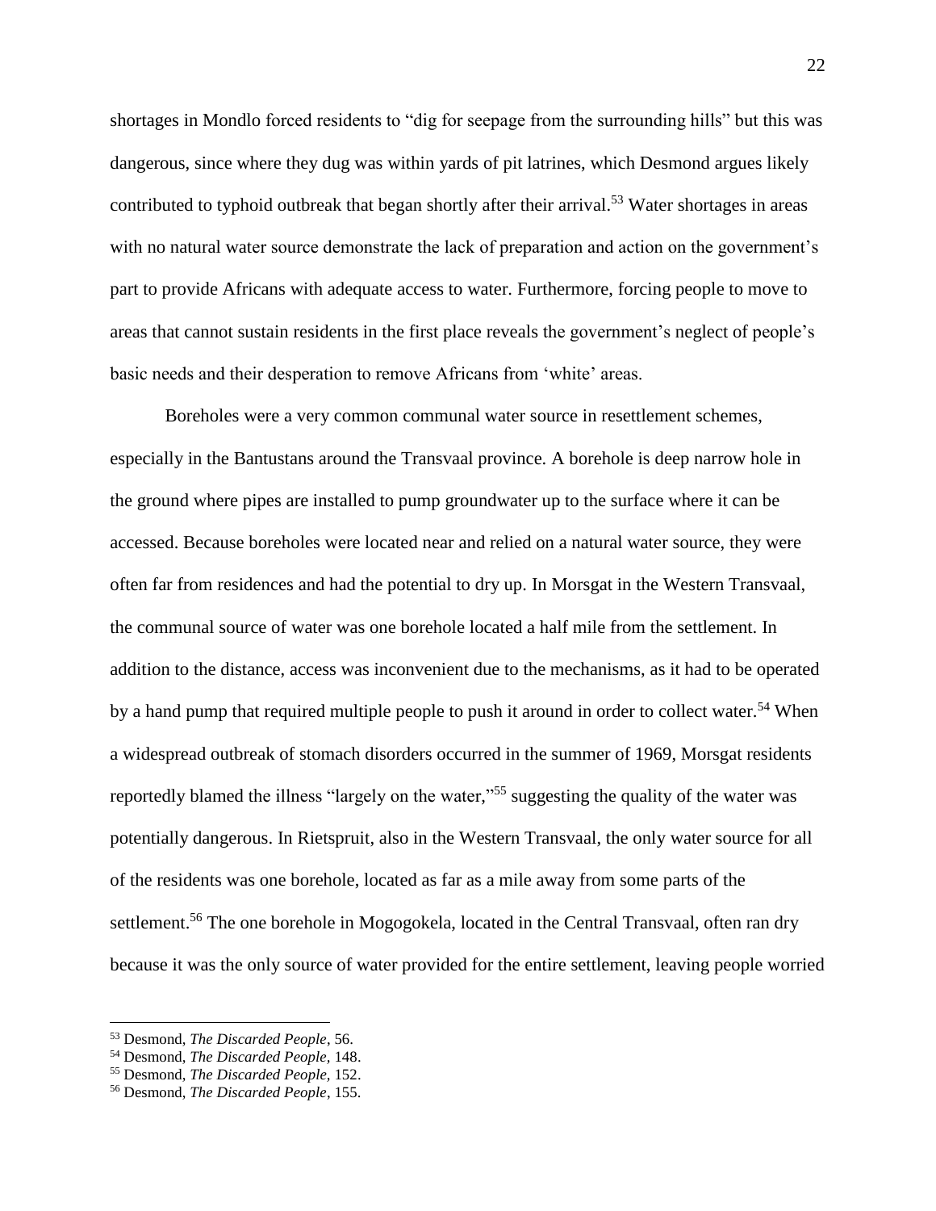shortages in Mondlo forced residents to "dig for seepage from the surrounding hills" but this was dangerous, since where they dug was within yards of pit latrines, which Desmond argues likely contributed to typhoid outbreak that began shortly after their arrival.[53] Water shortages in areas with no natural water source demonstrate the lack of preparation and action on the government's part to provide Africans with adequate access to water. Furthermore, forcing people to move to areas that cannot sustain residents in the first place reveals the government's neglect of people's basic needs and their desperation to remove Africans from 'white' areas.

Boreholes were a very common communal water source in resettlement schemes, especially in the Bantustans around the Transvaal province. A borehole is deep narrow hole in the ground where pipes are installed to pump groundwater up to the surface where it can be accessed. Because boreholes were located near and relied on a natural water source, they were often far from residences and had the potential to dry up. In Morsgat in the Western Transvaal, the communal source of water was one borehole located a half mile from the settlement. In addition to the distance, access was inconvenient due to the mechanisms, as it had to be operated by a hand pump that required multiple people to push it around in order to collect water.[54] When a widespread outbreak of stomach disorders occurred in the summer of 1969, Morsgat residents reportedly blamed the illness "largely on the water,"[55] suggesting the quality of the water was potentially dangerous. In Rietspruit, also in the Western Transvaal, the only water source for all of the residents was one borehole, located as far as a mile away from some parts of the settlement.[56] The one borehole in Mogogokela, located in the Central Transvaal, often ran dry because it was the only source of water provided for the entire settlement, leaving people worried

[53] Desmond, *The Discarded People*, 56.

[54] Desmond, *The Discarded People*, 148.

[55] Desmond, *The Discarded People*, 152.

[56] Desmond, *The Discarded People*, 155.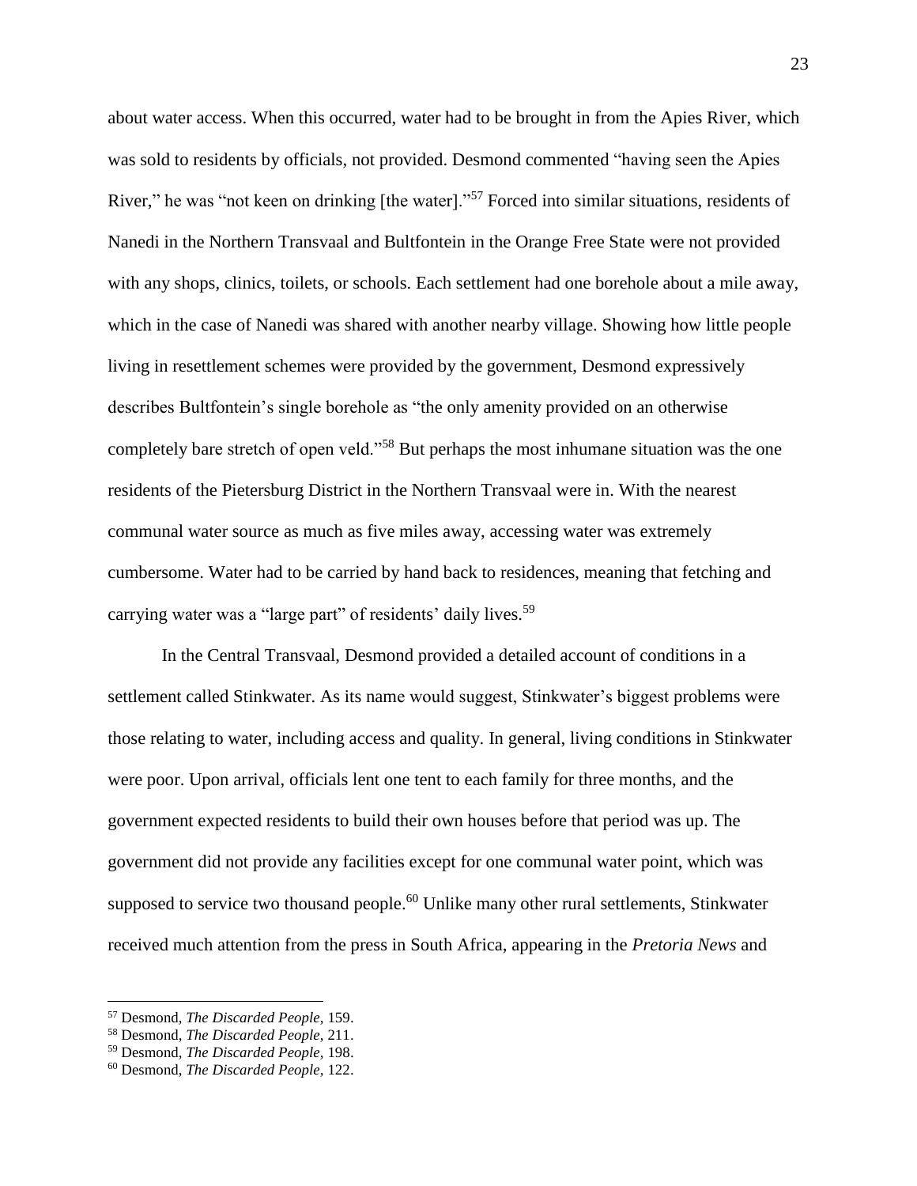about water access. When this occurred, water had to be brought in from the Apies River, which was sold to residents by officials, not provided. Desmond commented "having seen the Apies River," he was "not keen on drinking [the water]."[57] Forced into similar situations, residents of Nanedi in the Northern Transvaal and Bultfontein in the Orange Free State were not provided with any shops, clinics, toilets, or schools. Each settlement had one borehole about a mile away, which in the case of Nanedi was shared with another nearby village. Showing how little people living in resettlement schemes were provided by the government, Desmond expressively describes Bultfontein's single borehole as "the only amenity provided on an otherwise completely bare stretch of open veld."[58] But perhaps the most inhumane situation was the one residents of the Pietersburg District in the Northern Transvaal were in. With the nearest communal water source as much as five miles away, accessing water was extremely cumbersome. Water had to be carried by hand back to residences, meaning that fetching and carrying water was a "large part" of residents' daily lives.[59]

In the Central Transvaal, Desmond provided a detailed account of conditions in a settlement called Stinkwater. As its name would suggest, Stinkwater's biggest problems were those relating to water, including access and quality. In general, living conditions in Stinkwater were poor. Upon arrival, officials lent one tent to each family for three months, and the government expected residents to build their own houses before that period was up. The government did not provide any facilities except for one communal water point, which was supposed to service two thousand people.[60] Unlike many other rural settlements, Stinkwater received much attention from the press in South Africa, appearing in the *Pretoria News* and

---

[57] Desmond, *The Discarded People*, 159.

[58] Desmond, *The Discarded People*, 211.

[59] Desmond, *The Discarded People*, 198.

[60] Desmond, *The Discarded People*, 122.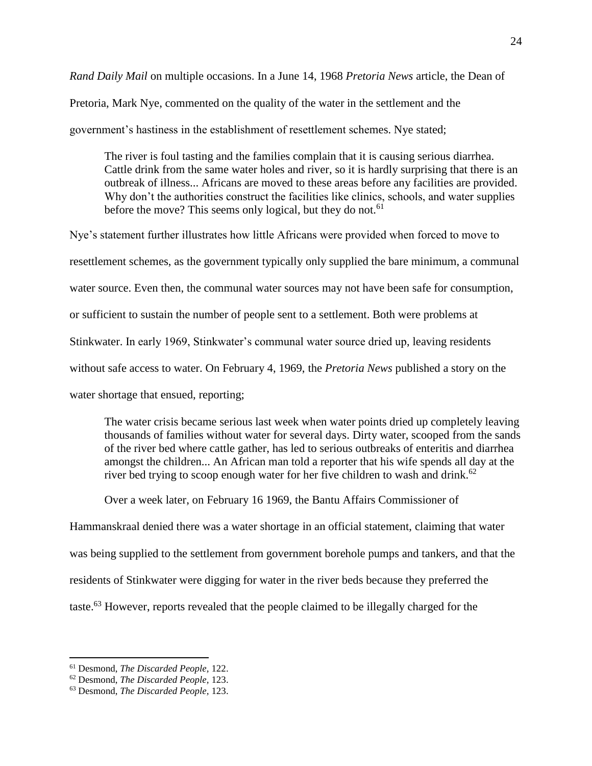*Rand Daily Mail* on multiple occasions. In a June 14, 1968 *Pretoria News* article, the Dean of Pretoria, Mark Nye, commented on the quality of the water in the settlement and the government's hastiness in the establishment of resettlement schemes. Nye stated;

> The river is foul tasting and the families complain that it is causing serious diarrhea. Cattle drink from the same water holes and river, so it is hardly surprising that there is an outbreak of illness... Africans are moved to these areas before any facilities are provided. Why don't the authorities construct the facilities like clinics, schools, and water supplies before the move? This seems only logical, but they do not.[61]

Nye's statement further illustrates how little Africans were provided when forced to move to resettlement schemes, as the government typically only supplied the bare minimum, a communal water source. Even then, the communal water sources may not have been safe for consumption, or sufficient to sustain the number of people sent to a settlement. Both were problems at Stinkwater. In early 1969, Stinkwater's communal water source dried up, leaving residents without safe access to water. On February 4, 1969, the *Pretoria News* published a story on the water shortage that ensued, reporting;

> The water crisis became serious last week when water points dried up completely leaving thousands of families without water for several days. Dirty water, scooped from the sands of the river bed where cattle gather, has led to serious outbreaks of enteritis and diarrhea amongst the children... An African man told a reporter that his wife spends all day at the river bed trying to scoop enough water for her five children to wash and drink.[62]

Over a week later, on February 16 1969, the Bantu Affairs Commissioner of Hammanskraal denied there was a water shortage in an official statement, claiming that water was being supplied to the settlement from government borehole pumps and tankers, and that the residents of Stinkwater were digging for water in the river beds because they preferred the taste.[63] However, reports revealed that the people claimed to be illegally charged for the

---

[61] Desmond, *The Discarded People*, 122.

[62] Desmond, *The Discarded People*, 123.

[63] Desmond, *The Discarded People*, 123.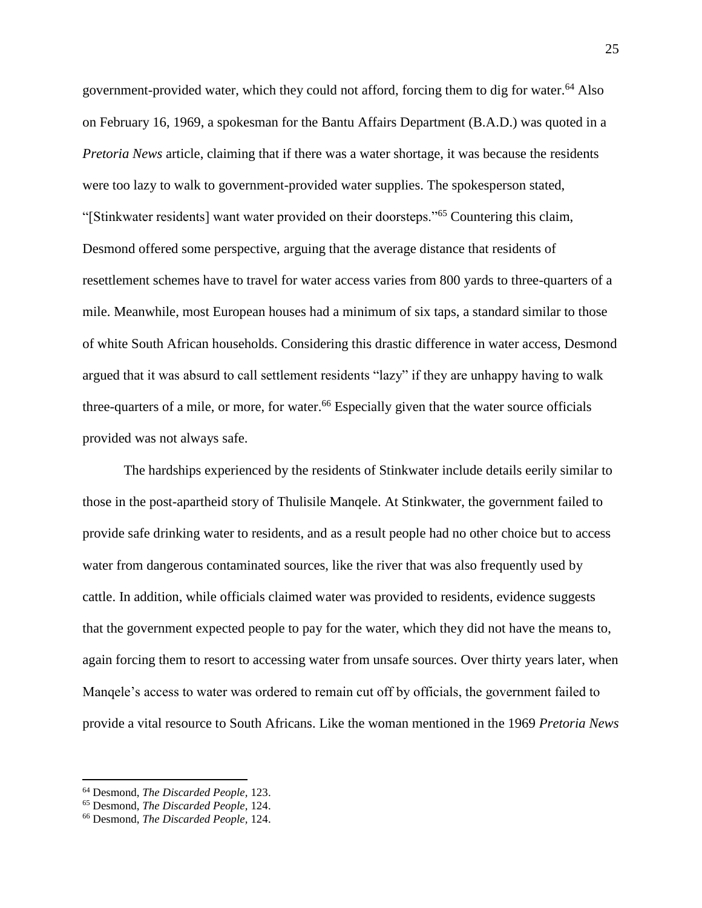government-provided water, which they could not afford, forcing them to dig for water.[64] Also on February 16, 1969, a spokesman for the Bantu Affairs Department (B.A.D.) was quoted in a *Pretoria News* article, claiming that if there was a water shortage, it was because the residents were too lazy to walk to government-provided water supplies. The spokesperson stated, "[Stinkwater residents] want water provided on their doorsteps."[65] Countering this claim, Desmond offered some perspective, arguing that the average distance that residents of resettlement schemes have to travel for water access varies from 800 yards to three-quarters of a mile. Meanwhile, most European houses had a minimum of six taps, a standard similar to those of white South African households. Considering this drastic difference in water access, Desmond argued that it was absurd to call settlement residents "lazy" if they are unhappy having to walk three-quarters of a mile, or more, for water.[66] Especially given that the water source officials provided was not always safe.

The hardships experienced by the residents of Stinkwater include details eerily similar to those in the post-apartheid story of Thulisile Manqele. At Stinkwater, the government failed to provide safe drinking water to residents, and as a result people had no other choice but to access water from dangerous contaminated sources, like the river that was also frequently used by cattle. In addition, while officials claimed water was provided to residents, evidence suggests that the government expected people to pay for the water, which they did not have the means to, again forcing them to resort to accessing water from unsafe sources. Over thirty years later, when Manqele's access to water was ordered to remain cut off by officials, the government failed to provide a vital resource to South Africans. Like the woman mentioned in the 1969 *Pretoria News*

[64] Desmond, *The Discarded People*, 123.

[65] Desmond, *The Discarded People*, 124.

[66] Desmond, *The Discarded People*, 124.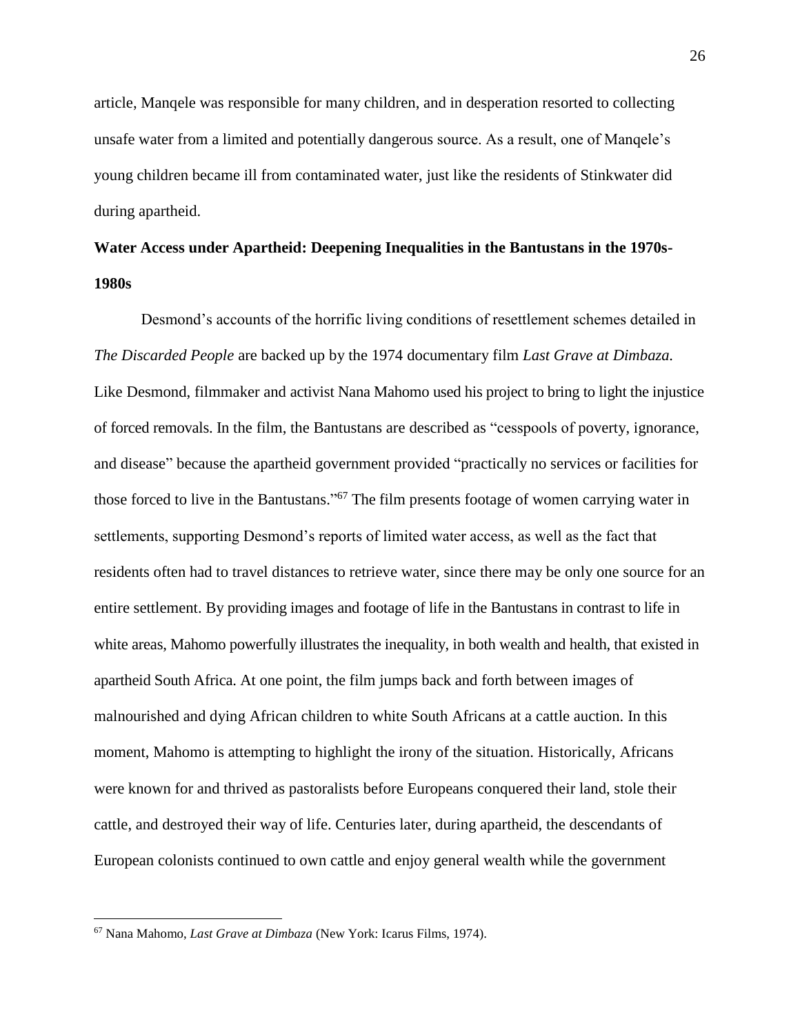article, Manqele was responsible for many children, and in desperation resorted to collecting unsafe water from a limited and potentially dangerous source. As a result, one of Manqele's young children became ill from contaminated water, just like the residents of Stinkwater did during apartheid.

**Water Access under Apartheid: Deepening Inequalities in the Bantustans in the 1970s-1980s**

Desmond's accounts of the horrific living conditions of resettlement schemes detailed in *The Discarded People* are backed up by the 1974 documentary film *Last Grave at Dimbaza.* Like Desmond, filmmaker and activist Nana Mahomo used his project to bring to light the injustice of forced removals. In the film, the Bantustans are described as "cesspools of poverty, ignorance, and disease" because the apartheid government provided "practically no services or facilities for those forced to live in the Bantustans."[67] The film presents footage of women carrying water in settlements, supporting Desmond's reports of limited water access, as well as the fact that residents often had to travel distances to retrieve water, since there may be only one source for an entire settlement. By providing images and footage of life in the Bantustans in contrast to life in white areas, Mahomo powerfully illustrates the inequality, in both wealth and health, that existed in apartheid South Africa. At one point, the film jumps back and forth between images of malnourished and dying African children to white South Africans at a cattle auction. In this moment, Mahomo is attempting to highlight the irony of the situation. Historically, Africans were known for and thrived as pastoralists before Europeans conquered their land, stole their cattle, and destroyed their way of life. Centuries later, during apartheid, the descendants of European colonists continued to own cattle and enjoy general wealth while the government

[67] Nana Mahomo, *Last Grave at Dimbaza* (New York: Icarus Films, 1974).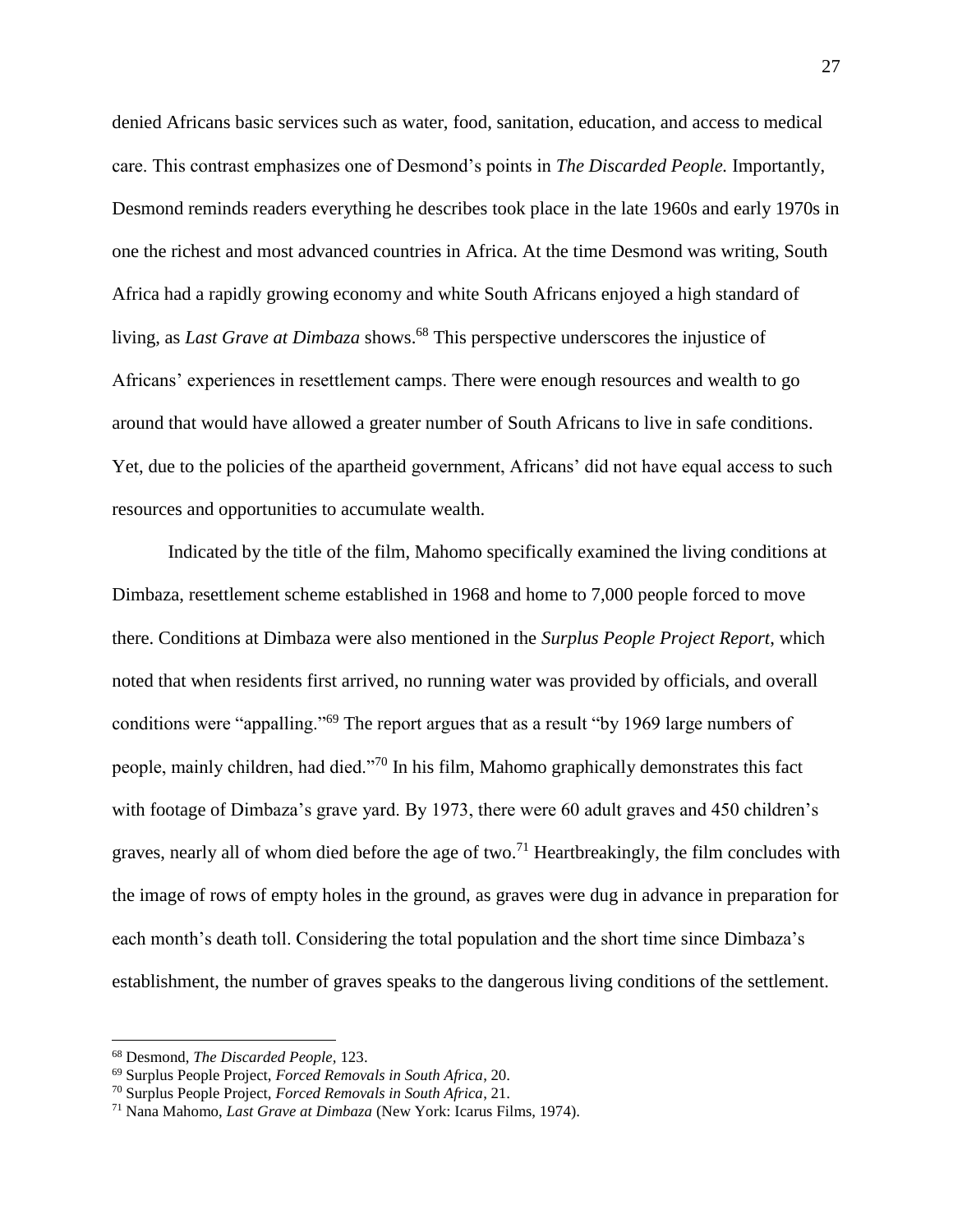denied Africans basic services such as water, food, sanitation, education, and access to medical care. This contrast emphasizes one of Desmond's points in *The Discarded People.* Importantly, Desmond reminds readers everything he describes took place in the late 1960s and early 1970s in one the richest and most advanced countries in Africa. At the time Desmond was writing, South Africa had a rapidly growing economy and white South Africans enjoyed a high standard of living, as *Last Grave at Dimbaza* shows.[68] This perspective underscores the injustice of Africans' experiences in resettlement camps. There were enough resources and wealth to go around that would have allowed a greater number of South Africans to live in safe conditions. Yet, due to the policies of the apartheid government, Africans' did not have equal access to such resources and opportunities to accumulate wealth.

Indicated by the title of the film, Mahomo specifically examined the living conditions at Dimbaza, resettlement scheme established in 1968 and home to 7,000 people forced to move there. Conditions at Dimbaza were also mentioned in the *Surplus People Project Report,* which noted that when residents first arrived, no running water was provided by officials, and overall conditions were "appalling."[69] The report argues that as a result "by 1969 large numbers of people, mainly children, had died."[70] In his film, Mahomo graphically demonstrates this fact with footage of Dimbaza's grave yard. By 1973, there were 60 adult graves and 450 children's graves, nearly all of whom died before the age of two.[71] Heartbreakingly, the film concludes with the image of rows of empty holes in the ground, as graves were dug in advance in preparation for each month's death toll. Considering the total population and the short time since Dimbaza's establishment, the number of graves speaks to the dangerous living conditions of the settlement.

---

[68] Desmond, *The Discarded People*, 123.

[69] Surplus People Project, *Forced Removals in South Africa*, 20.

[70] Surplus People Project, *Forced Removals in South Africa*, 21.

[71] Nana Mahomo, *Last Grave at Dimbaza* (New York: Icarus Films, 1974).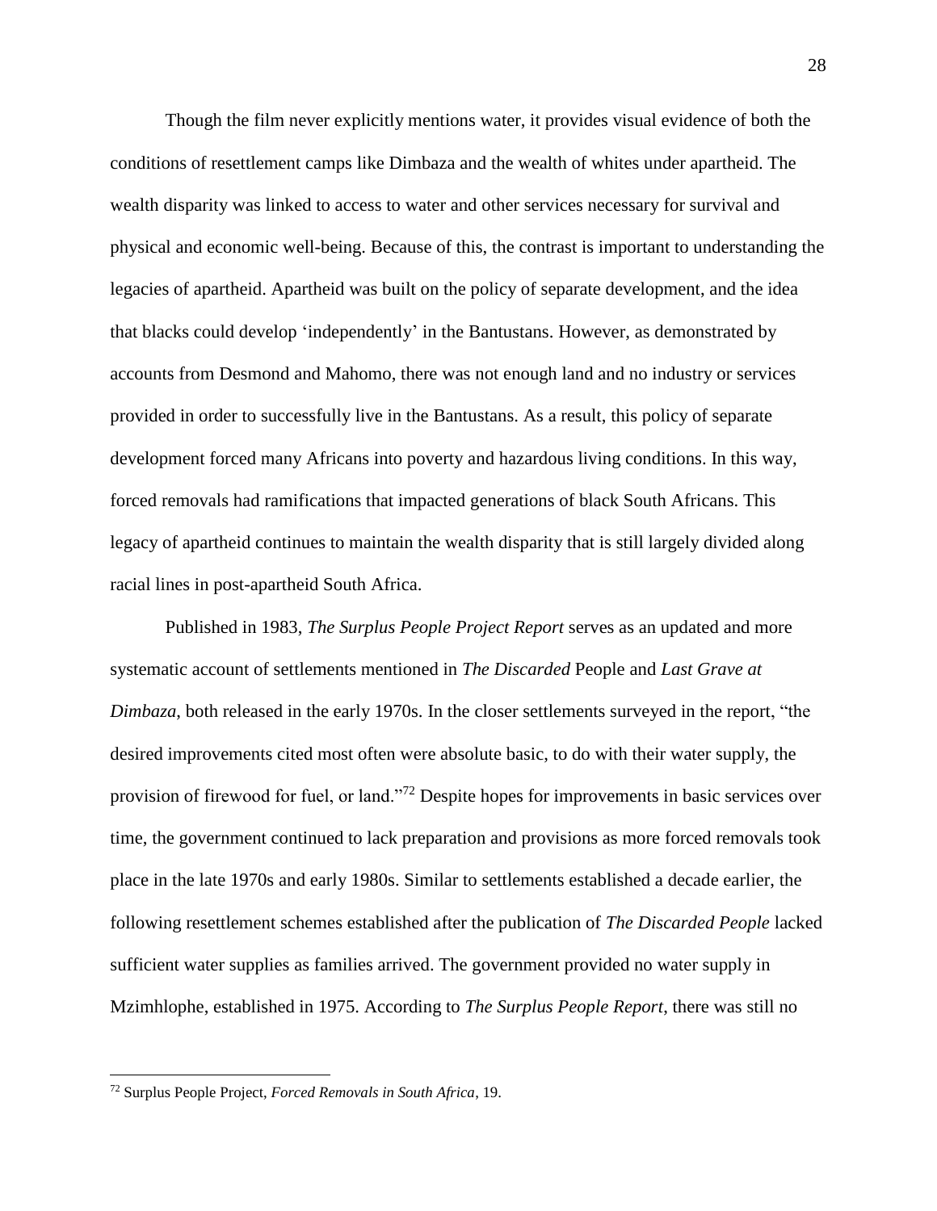Though the film never explicitly mentions water, it provides visual evidence of both the conditions of resettlement camps like Dimbaza and the wealth of whites under apartheid. The wealth disparity was linked to access to water and other services necessary for survival and physical and economic well-being. Because of this, the contrast is important to understanding the legacies of apartheid. Apartheid was built on the policy of separate development, and the idea that blacks could develop 'independently' in the Bantustans. However, as demonstrated by accounts from Desmond and Mahomo, there was not enough land and no industry or services provided in order to successfully live in the Bantustans. As a result, this policy of separate development forced many Africans into poverty and hazardous living conditions. In this way, forced removals had ramifications that impacted generations of black South Africans. This legacy of apartheid continues to maintain the wealth disparity that is still largely divided along racial lines in post-apartheid South Africa.

Published in 1983, *The Surplus People Project Report* serves as an updated and more systematic account of settlements mentioned in *The Discarded* People and *Last Grave at Dimbaza*, both released in the early 1970s. In the closer settlements surveyed in the report, "the desired improvements cited most often were absolute basic, to do with their water supply, the provision of firewood for fuel, or land."[72] Despite hopes for improvements in basic services over time, the government continued to lack preparation and provisions as more forced removals took place in the late 1970s and early 1980s. Similar to settlements established a decade earlier, the following resettlement schemes established after the publication of *The Discarded People* lacked sufficient water supplies as families arrived. The government provided no water supply in Mzimhlophe, established in 1975. According to *The Surplus People Report*, there was still no

---

[72] Surplus People Project, *Forced Removals in South Africa*, 19.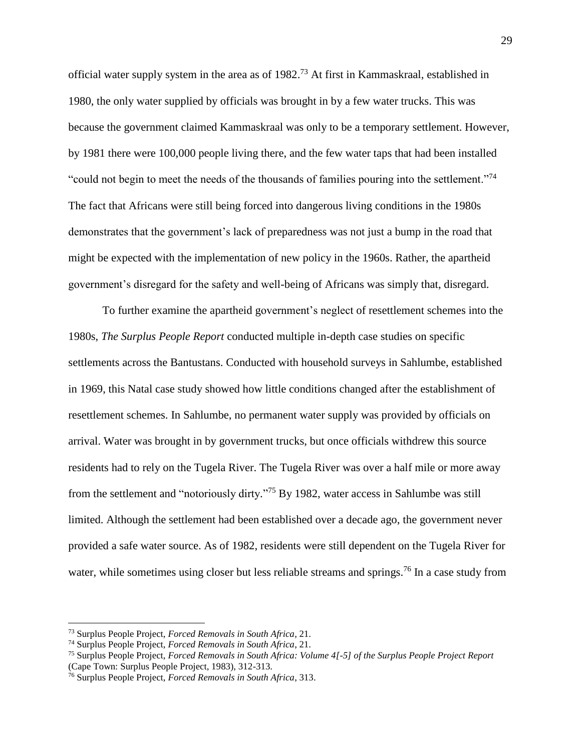official water supply system in the area as of 1982.[73] At first in Kammaskraal, established in 1980, the only water supplied by officials was brought in by a few water trucks. This was because the government claimed Kammaskraal was only to be a temporary settlement. However, by 1981 there were 100,000 people living there, and the few water taps that had been installed "could not begin to meet the needs of the thousands of families pouring into the settlement."[74] The fact that Africans were still being forced into dangerous living conditions in the 1980s demonstrates that the government's lack of preparedness was not just a bump in the road that might be expected with the implementation of new policy in the 1960s. Rather, the apartheid government's disregard for the safety and well-being of Africans was simply that, disregard.

To further examine the apartheid government's neglect of resettlement schemes into the 1980s, *The Surplus People Report* conducted multiple in-depth case studies on specific settlements across the Bantustans. Conducted with household surveys in Sahlumbe, established in 1969, this Natal case study showed how little conditions changed after the establishment of resettlement schemes. In Sahlumbe, no permanent water supply was provided by officials on arrival. Water was brought in by government trucks, but once officials withdrew this source residents had to rely on the Tugela River. The Tugela River was over a half mile or more away from the settlement and "notoriously dirty."[75] By 1982, water access in Sahlumbe was still limited. Although the settlement had been established over a decade ago, the government never provided a safe water source. As of 1982, residents were still dependent on the Tugela River for water, while sometimes using closer but less reliable streams and springs.[76] In a case study from

---

[73] Surplus People Project, *Forced Removals in South Africa*, 21.

[74] Surplus People Project, *Forced Removals in South Africa*, 21.

[75] Surplus People Project, *Forced Removals in South Africa: Volume 4[-5] of the Surplus People Project Report* (Cape Town: Surplus People Project, 1983), 312-313.

[76] Surplus People Project, *Forced Removals in South Africa*, 313.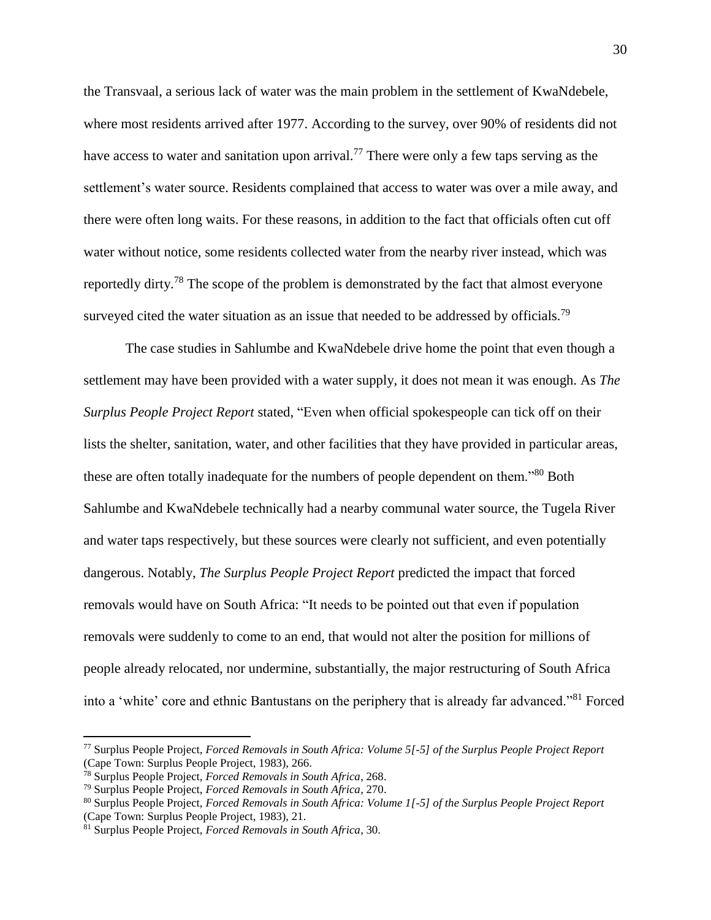the Transvaal, a serious lack of water was the main problem in the settlement of KwaNdebele, where most residents arrived after 1977. According to the survey, over 90% of residents did not have access to water and sanitation upon arrival.[77] There were only a few taps serving as the settlement's water source. Residents complained that access to water was over a mile away, and there were often long waits. For these reasons, in addition to the fact that officials often cut off water without notice, some residents collected water from the nearby river instead, which was reportedly dirty.[78] The scope of the problem is demonstrated by the fact that almost everyone surveyed cited the water situation as an issue that needed to be addressed by officials.[79]

The case studies in Sahlumbe and KwaNdebele drive home the point that even though a settlement may have been provided with a water supply, it does not mean it was enough. As *The Surplus People Project Report* stated, "Even when official spokespeople can tick off on their lists the shelter, sanitation, water, and other facilities that they have provided in particular areas, these are often totally inadequate for the numbers of people dependent on them."[80] Both Sahlumbe and KwaNdebele technically had a nearby communal water source, the Tugela River and water taps respectively, but these sources were clearly not sufficient, and even potentially dangerous. Notably, *The Surplus People Project Report* predicted the impact that forced removals would have on South Africa: "It needs to be pointed out that even if population removals were suddenly to come to an end, that would not alter the position for millions of people already relocated, nor undermine, substantially, the major restructuring of South Africa into a 'white' core and ethnic Bantustans on the periphery that is already far advanced."[81] Forced

---

[77] Surplus People Project, *Forced Removals in South Africa: Volume 5[-5] of the Surplus People Project Report* (Cape Town: Surplus People Project, 1983), 266.

[78] Surplus People Project, *Forced Removals in South Africa*, 268.

[79] Surplus People Project, *Forced Removals in South Africa*, 270.

[80] Surplus People Project, *Forced Removals in South Africa: Volume 1[-5] of the Surplus People Project Report* (Cape Town: Surplus People Project, 1983), 21.

[81] Surplus People Project, *Forced Removals in South Africa*, 30.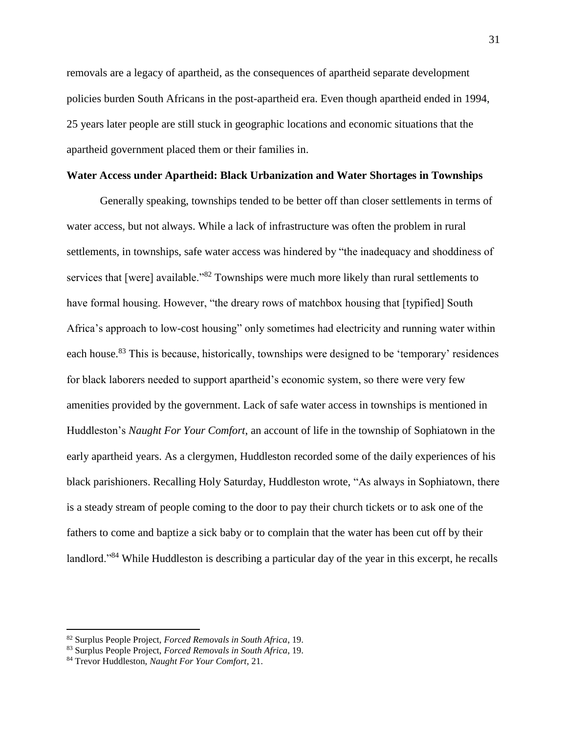removals are a legacy of apartheid, as the consequences of apartheid separate development policies burden South Africans in the post-apartheid era. Even though apartheid ended in 1994, 25 years later people are still stuck in geographic locations and economic situations that the apartheid government placed them or their families in.

**Water Access under Apartheid: Black Urbanization and Water Shortages in Townships**

Generally speaking, townships tended to be better off than closer settlements in terms of water access, but not always. While a lack of infrastructure was often the problem in rural settlements, in townships, safe water access was hindered by "the inadequacy and shoddiness of services that [were] available."[82] Townships were much more likely than rural settlements to have formal housing. However, "the dreary rows of matchbox housing that [typified] South Africa's approach to low-cost housing" only sometimes had electricity and running water within each house.[83] This is because, historically, townships were designed to be 'temporary' residences for black laborers needed to support apartheid's economic system, so there were very few amenities provided by the government. Lack of safe water access in townships is mentioned in Huddleston's *Naught For Your Comfort,* an account of life in the township of Sophiatown in the early apartheid years. As a clergymen, Huddleston recorded some of the daily experiences of his black parishioners. Recalling Holy Saturday, Huddleston wrote, "As always in Sophiatown, there is a steady stream of people coming to the door to pay their church tickets or to ask one of the fathers to come and baptize a sick baby or to complain that the water has been cut off by their landlord."[84] While Huddleston is describing a particular day of the year in this excerpt, he recalls

---

[82] Surplus People Project, *Forced Removals in South Africa*, 19.

[83] Surplus People Project, *Forced Removals in South Africa*, 19.

[84] Trevor Huddleston, *Naught For Your Comfort*, 21.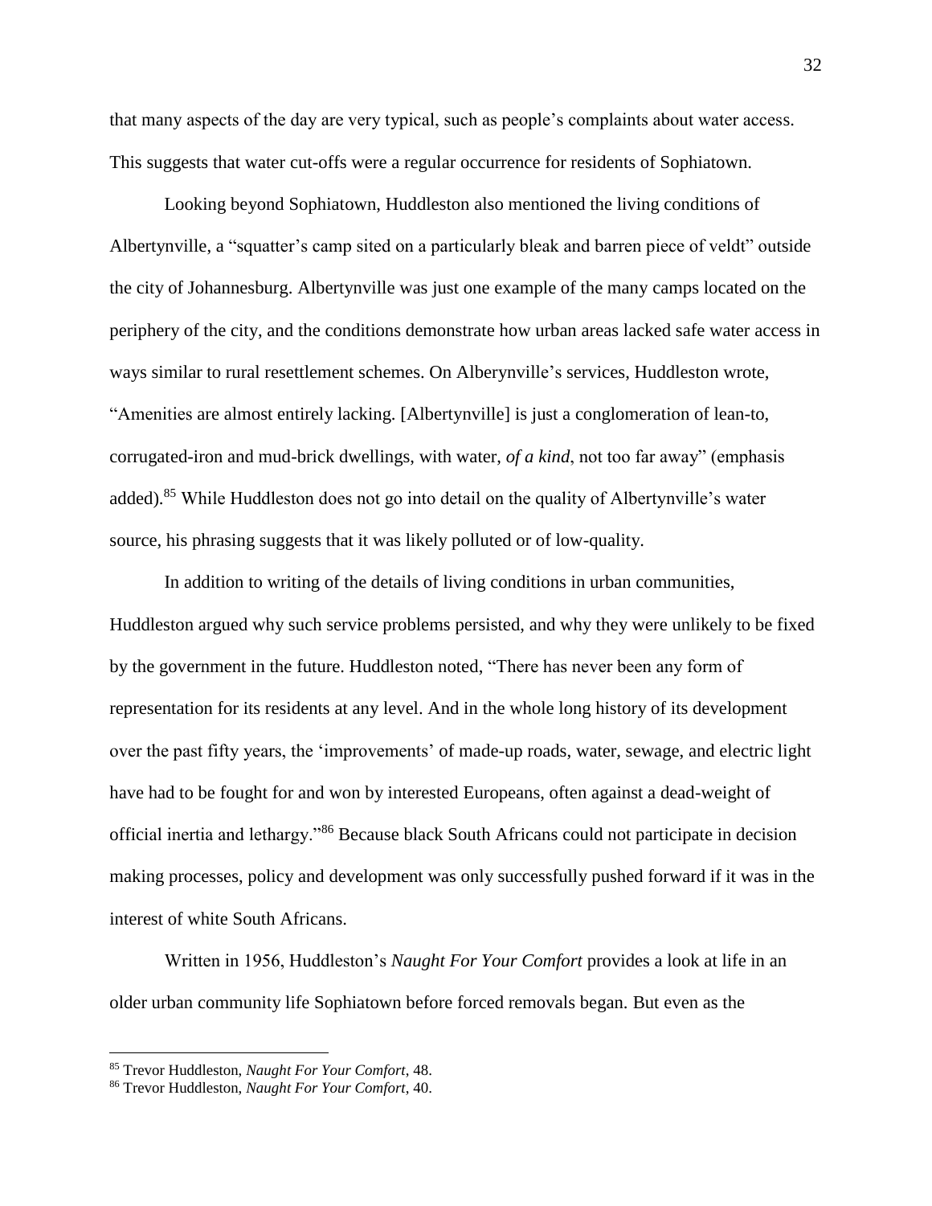that many aspects of the day are very typical, such as people's complaints about water access. This suggests that water cut-offs were a regular occurrence for residents of Sophiatown.

Looking beyond Sophiatown, Huddleston also mentioned the living conditions of Albertynville, a "squatter's camp sited on a particularly bleak and barren piece of veldt" outside the city of Johannesburg. Albertynville was just one example of the many camps located on the periphery of the city, and the conditions demonstrate how urban areas lacked safe water access in ways similar to rural resettlement schemes. On Alberynville's services, Huddleston wrote, "Amenities are almost entirely lacking. [Albertynville] is just a conglomeration of lean-to, corrugated-iron and mud-brick dwellings, with water, *of a kind*, not too far away" (emphasis added).[85] While Huddleston does not go into detail on the quality of Albertynville's water source, his phrasing suggests that it was likely polluted or of low-quality.

In addition to writing of the details of living conditions in urban communities, Huddleston argued why such service problems persisted, and why they were unlikely to be fixed by the government in the future. Huddleston noted, "There has never been any form of representation for its residents at any level. And in the whole long history of its development over the past fifty years, the 'improvements' of made-up roads, water, sewage, and electric light have had to be fought for and won by interested Europeans, often against a dead-weight of official inertia and lethargy."[86] Because black South Africans could not participate in decision making processes, policy and development was only successfully pushed forward if it was in the interest of white South Africans.

Written in 1956, Huddleston's *Naught For Your Comfort* provides a look at life in an older urban community life Sophiatown before forced removals began. But even as the

---

[85] Trevor Huddleston, *Naught For Your Comfort*, 48.

[86] Trevor Huddleston, *Naught For Your Comfort*, 40.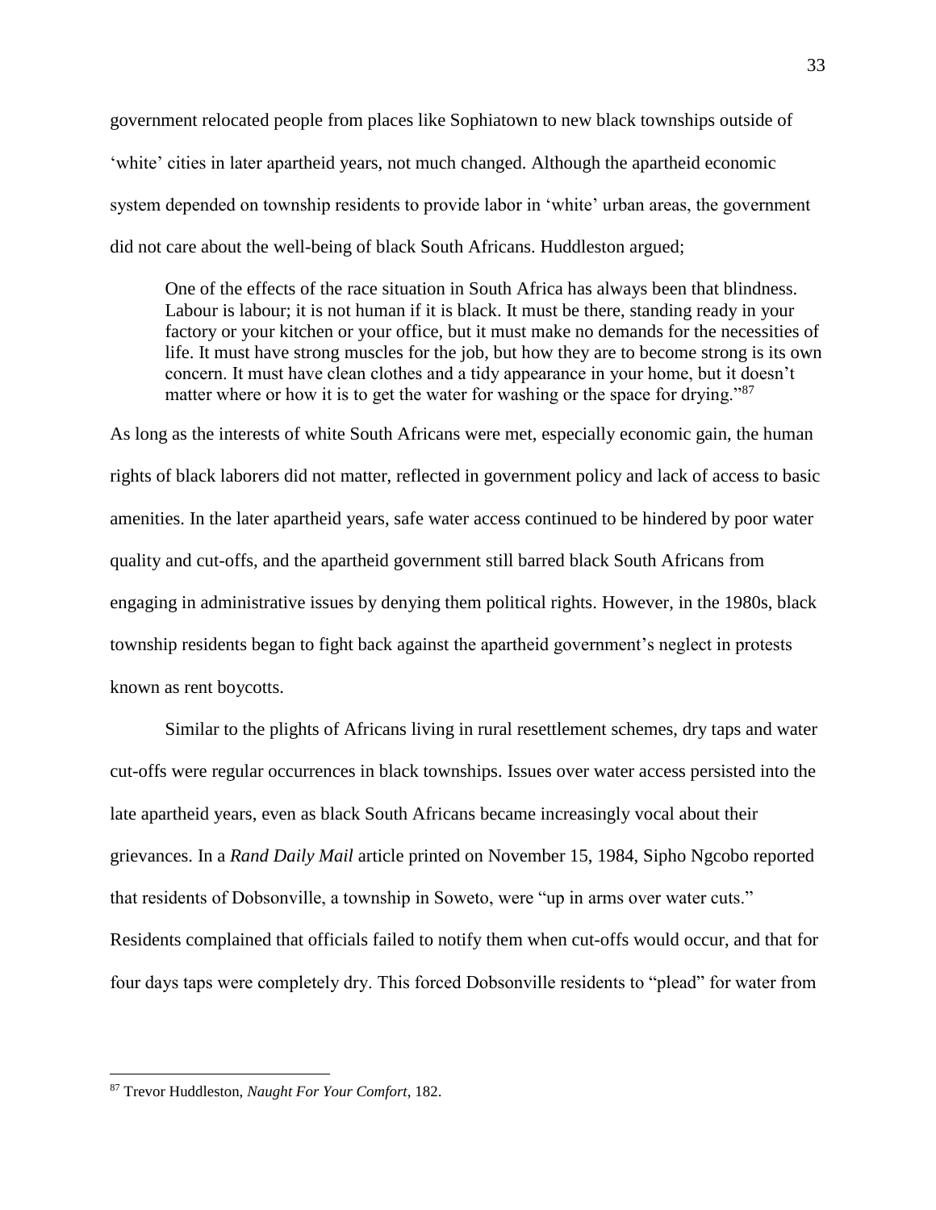government relocated people from places like Sophiatown to new black townships outside of 'white' cities in later apartheid years, not much changed. Although the apartheid economic system depended on township residents to provide labor in 'white' urban areas, the government did not care about the well-being of black South Africans. Huddleston argued;

> One of the effects of the race situation in South Africa has always been that blindness. Labour is labour; it is not human if it is black. It must be there, standing ready in your factory or your kitchen or your office, but it must make no demands for the necessities of life. It must have strong muscles for the job, but how they are to become strong is its own concern. It must have clean clothes and a tidy appearance in your home, but it doesn't matter where or how it is to get the water for washing or the space for drying."[87]

As long as the interests of white South Africans were met, especially economic gain, the human rights of black laborers did not matter, reflected in government policy and lack of access to basic amenities. In the later apartheid years, safe water access continued to be hindered by poor water quality and cut-offs, and the apartheid government still barred black South Africans from engaging in administrative issues by denying them political rights. However, in the 1980s, black township residents began to fight back against the apartheid government's neglect in protests known as rent boycotts.

Similar to the plights of Africans living in rural resettlement schemes, dry taps and water cut-offs were regular occurrences in black townships. Issues over water access persisted into the late apartheid years, even as black South Africans became increasingly vocal about their grievances. In a *Rand Daily Mail* article printed on November 15, 1984, Sipho Ngcobo reported that residents of Dobsonville, a township in Soweto, were "up in arms over water cuts." Residents complained that officials failed to notify them when cut-offs would occur, and that for four days taps were completely dry. This forced Dobsonville residents to "plead" for water from

---

[87] Trevor Huddleston, *Naught For Your Comfort*, 182.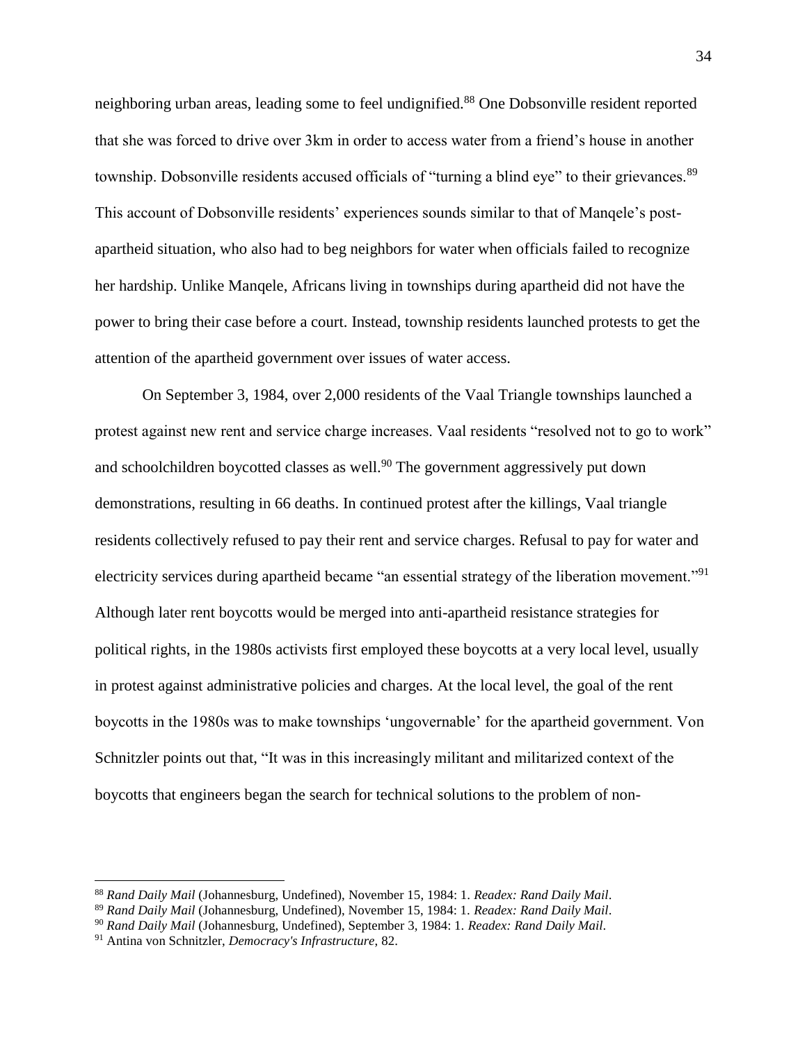neighboring urban areas, leading some to feel undignified.[88] One Dobsonville resident reported that she was forced to drive over 3km in order to access water from a friend's house in another township. Dobsonville residents accused officials of "turning a blind eye" to their grievances.[89] This account of Dobsonville residents' experiences sounds similar to that of Manqele's post-apartheid situation, who also had to beg neighbors for water when officials failed to recognize her hardship. Unlike Manqele, Africans living in townships during apartheid did not have the power to bring their case before a court. Instead, township residents launched protests to get the attention of the apartheid government over issues of water access.

On September 3, 1984, over 2,000 residents of the Vaal Triangle townships launched a protest against new rent and service charge increases. Vaal residents "resolved not to go to work" and schoolchildren boycotted classes as well.[90] The government aggressively put down demonstrations, resulting in 66 deaths. In continued protest after the killings, Vaal triangle residents collectively refused to pay their rent and service charges. Refusal to pay for water and electricity services during apartheid became "an essential strategy of the liberation movement."[91] Although later rent boycotts would be merged into anti-apartheid resistance strategies for political rights, in the 1980s activists first employed these boycotts at a very local level, usually in protest against administrative policies and charges. At the local level, the goal of the rent boycotts in the 1980s was to make townships 'ungovernable' for the apartheid government. Von Schnitzler points out that, "It was in this increasingly militant and militarized context of the boycotts that engineers began the search for technical solutions to the problem of non-

---

[88] *Rand Daily Mail* (Johannesburg, Undefined), November 15, 1984: 1. *Readex: Rand Daily Mail*.

[89] *Rand Daily Mail* (Johannesburg, Undefined), November 15, 1984: 1. *Readex: Rand Daily Mail*.

[90] *Rand Daily Mail* (Johannesburg, Undefined), September 3, 1984: 1. *Readex: Rand Daily Mail*.

[91] Antina von Schnitzler, *Democracy's Infrastructure*, 82.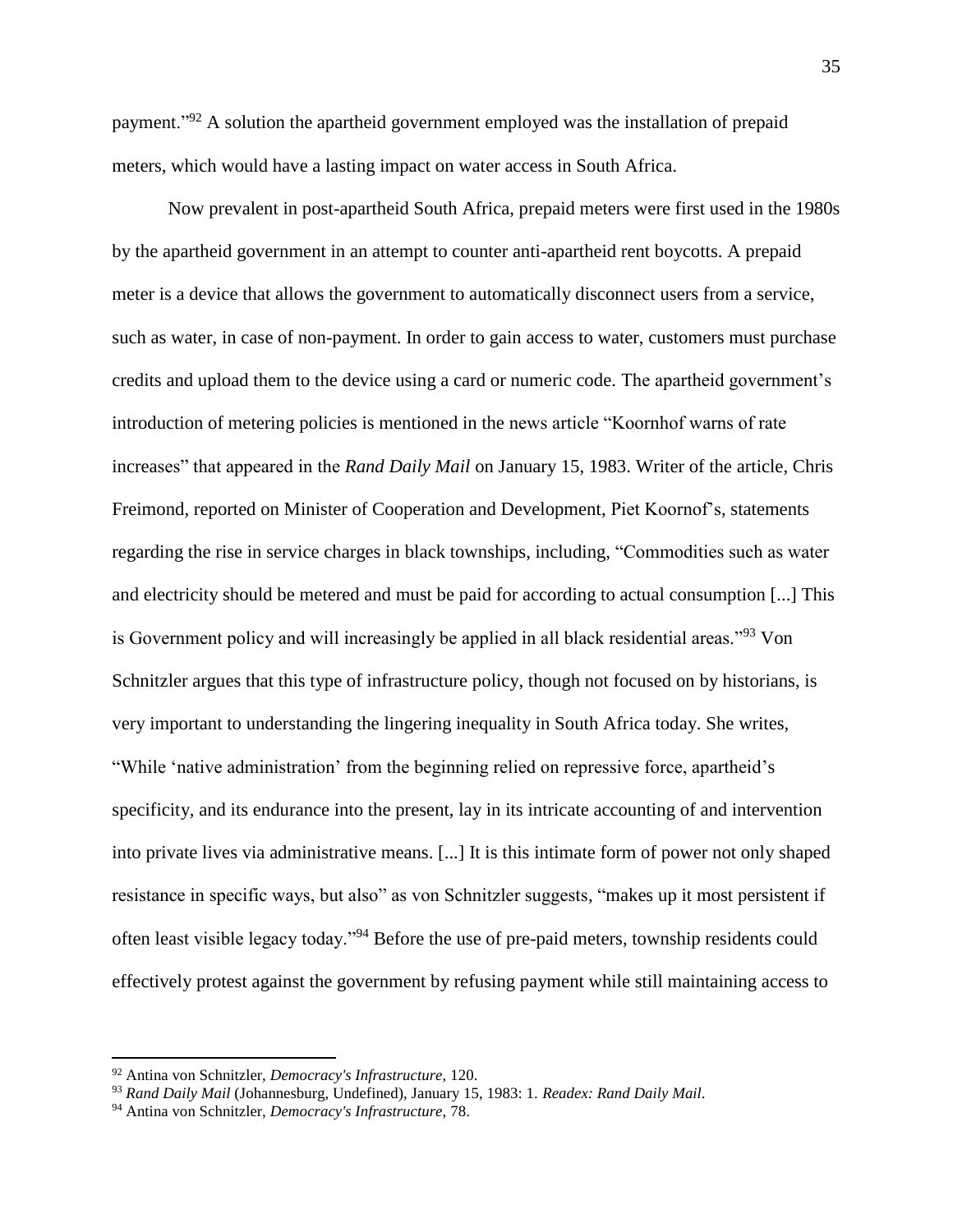payment."[92] A solution the apartheid government employed was the installation of prepaid meters, which would have a lasting impact on water access in South Africa.

Now prevalent in post-apartheid South Africa, prepaid meters were first used in the 1980s by the apartheid government in an attempt to counter anti-apartheid rent boycotts. A prepaid meter is a device that allows the government to automatically disconnect users from a service, such as water, in case of non-payment. In order to gain access to water, customers must purchase credits and upload them to the device using a card or numeric code. The apartheid government's introduction of metering policies is mentioned in the news article "Koornhof warns of rate increases" that appeared in the *Rand Daily Mail* on January 15, 1983. Writer of the article, Chris Freimond, reported on Minister of Cooperation and Development, Piet Koornof's, statements regarding the rise in service charges in black townships, including, "Commodities such as water and electricity should be metered and must be paid for according to actual consumption [...] This is Government policy and will increasingly be applied in all black residential areas."[93] Von Schnitzler argues that this type of infrastructure policy, though not focused on by historians, is very important to understanding the lingering inequality in South Africa today. She writes, "While 'native administration' from the beginning relied on repressive force, apartheid's specificity, and its endurance into the present, lay in its intricate accounting of and intervention into private lives via administrative means. [...] It is this intimate form of power not only shaped resistance in specific ways, but also" as von Schnitzler suggests, "makes up it most persistent if often least visible legacy today."[94] Before the use of pre-paid meters, township residents could effectively protest against the government by refusing payment while still maintaining access to

[92] Antina von Schnitzler, *Democracy's Infrastructure*, 120.

[93] *Rand Daily Mail* (Johannesburg, Undefined), January 15, 1983: 1. *Readex: Rand Daily Mail*.

[94] Antina von Schnitzler, *Democracy's Infrastructure*, 78.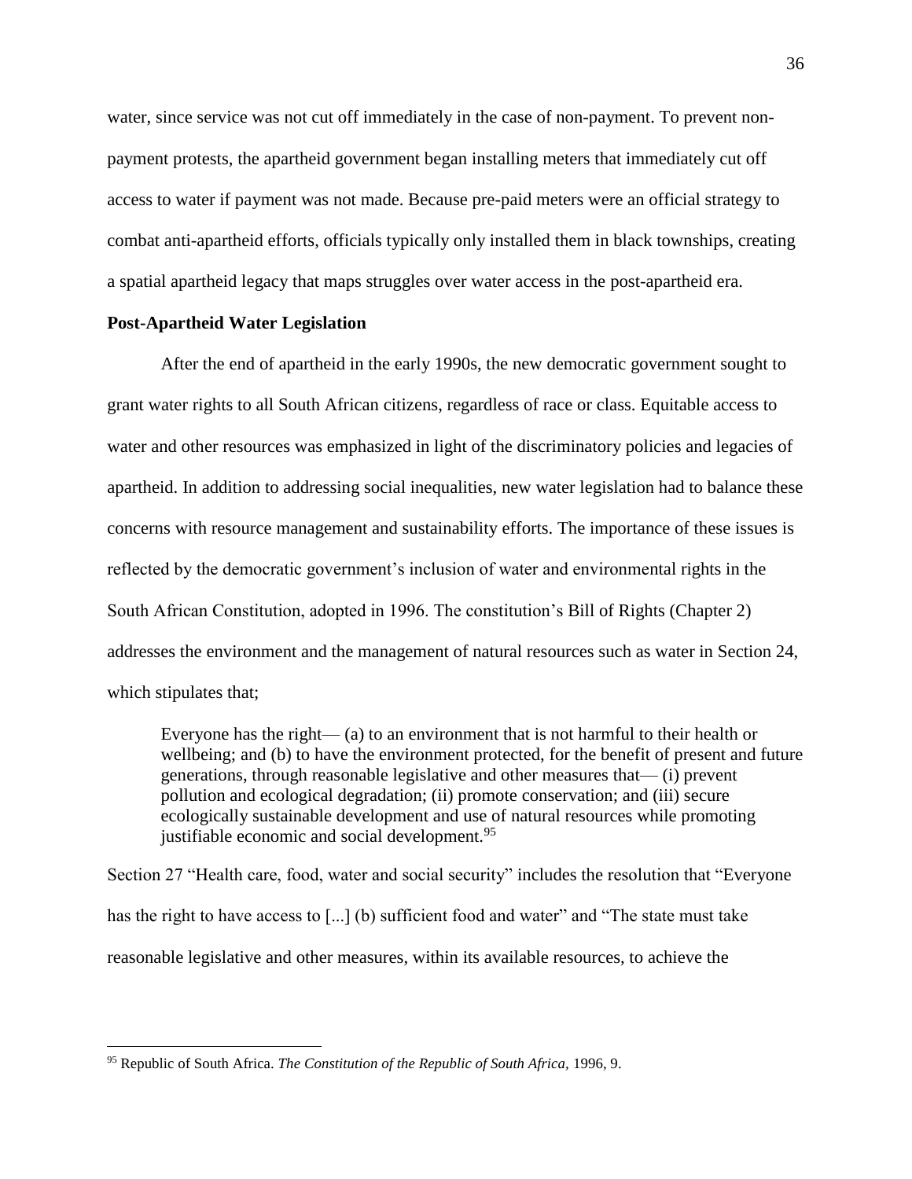water, since service was not cut off immediately in the case of non-payment. To prevent non-payment protests, the apartheid government began installing meters that immediately cut off access to water if payment was not made. Because pre-paid meters were an official strategy to combat anti-apartheid efforts, officials typically only installed them in black townships, creating a spatial apartheid legacy that maps struggles over water access in the post-apartheid era.

### Post-Apartheid Water Legislation

After the end of apartheid in the early 1990s, the new democratic government sought to grant water rights to all South African citizens, regardless of race or class. Equitable access to water and other resources was emphasized in light of the discriminatory policies and legacies of apartheid. In addition to addressing social inequalities, new water legislation had to balance these concerns with resource management and sustainability efforts. The importance of these issues is reflected by the democratic government's inclusion of water and environmental rights in the South African Constitution, adopted in 1996. The constitution's Bill of Rights (Chapter 2) addresses the environment and the management of natural resources such as water in Section 24, which stipulates that;

> Everyone has the right— (a) to an environment that is not harmful to their health or wellbeing; and (b) to have the environment protected, for the benefit of present and future generations, through reasonable legislative and other measures that— (i) prevent pollution and ecological degradation; (ii) promote conservation; and (iii) secure ecologically sustainable development and use of natural resources while promoting justifiable economic and social development.[95]

Section 27 "Health care, food, water and social security" includes the resolution that "Everyone has the right to have access to [...] (b) sufficient food and water" and "The state must take reasonable legislative and other measures, within its available resources, to achieve the

---

[95] Republic of South Africa. *The Constitution of the Republic of South Africa*, 1996, 9.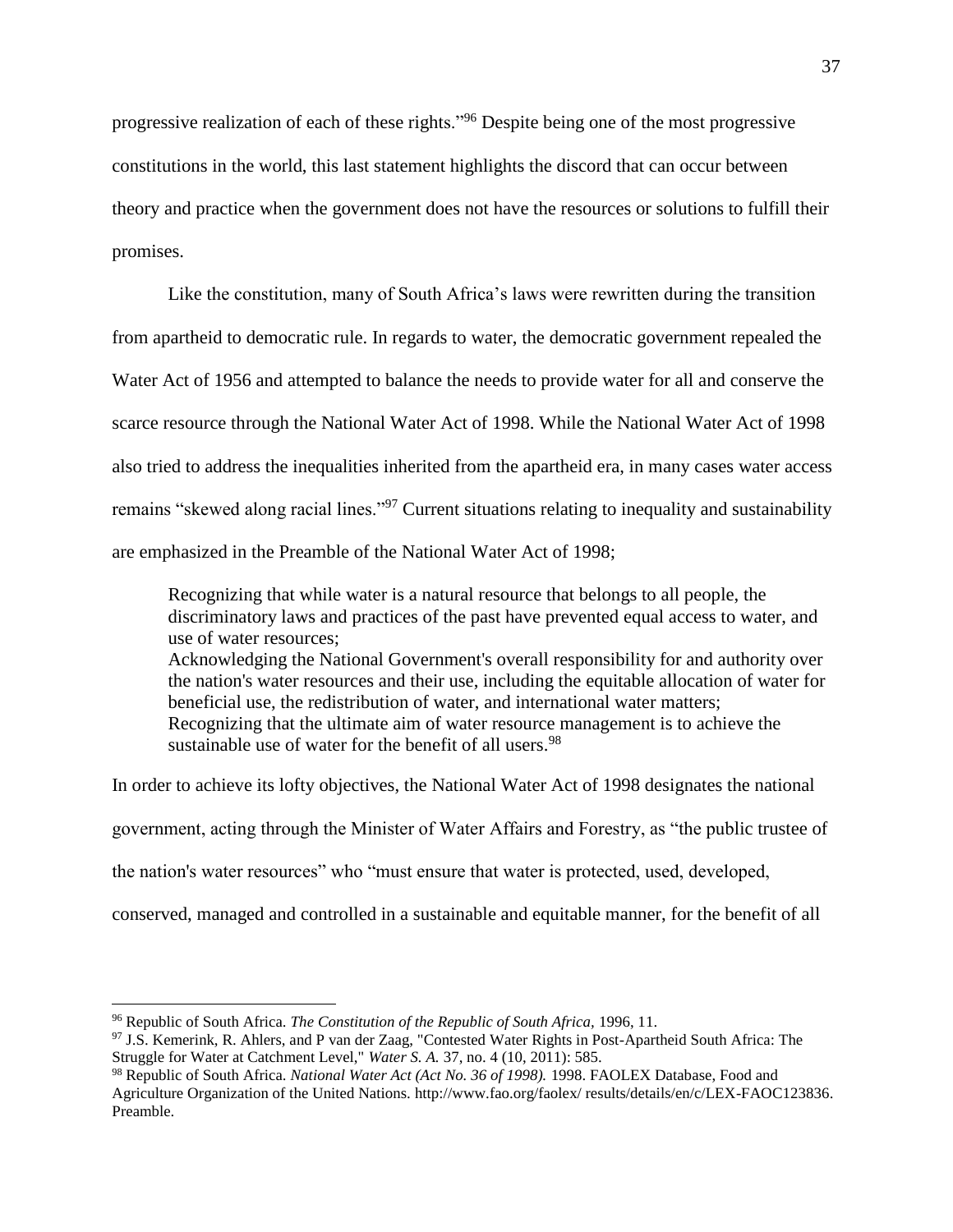progressive realization of each of these rights."[96] Despite being one of the most progressive constitutions in the world, this last statement highlights the discord that can occur between theory and practice when the government does not have the resources or solutions to fulfill their promises.

Like the constitution, many of South Africa's laws were rewritten during the transition from apartheid to democratic rule. In regards to water, the democratic government repealed the Water Act of 1956 and attempted to balance the needs to provide water for all and conserve the scarce resource through the National Water Act of 1998. While the National Water Act of 1998 also tried to address the inequalities inherited from the apartheid era, in many cases water access remains "skewed along racial lines."[97] Current situations relating to inequality and sustainability are emphasized in the Preamble of the National Water Act of 1998;

> Recognizing that while water is a natural resource that belongs to all people, the discriminatory laws and practices of the past have prevented equal access to water, and use of water resources;
> Acknowledging the National Government's overall responsibility for and authority over the nation's water resources and their use, including the equitable allocation of water for beneficial use, the redistribution of water, and international water matters;
> Recognizing that the ultimate aim of water resource management is to achieve the sustainable use of water for the benefit of all users.[98]

In order to achieve its lofty objectives, the National Water Act of 1998 designates the national government, acting through the Minister of Water Affairs and Forestry, as "the public trustee of the nation's water resources" who "must ensure that water is protected, used, developed, conserved, managed and controlled in a sustainable and equitable manner, for the benefit of all

---

[96] Republic of South Africa. *The Constitution of the Republic of South Africa,* 1996, 11.

[97] J.S. Kemerink, R. Ahlers, and P van der Zaag, "Contested Water Rights in Post-Apartheid South Africa: The Struggle for Water at Catchment Level," *Water S. A.* 37, no. 4 (10, 2011): 585.

[98] Republic of South Africa. *National Water Act (Act No. 36 of 1998).* 1998. FAOLEX Database, Food and Agriculture Organization of the United Nations. http://www.fao.org/faolex/ results/details/en/c/LEX-FAOC123836. Preamble.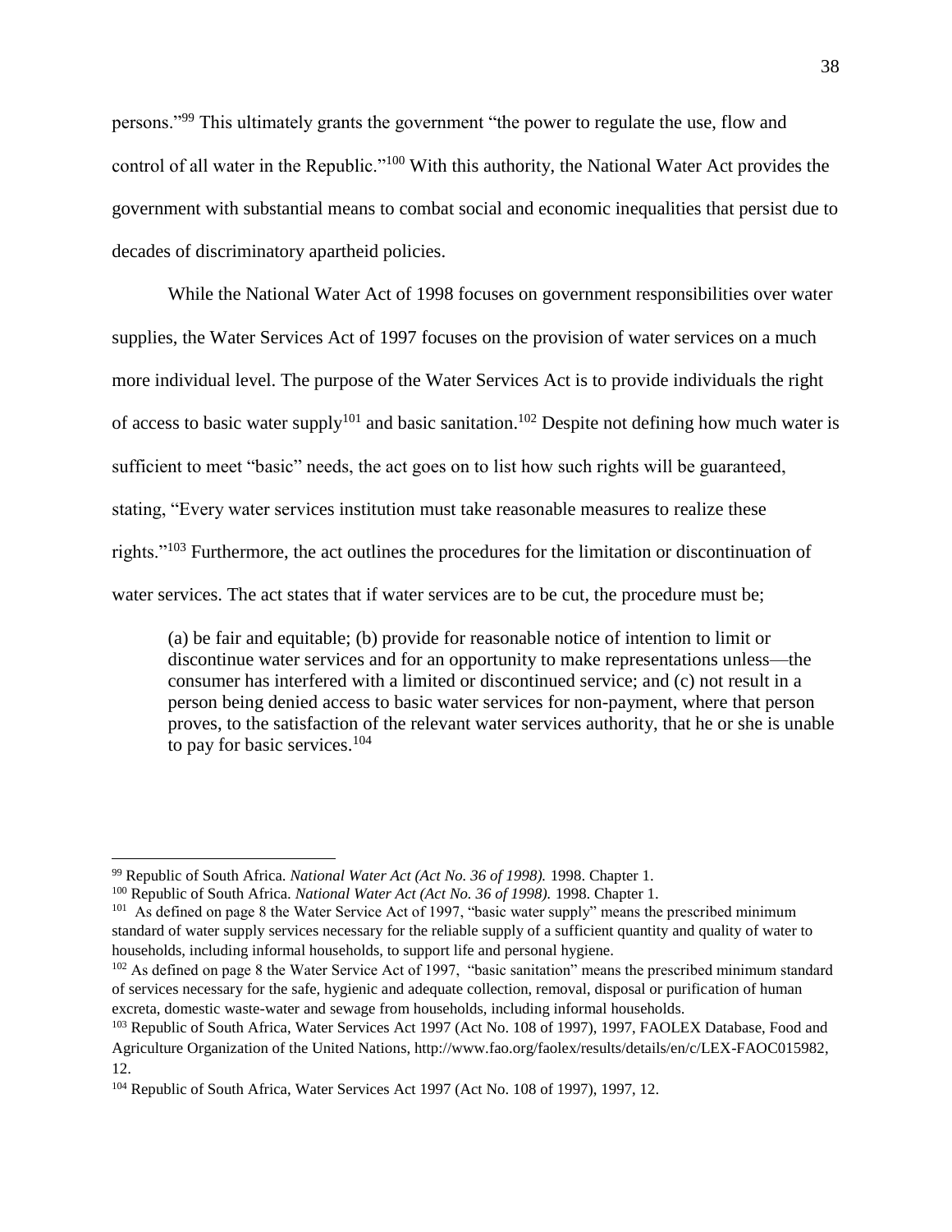persons."[99] This ultimately grants the government "the power to regulate the use, flow and control of all water in the Republic."[100] With this authority, the National Water Act provides the government with substantial means to combat social and economic inequalities that persist due to decades of discriminatory apartheid policies.

While the National Water Act of 1998 focuses on government responsibilities over water supplies, the Water Services Act of 1997 focuses on the provision of water services on a much more individual level. The purpose of the Water Services Act is to provide individuals the right of access to basic water supply[101] and basic sanitation.[102] Despite not defining how much water is sufficient to meet "basic" needs, the act goes on to list how such rights will be guaranteed, stating, "Every water services institution must take reasonable measures to realize these rights."[103] Furthermore, the act outlines the procedures for the limitation or discontinuation of water services. The act states that if water services are to be cut, the procedure must be;

> (a) be fair and equitable; (b) provide for reasonable notice of intention to limit or discontinue water services and for an opportunity to make representations unless—the consumer has interfered with a limited or discontinued service; and (c) not result in a person being denied access to basic water services for non-payment, where that person proves, to the satisfaction of the relevant water services authority, that he or she is unable to pay for basic services.[104]

---

[99] Republic of South Africa. *National Water Act (Act No. 36 of 1998).* 1998. Chapter 1.

[100] Republic of South Africa. *National Water Act (Act No. 36 of 1998).* 1998. Chapter 1.

[101] As defined on page 8 the Water Service Act of 1997, "basic water supply" means the prescribed minimum standard of water supply services necessary for the reliable supply of a sufficient quantity and quality of water to households, including informal households, to support life and personal hygiene.

[102] As defined on page 8 the Water Service Act of 1997, "basic sanitation" means the prescribed minimum standard of services necessary for the safe, hygienic and adequate collection, removal, disposal or purification of human excreta, domestic waste-water and sewage from households, including informal households.

[103] Republic of South Africa, Water Services Act 1997 (Act No. 108 of 1997), 1997, FAOLEX Database, Food and Agriculture Organization of the United Nations, http://www.fao.org/faolex/results/details/en/c/LEX-FAOC015982, 12.

[104] Republic of South Africa, Water Services Act 1997 (Act No. 108 of 1997), 1997, 12.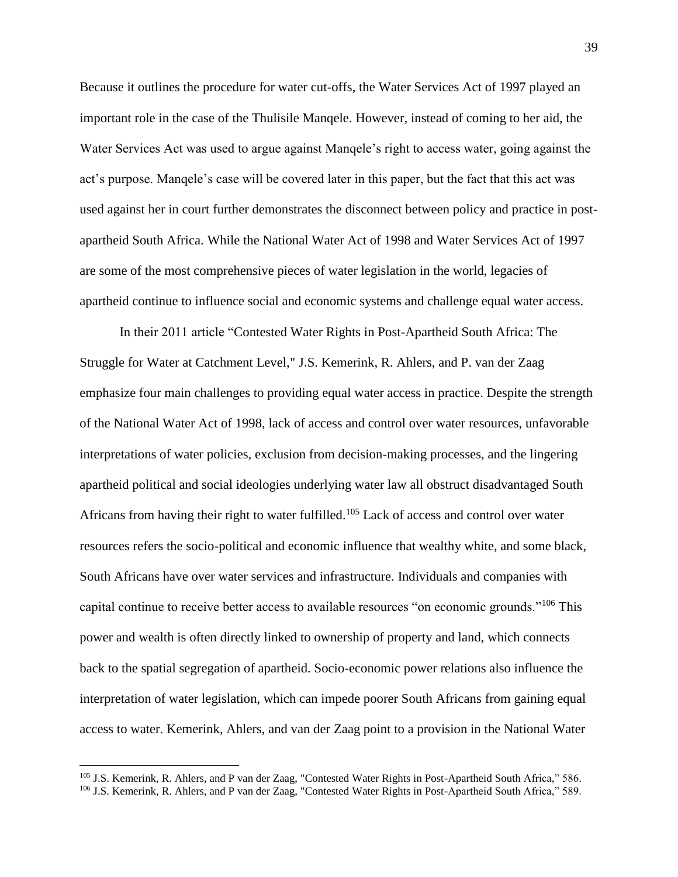Because it outlines the procedure for water cut-offs, the Water Services Act of 1997 played an important role in the case of the Thulisile Manqele. However, instead of coming to her aid, the Water Services Act was used to argue against Manqele's right to access water, going against the act's purpose. Manqele's case will be covered later in this paper, but the fact that this act was used against her in court further demonstrates the disconnect between policy and practice in post-apartheid South Africa. While the National Water Act of 1998 and Water Services Act of 1997 are some of the most comprehensive pieces of water legislation in the world, legacies of apartheid continue to influence social and economic systems and challenge equal water access.

In their 2011 article "Contested Water Rights in Post-Apartheid South Africa: The Struggle for Water at Catchment Level," J.S. Kemerink, R. Ahlers, and P. van der Zaag emphasize four main challenges to providing equal water access in practice. Despite the strength of the National Water Act of 1998, lack of access and control over water resources, unfavorable interpretations of water policies, exclusion from decision-making processes, and the lingering apartheid political and social ideologies underlying water law all obstruct disadvantaged South Africans from having their right to water fulfilled.[105] Lack of access and control over water resources refers the socio-political and economic influence that wealthy white, and some black, South Africans have over water services and infrastructure. Individuals and companies with capital continue to receive better access to available resources "on economic grounds."[106] This power and wealth is often directly linked to ownership of property and land, which connects back to the spatial segregation of apartheid. Socio-economic power relations also influence the interpretation of water legislation, which can impede poorer South Africans from gaining equal access to water. Kemerink, Ahlers, and van der Zaag point to a provision in the National Water

---

[105] J.S. Kemerink, R. Ahlers, and P van der Zaag, "Contested Water Rights in Post-Apartheid South Africa," 586.

[106] J.S. Kemerink, R. Ahlers, and P van der Zaag, "Contested Water Rights in Post-Apartheid South Africa," 589.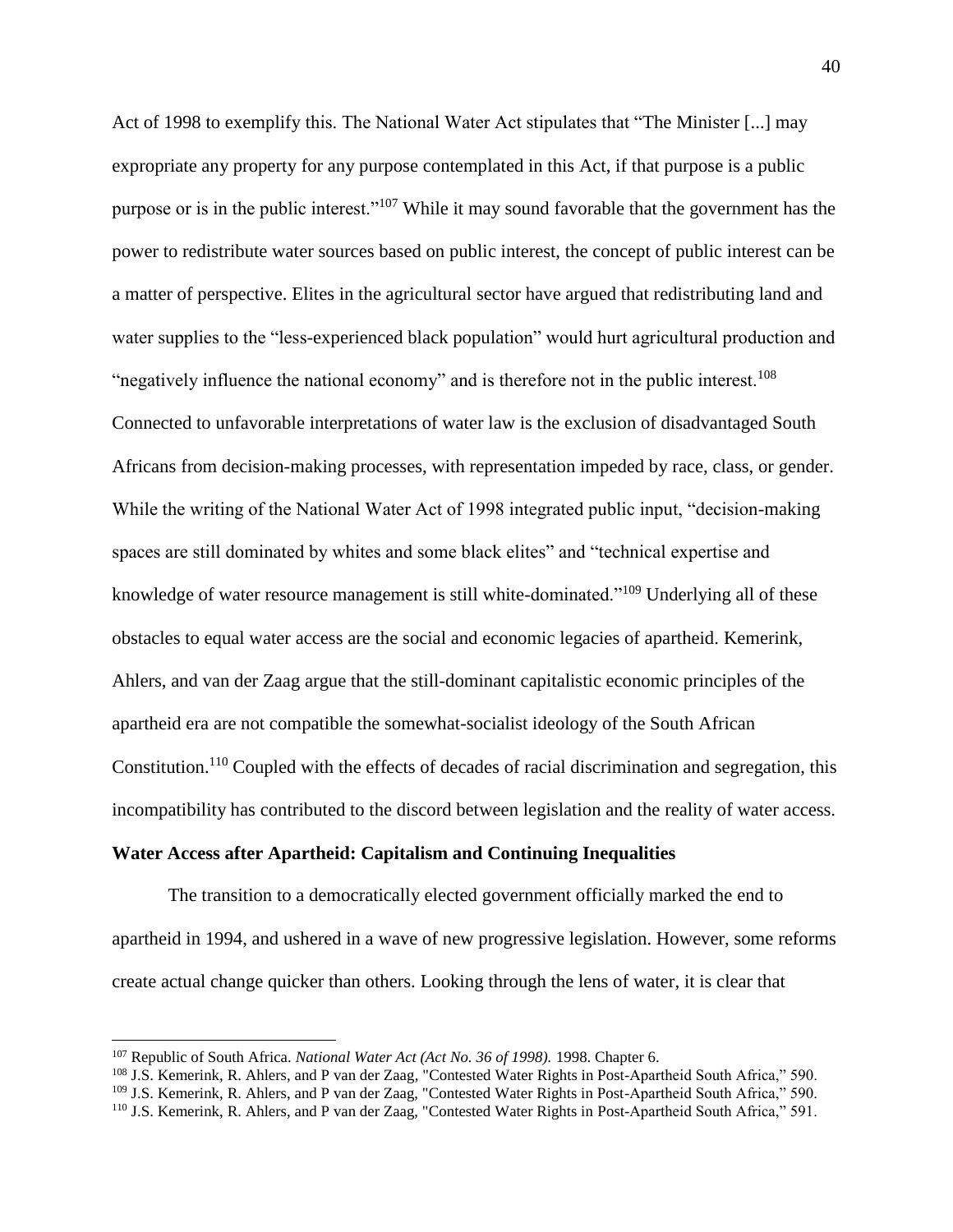Act of 1998 to exemplify this. The National Water Act stipulates that "The Minister [...] may expropriate any property for any purpose contemplated in this Act, if that purpose is a public purpose or is in the public interest."[107] While it may sound favorable that the government has the power to redistribute water sources based on public interest, the concept of public interest can be a matter of perspective. Elites in the agricultural sector have argued that redistributing land and water supplies to the "less-experienced black population" would hurt agricultural production and "negatively influence the national economy" and is therefore not in the public interest.[108] Connected to unfavorable interpretations of water law is the exclusion of disadvantaged South Africans from decision-making processes, with representation impeded by race, class, or gender. While the writing of the National Water Act of 1998 integrated public input, "decision-making spaces are still dominated by whites and some black elites" and "technical expertise and knowledge of water resource management is still white-dominated."[109] Underlying all of these obstacles to equal water access are the social and economic legacies of apartheid. Kemerink, Ahlers, and van der Zaag argue that the still-dominant capitalistic economic principles of the apartheid era are not compatible the somewhat-socialist ideology of the South African Constitution.[110] Coupled with the effects of decades of racial discrimination and segregation, this incompatibility has contributed to the discord between legislation and the reality of water access.

**Water Access after Apartheid: Capitalism and Continuing Inequalities**

The transition to a democratically elected government officially marked the end to apartheid in 1994, and ushered in a wave of new progressive legislation. However, some reforms create actual change quicker than others. Looking through the lens of water, it is clear that

---

[107] Republic of South Africa. *National Water Act (Act No. 36 of 1998).* 1998. Chapter 6.

[108] J.S. Kemerink, R. Ahlers, and P van der Zaag, "Contested Water Rights in Post-Apartheid South Africa," 590.

[109] J.S. Kemerink, R. Ahlers, and P van der Zaag, "Contested Water Rights in Post-Apartheid South Africa," 590.

[110] J.S. Kemerink, R. Ahlers, and P van der Zaag, "Contested Water Rights in Post-Apartheid South Africa," 591.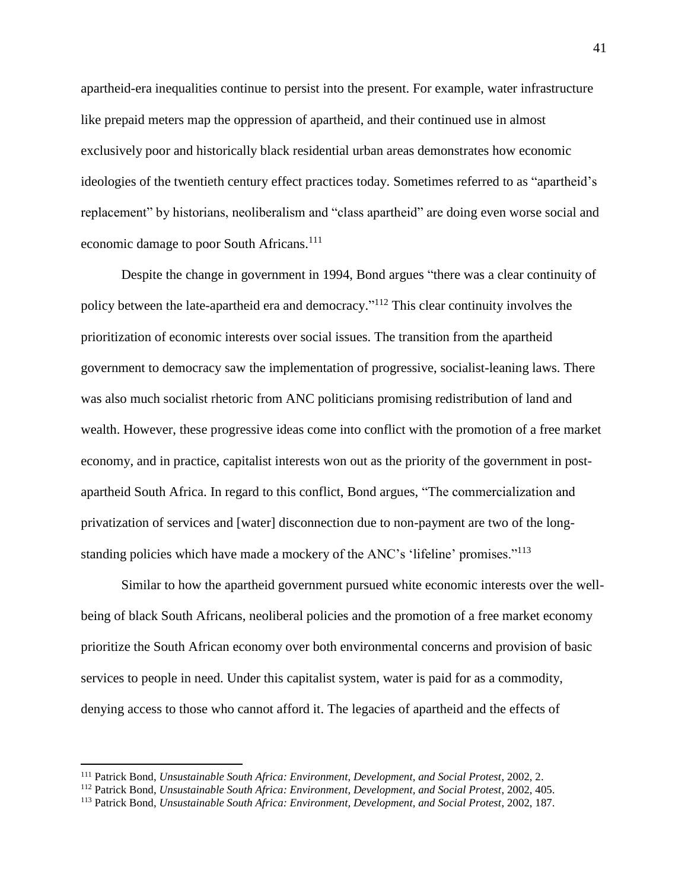apartheid-era inequalities continue to persist into the present. For example, water infrastructure like prepaid meters map the oppression of apartheid, and their continued use in almost exclusively poor and historically black residential urban areas demonstrates how economic ideologies of the twentieth century effect practices today. Sometimes referred to as "apartheid's replacement" by historians, neoliberalism and "class apartheid" are doing even worse social and economic damage to poor South Africans.[111]

Despite the change in government in 1994, Bond argues "there was a clear continuity of policy between the late-apartheid era and democracy."[112] This clear continuity involves the prioritization of economic interests over social issues. The transition from the apartheid government to democracy saw the implementation of progressive, socialist-leaning laws. There was also much socialist rhetoric from ANC politicians promising redistribution of land and wealth. However, these progressive ideas come into conflict with the promotion of a free market economy, and in practice, capitalist interests won out as the priority of the government in post-apartheid South Africa. In regard to this conflict, Bond argues, "The commercialization and privatization of services and [water] disconnection due to non-payment are two of the long-standing policies which have made a mockery of the ANC's 'lifeline' promises."[113]

Similar to how the apartheid government pursued white economic interests over the well-being of black South Africans, neoliberal policies and the promotion of a free market economy prioritize the South African economy over both environmental concerns and provision of basic services to people in need. Under this capitalist system, water is paid for as a commodity, denying access to those who cannot afford it. The legacies of apartheid and the effects of

---

[111] Patrick Bond, *Unsustainable South Africa: Environment, Development, and Social Protest*, 2002, 2.

[112] Patrick Bond, *Unsustainable South Africa: Environment, Development, and Social Protest*, 2002, 405.

[113] Patrick Bond, *Unsustainable South Africa: Environment, Development, and Social Protest*, 2002, 187.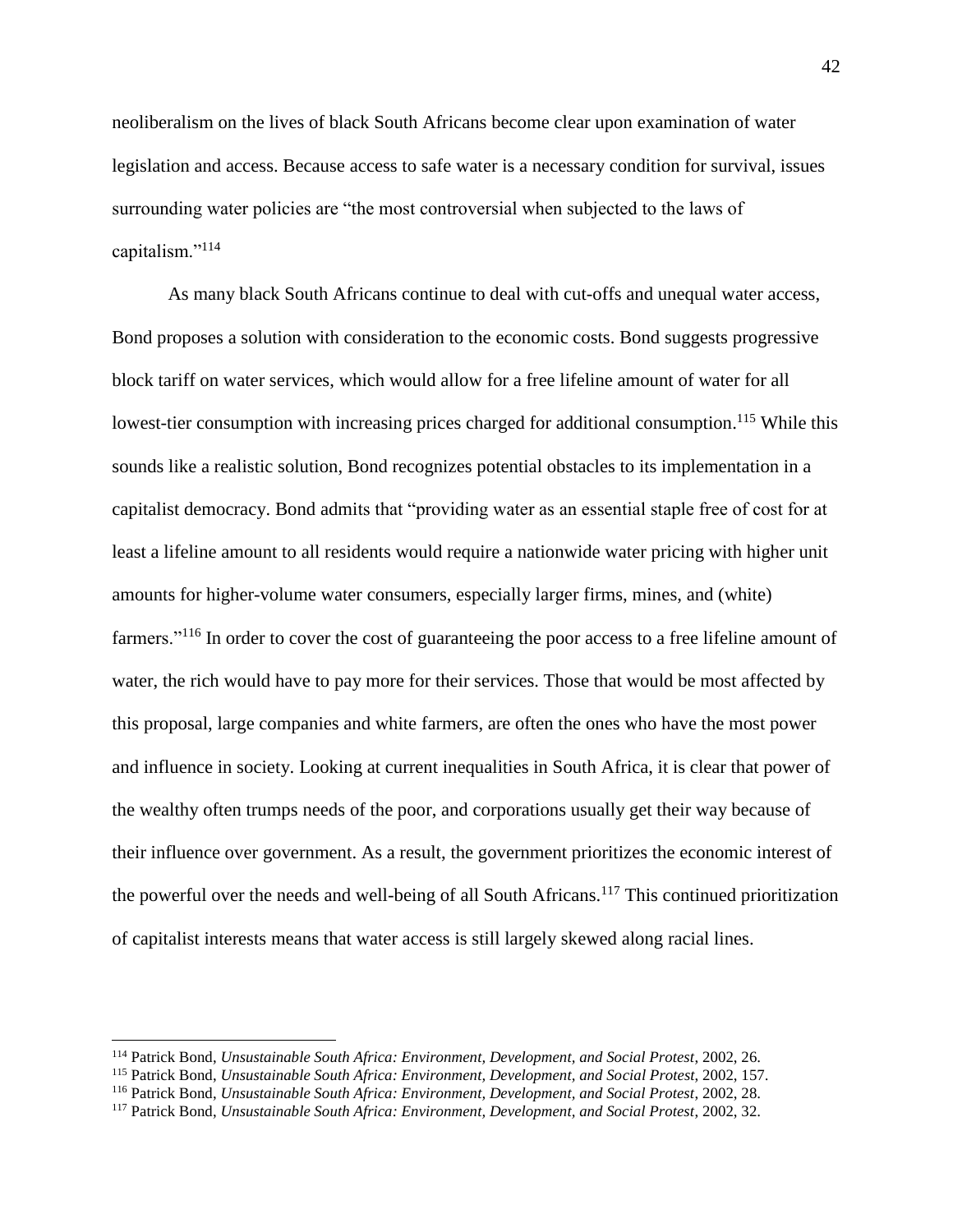neoliberalism on the lives of black South Africans become clear upon examination of water legislation and access. Because access to safe water is a necessary condition for survival, issues surrounding water policies are "the most controversial when subjected to the laws of capitalism."[114]

As many black South Africans continue to deal with cut-offs and unequal water access, Bond proposes a solution with consideration to the economic costs. Bond suggests progressive block tariff on water services, which would allow for a free lifeline amount of water for all lowest-tier consumption with increasing prices charged for additional consumption.[115] While this sounds like a realistic solution, Bond recognizes potential obstacles to its implementation in a capitalist democracy. Bond admits that "providing water as an essential staple free of cost for at least a lifeline amount to all residents would require a nationwide water pricing with higher unit amounts for higher-volume water consumers, especially larger firms, mines, and (white) farmers."[116] In order to cover the cost of guaranteeing the poor access to a free lifeline amount of water, the rich would have to pay more for their services. Those that would be most affected by this proposal, large companies and white farmers, are often the ones who have the most power and influence in society. Looking at current inequalities in South Africa, it is clear that power of the wealthy often trumps needs of the poor, and corporations usually get their way because of their influence over government. As a result, the government prioritizes the economic interest of the powerful over the needs and well-being of all South Africans.[117] This continued prioritization of capitalist interests means that water access is still largely skewed along racial lines.

---

[114] Patrick Bond, *Unsustainable South Africa: Environment, Development, and Social Protest*, 2002, 26.

[115] Patrick Bond, *Unsustainable South Africa: Environment, Development, and Social Protest*, 2002, 157.

[116] Patrick Bond, *Unsustainable South Africa: Environment, Development, and Social Protest*, 2002, 28.

[117] Patrick Bond, *Unsustainable South Africa: Environment, Development, and Social Protest*, 2002, 32.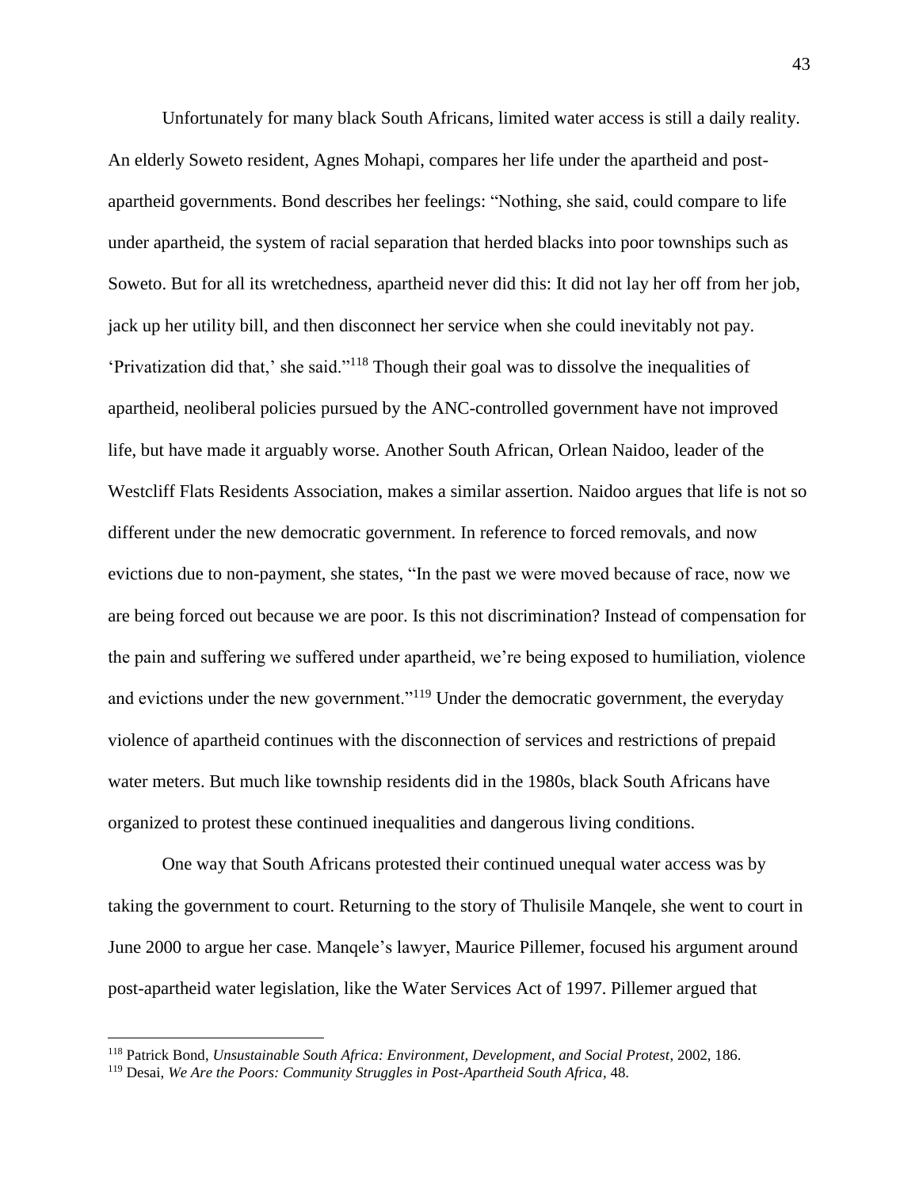Unfortunately for many black South Africans, limited water access is still a daily reality. An elderly Soweto resident, Agnes Mohapi, compares her life under the apartheid and post-apartheid governments. Bond describes her feelings: "Nothing, she said, could compare to life under apartheid, the system of racial separation that herded blacks into poor townships such as Soweto. But for all its wretchedness, apartheid never did this: It did not lay her off from her job, jack up her utility bill, and then disconnect her service when she could inevitably not pay. 'Privatization did that,' she said."[118] Though their goal was to dissolve the inequalities of apartheid, neoliberal policies pursued by the ANC-controlled government have not improved life, but have made it arguably worse. Another South African, Orlean Naidoo, leader of the Westcliff Flats Residents Association, makes a similar assertion. Naidoo argues that life is not so different under the new democratic government. In reference to forced removals, and now evictions due to non-payment, she states, "In the past we were moved because of race, now we are being forced out because we are poor. Is this not discrimination? Instead of compensation for the pain and suffering we suffered under apartheid, we're being exposed to humiliation, violence and evictions under the new government."[119] Under the democratic government, the everyday violence of apartheid continues with the disconnection of services and restrictions of prepaid water meters. But much like township residents did in the 1980s, black South Africans have organized to protest these continued inequalities and dangerous living conditions.

One way that South Africans protested their continued unequal water access was by taking the government to court. Returning to the story of Thulisile Manqele, she went to court in June 2000 to argue her case. Manqele's lawyer, Maurice Pillemer, focused his argument around post-apartheid water legislation, like the Water Services Act of 1997. Pillemer argued that

---

[118] Patrick Bond, *Unsustainable South Africa: Environment, Development, and Social Protest*, 2002, 186.

[119] Desai, *We Are the Poors: Community Struggles in Post-Apartheid South Africa*, 48.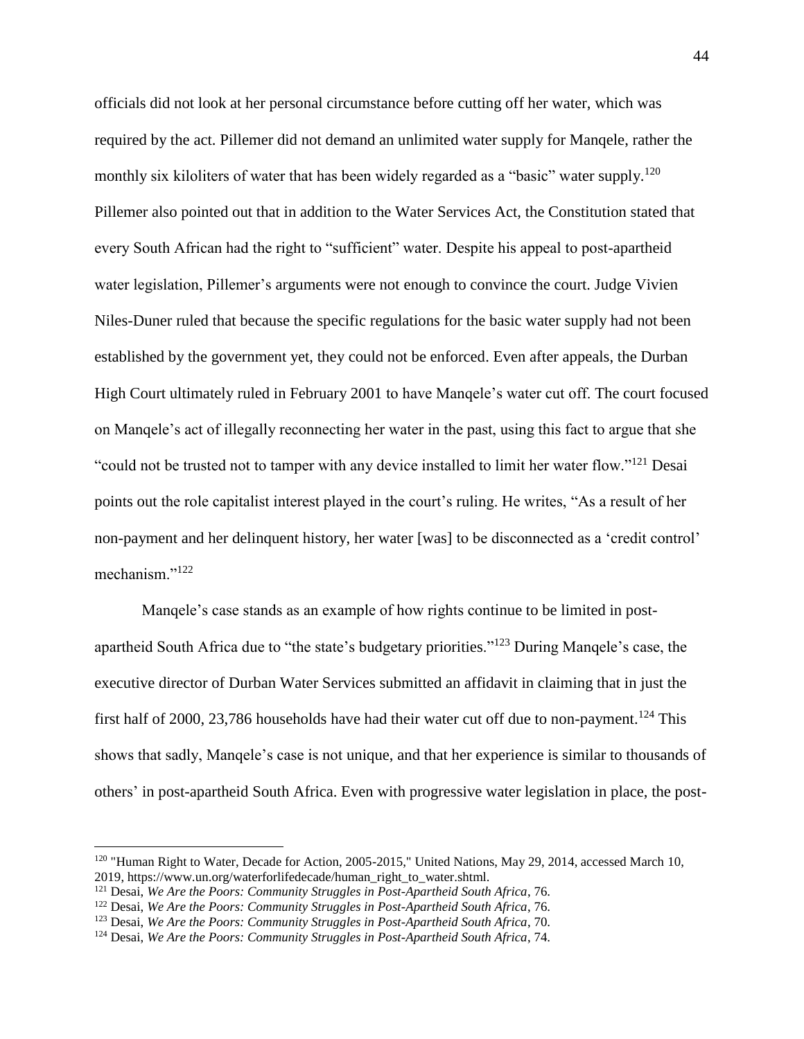officials did not look at her personal circumstance before cutting off her water, which was required by the act. Pillemer did not demand an unlimited water supply for Manqele, rather the monthly six kiloliters of water that has been widely regarded as a "basic" water supply.[120] Pillemer also pointed out that in addition to the Water Services Act, the Constitution stated that every South African had the right to "sufficient" water. Despite his appeal to post-apartheid water legislation, Pillemer's arguments were not enough to convince the court. Judge Vivien Niles-Duner ruled that because the specific regulations for the basic water supply had not been established by the government yet, they could not be enforced. Even after appeals, the Durban High Court ultimately ruled in February 2001 to have Manqele's water cut off. The court focused on Manqele's act of illegally reconnecting her water in the past, using this fact to argue that she "could not be trusted not to tamper with any device installed to limit her water flow."[121] Desai points out the role capitalist interest played in the court's ruling. He writes, "As a result of her non-payment and her delinquent history, her water [was] to be disconnected as a 'credit control' mechanism."[122]

Manqele's case stands as an example of how rights continue to be limited in post-apartheid South Africa due to "the state's budgetary priorities."[123] During Manqele's case, the executive director of Durban Water Services submitted an affidavit in claiming that in just the first half of 2000, 23,786 households have had their water cut off due to non-payment.[124] This shows that sadly, Manqele's case is not unique, and that her experience is similar to thousands of others' in post-apartheid South Africa. Even with progressive water legislation in place, the post-

---

[120] "Human Right to Water, Decade for Action, 2005-2015," United Nations, May 29, 2014, accessed March 10, 2019, https://www.un.org/waterforlifedecade/human_right_to_water.shtml.

[121] Desai, *We Are the Poors: Community Struggles in Post-Apartheid South Africa*, 76.

[122] Desai, *We Are the Poors: Community Struggles in Post-Apartheid South Africa*, 76.

[123] Desai, *We Are the Poors: Community Struggles in Post-Apartheid South Africa*, 70.

[124] Desai, *We Are the Poors: Community Struggles in Post-Apartheid South Africa*, 74.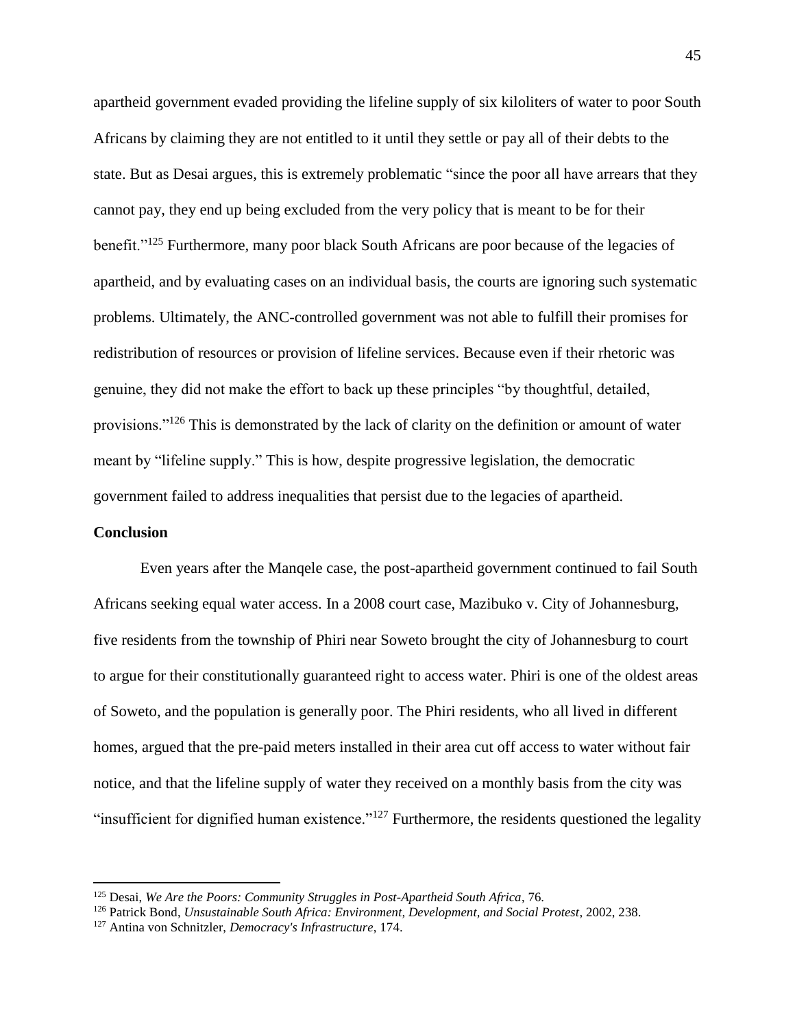apartheid government evaded providing the lifeline supply of six kiloliters of water to poor South Africans by claiming they are not entitled to it until they settle or pay all of their debts to the state. But as Desai argues, this is extremely problematic "since the poor all have arrears that they cannot pay, they end up being excluded from the very policy that is meant to be for their benefit."[125] Furthermore, many poor black South Africans are poor because of the legacies of apartheid, and by evaluating cases on an individual basis, the courts are ignoring such systematic problems. Ultimately, the ANC-controlled government was not able to fulfill their promises for redistribution of resources or provision of lifeline services. Because even if their rhetoric was genuine, they did not make the effort to back up these principles "by thoughtful, detailed, provisions."[126] This is demonstrated by the lack of clarity on the definition or amount of water meant by "lifeline supply." This is how, despite progressive legislation, the democratic government failed to address inequalities that persist due to the legacies of apartheid.

## Conclusion

Even years after the Manqele case, the post-apartheid government continued to fail South Africans seeking equal water access. In a 2008 court case, Mazibuko v. City of Johannesburg, five residents from the township of Phiri near Soweto brought the city of Johannesburg to court to argue for their constitutionally guaranteed right to access water. Phiri is one of the oldest areas of Soweto, and the population is generally poor. The Phiri residents, who all lived in different homes, argued that the pre-paid meters installed in their area cut off access to water without fair notice, and that the lifeline supply of water they received on a monthly basis from the city was "insufficient for dignified human existence."[127] Furthermore, the residents questioned the legality

---

[125] Desai, *We Are the Poors: Community Struggles in Post-Apartheid South Africa*, 76.

[126] Patrick Bond, *Unsustainable South Africa: Environment, Development, and Social Protest*, 2002, 238.

[127] Antina von Schnitzler, *Democracy's Infrastructure*, 174.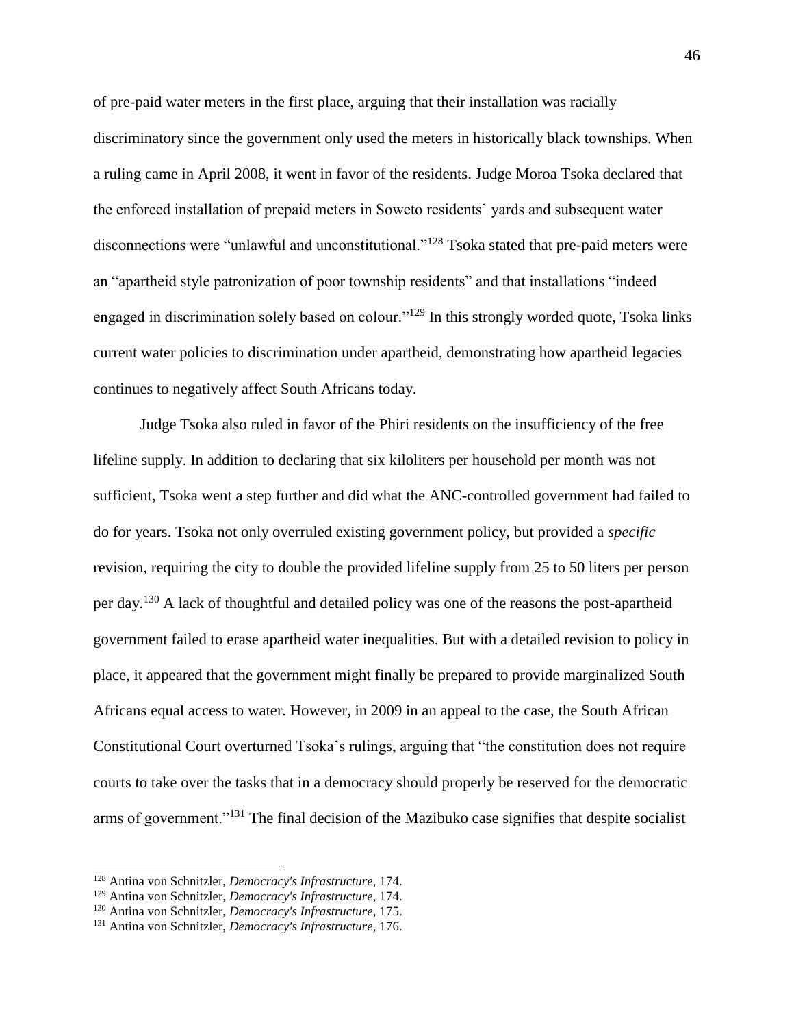of pre-paid water meters in the first place, arguing that their installation was racially discriminatory since the government only used the meters in historically black townships. When a ruling came in April 2008, it went in favor of the residents. Judge Moroa Tsoka declared that the enforced installation of prepaid meters in Soweto residents' yards and subsequent water disconnections were "unlawful and unconstitutional."[128] Tsoka stated that pre-paid meters were an "apartheid style patronization of poor township residents" and that installations "indeed engaged in discrimination solely based on colour."[129] In this strongly worded quote, Tsoka links current water policies to discrimination under apartheid, demonstrating how apartheid legacies continues to negatively affect South Africans today.

Judge Tsoka also ruled in favor of the Phiri residents on the insufficiency of the free lifeline supply. In addition to declaring that six kiloliters per household per month was not sufficient, Tsoka went a step further and did what the ANC-controlled government had failed to do for years. Tsoka not only overruled existing government policy, but provided a *specific* revision, requiring the city to double the provided lifeline supply from 25 to 50 liters per person per day.[130] A lack of thoughtful and detailed policy was one of the reasons the post-apartheid government failed to erase apartheid water inequalities. But with a detailed revision to policy in place, it appeared that the government might finally be prepared to provide marginalized South Africans equal access to water. However, in 2009 in an appeal to the case, the South African Constitutional Court overturned Tsoka's rulings, arguing that "the constitution does not require courts to take over the tasks that in a democracy should properly be reserved for the democratic arms of government."[131] The final decision of the Mazibuko case signifies that despite socialist

---

[128] Antina von Schnitzler, *Democracy's Infrastructure*, 174.

[129] Antina von Schnitzler, *Democracy's Infrastructure*, 174.

[130] Antina von Schnitzler, *Democracy's Infrastructure*, 175.

[131] Antina von Schnitzler, *Democracy's Infrastructure*, 176.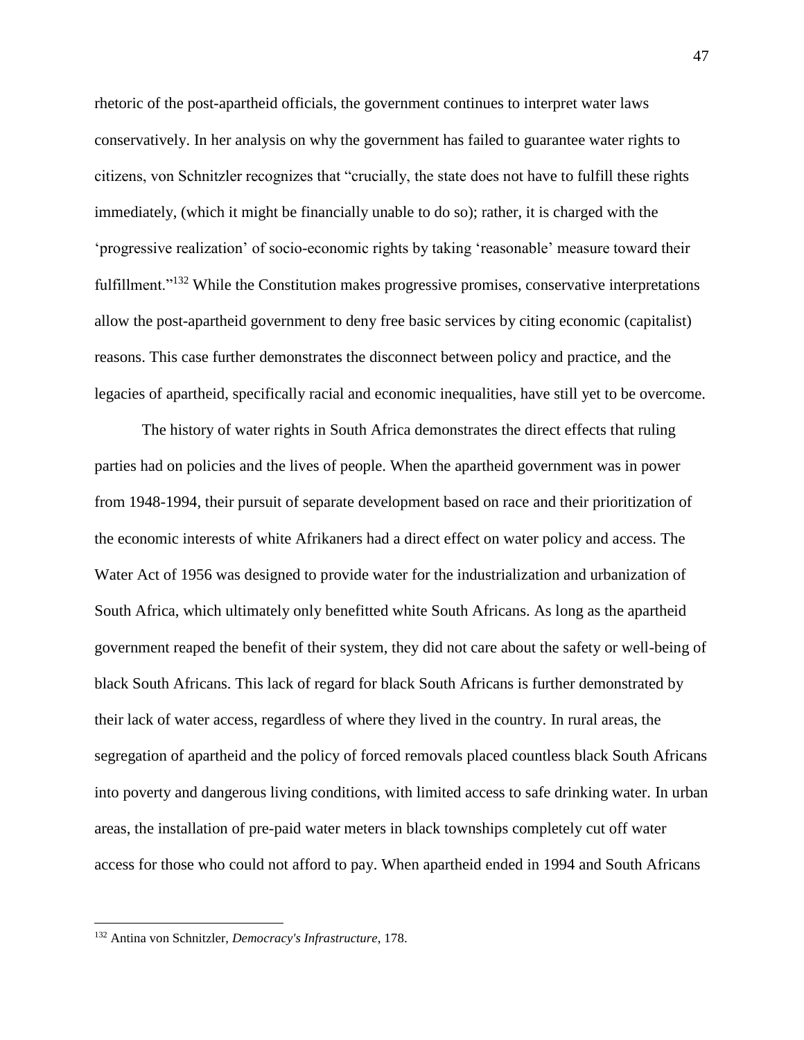rhetoric of the post-apartheid officials, the government continues to interpret water laws conservatively. In her analysis on why the government has failed to guarantee water rights to citizens, von Schnitzler recognizes that "crucially, the state does not have to fulfill these rights immediately, (which it might be financially unable to do so); rather, it is charged with the 'progressive realization' of socio-economic rights by taking 'reasonable' measure toward their fulfillment."[132] While the Constitution makes progressive promises, conservative interpretations allow the post-apartheid government to deny free basic services by citing economic (capitalist) reasons. This case further demonstrates the disconnect between policy and practice, and the legacies of apartheid, specifically racial and economic inequalities, have still yet to be overcome.

The history of water rights in South Africa demonstrates the direct effects that ruling parties had on policies and the lives of people. When the apartheid government was in power from 1948-1994, their pursuit of separate development based on race and their prioritization of the economic interests of white Afrikaners had a direct effect on water policy and access. The Water Act of 1956 was designed to provide water for the industrialization and urbanization of South Africa, which ultimately only benefitted white South Africans. As long as the apartheid government reaped the benefit of their system, they did not care about the safety or well-being of black South Africans. This lack of regard for black South Africans is further demonstrated by their lack of water access, regardless of where they lived in the country. In rural areas, the segregation of apartheid and the policy of forced removals placed countless black South Africans into poverty and dangerous living conditions, with limited access to safe drinking water. In urban areas, the installation of pre-paid water meters in black townships completely cut off water access for those who could not afford to pay. When apartheid ended in 1994 and South Africans

---

[132] Antina von Schnitzler, *Democracy's Infrastructure*, 178.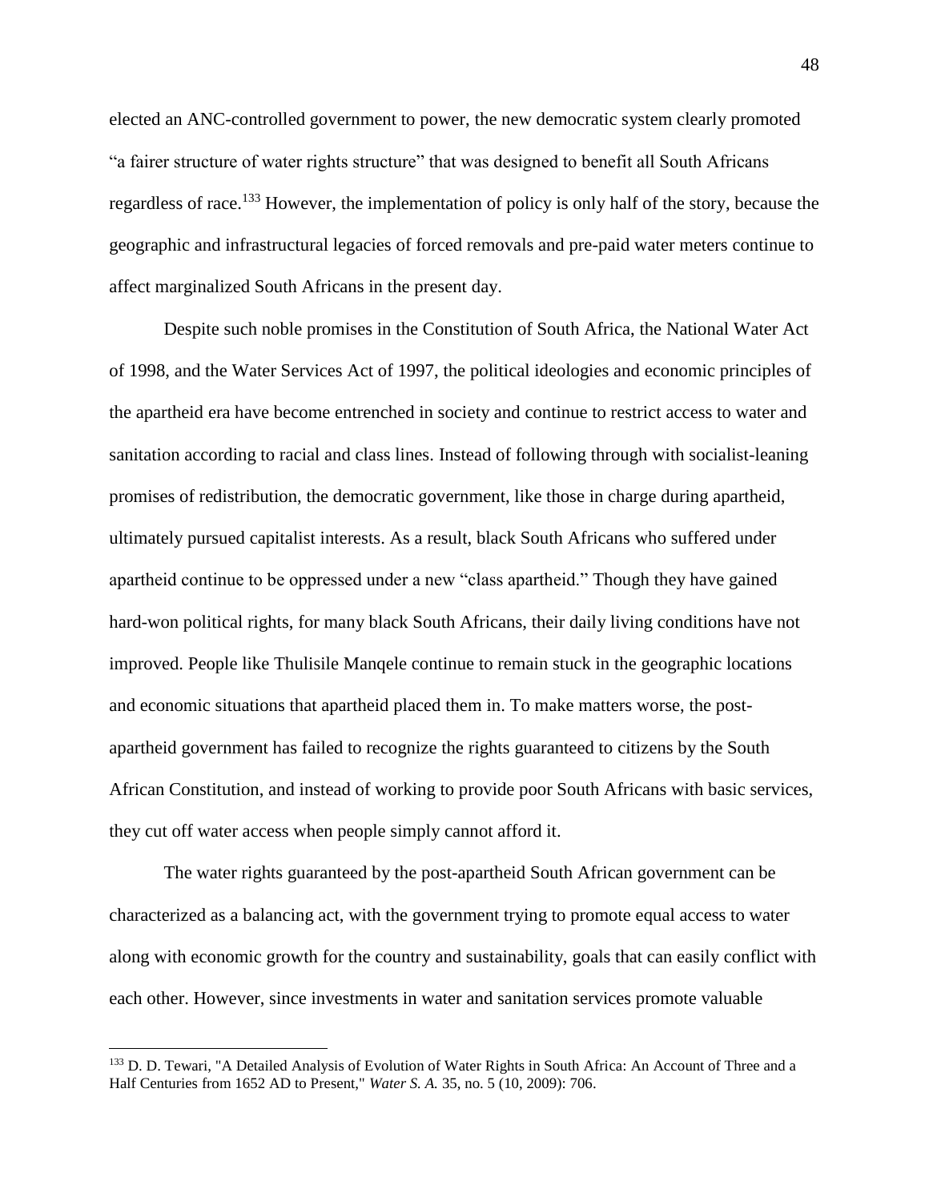elected an ANC-controlled government to power, the new democratic system clearly promoted "a fairer structure of water rights structure" that was designed to benefit all South Africans regardless of race.[133] However, the implementation of policy is only half of the story, because the geographic and infrastructural legacies of forced removals and pre-paid water meters continue to affect marginalized South Africans in the present day.

Despite such noble promises in the Constitution of South Africa, the National Water Act of 1998, and the Water Services Act of 1997, the political ideologies and economic principles of the apartheid era have become entrenched in society and continue to restrict access to water and sanitation according to racial and class lines. Instead of following through with socialist-leaning promises of redistribution, the democratic government, like those in charge during apartheid, ultimately pursued capitalist interests. As a result, black South Africans who suffered under apartheid continue to be oppressed under a new "class apartheid." Though they have gained hard-won political rights, for many black South Africans, their daily living conditions have not improved. People like Thulisile Manqele continue to remain stuck in the geographic locations and economic situations that apartheid placed them in. To make matters worse, the post-apartheid government has failed to recognize the rights guaranteed to citizens by the South African Constitution, and instead of working to provide poor South Africans with basic services, they cut off water access when people simply cannot afford it.

The water rights guaranteed by the post-apartheid South African government can be characterized as a balancing act, with the government trying to promote equal access to water along with economic growth for the country and sustainability, goals that can easily conflict with each other. However, since investments in water and sanitation services promote valuable

[133] D. D. Tewari, "A Detailed Analysis of Evolution of Water Rights in South Africa: An Account of Three and a Half Centuries from 1652 AD to Present," *Water S. A.* 35, no. 5 (10, 2009): 706.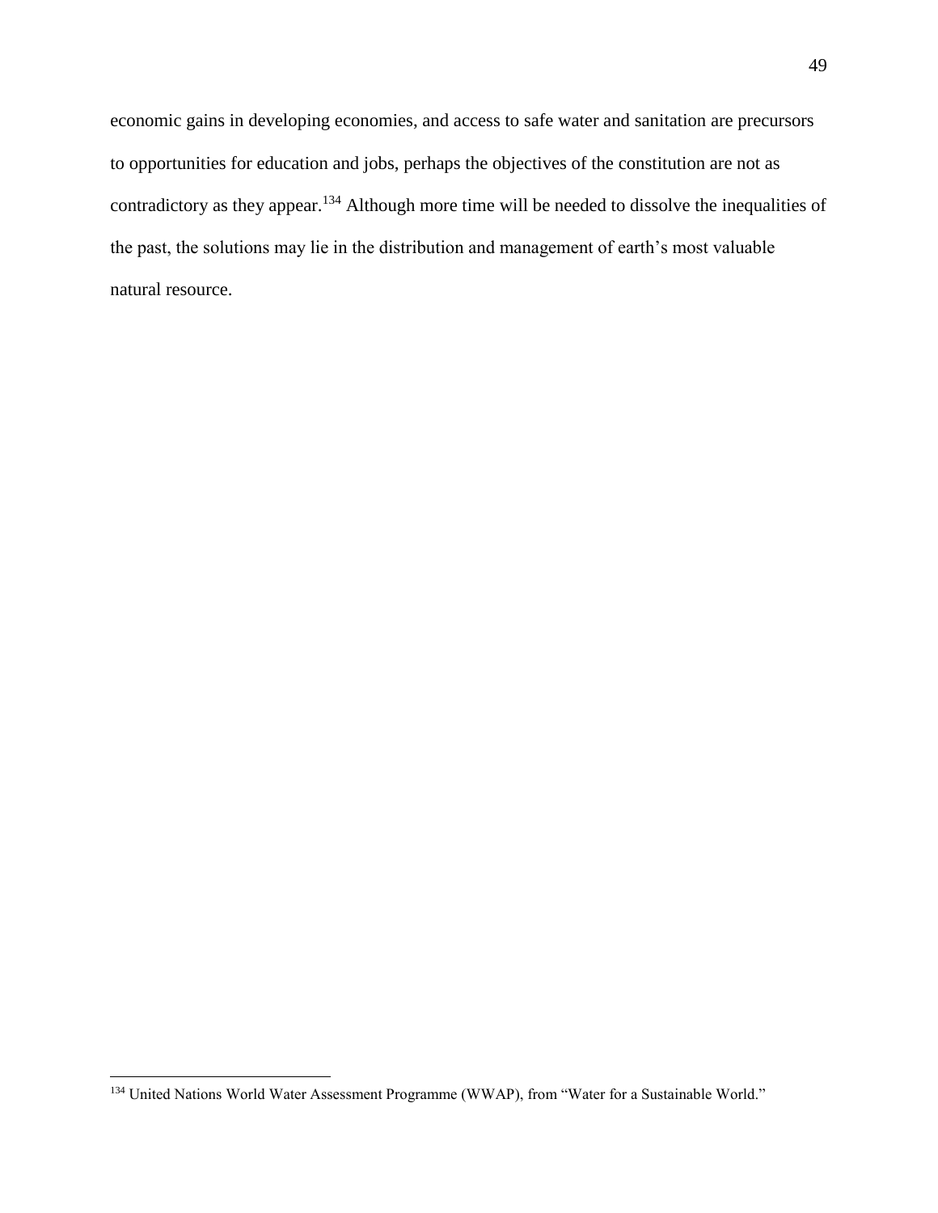economic gains in developing economies, and access to safe water and sanitation are precursors to opportunities for education and jobs, perhaps the objectives of the constitution are not as contradictory as they appear.[134] Although more time will be needed to dissolve the inequalities of the past, the solutions may lie in the distribution and management of earth's most valuable natural resource.

[134] United Nations World Water Assessment Programme (WWAP), from "Water for a Sustainable World."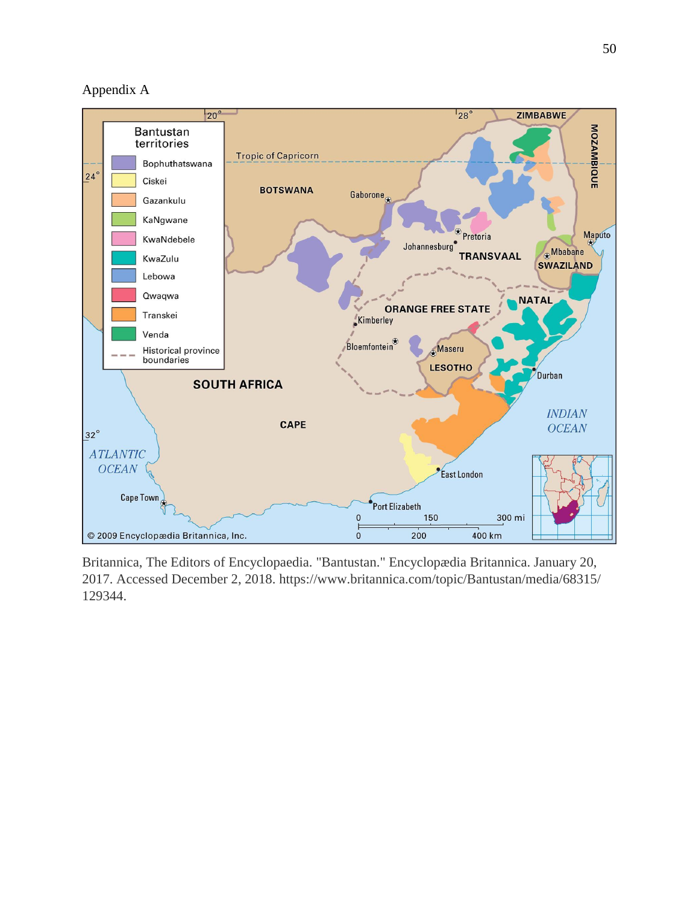Appendix A

Britannica, The Editors of Encyclopaedia. "Bantustan." Encyclopædia Britannica. January 20, 2017. Accessed December 2, 2018. https://www.britannica.com/topic/Bantustan/media/68315/129344.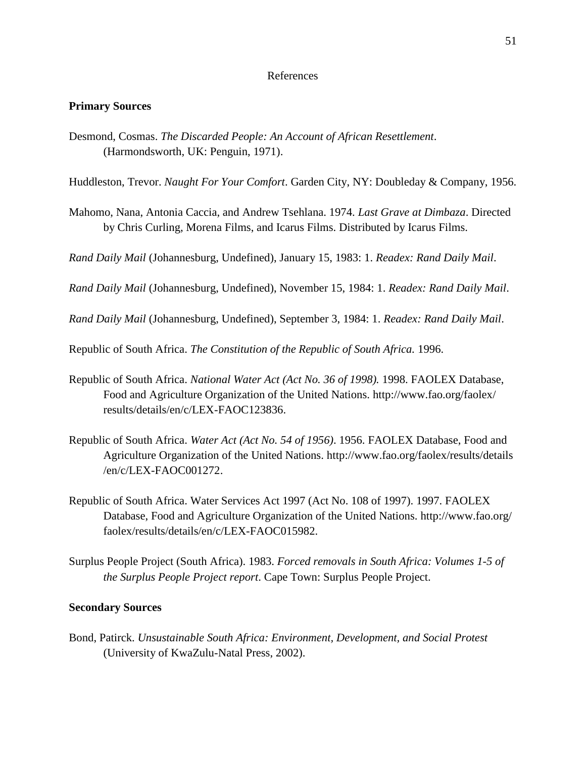# References

## Primary Sources

Desmond, Cosmas. *The Discarded People: An Account of African Resettlement*. (Harmondsworth, UK: Penguin, 1971).

Huddleston, Trevor. *Naught For Your Comfort*. Garden City, NY: Doubleday & Company, 1956.

Mahomo, Nana, Antonia Caccia, and Andrew Tsehlana. 1974. *Last Grave at Dimbaza*. Directed by Chris Curling, Morena Films, and Icarus Films. Distributed by Icarus Films.

*Rand Daily Mail* (Johannesburg, Undefined), January 15, 1983: 1. *Readex: Rand Daily Mail*.

*Rand Daily Mail* (Johannesburg, Undefined), November 15, 1984: 1. *Readex: Rand Daily Mail*.

*Rand Daily Mail* (Johannesburg, Undefined), September 3, 1984: 1. *Readex: Rand Daily Mail*.

Republic of South Africa. *The Constitution of the Republic of South Africa.* 1996.

Republic of South Africa. *National Water Act (Act No. 36 of 1998).* 1998. FAOLEX Database, Food and Agriculture Organization of the United Nations. http://www.fao.org/faolex/results/details/en/c/LEX-FAOC123836.

Republic of South Africa. *Water Act (Act No. 54 of 1956)*. 1956. FAOLEX Database, Food and Agriculture Organization of the United Nations. http://www.fao.org/faolex/results/details/en/c/LEX-FAOC001272.

Republic of South Africa. Water Services Act 1997 (Act No. 108 of 1997). 1997. FAOLEX Database, Food and Agriculture Organization of the United Nations. http://www.fao.org/faolex/results/details/en/c/LEX-FAOC015982.

Surplus People Project (South Africa). 1983. *Forced removals in South Africa: Volumes 1-5 of the Surplus People Project report*. Cape Town: Surplus People Project.

## Secondary Sources

Bond, Patirck. *Unsustainable South Africa: Environment, Development, and Social Protest* (University of KwaZulu-Natal Press, 2002).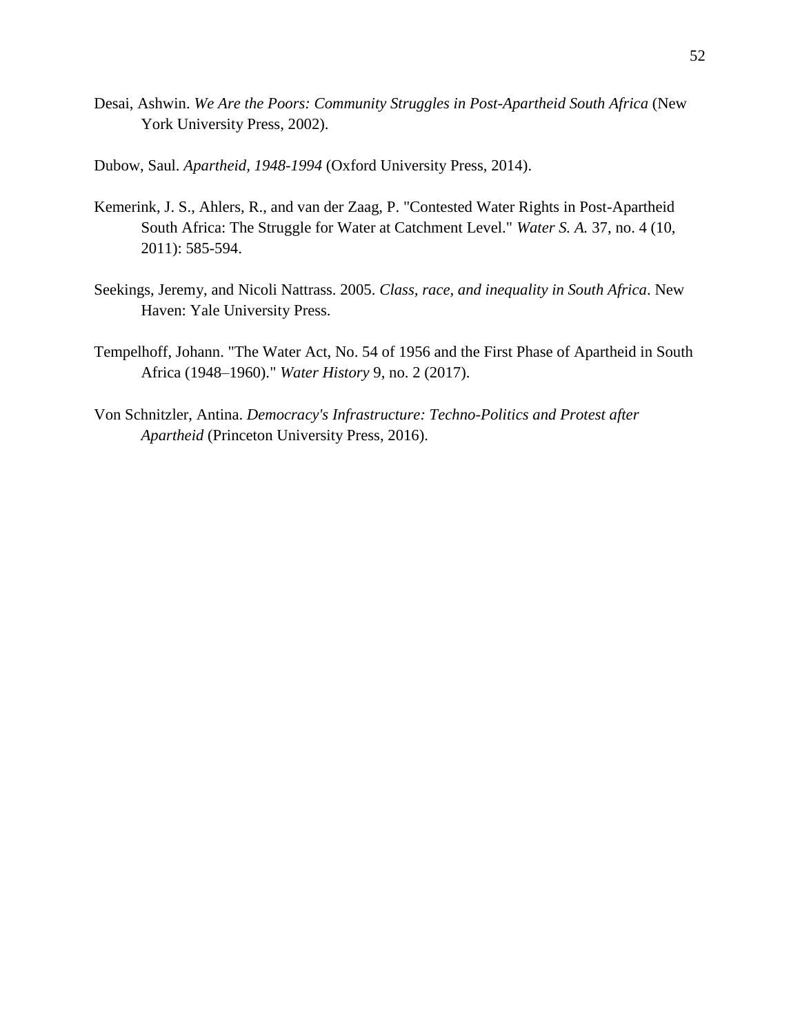Desai, Ashwin. *We Are the Poors: Community Struggles in Post-Apartheid South Africa* (New York University Press, 2002).

Dubow, Saul. *Apartheid, 1948-1994* (Oxford University Press, 2014).

Kemerink, J. S., Ahlers, R., and van der Zaag, P. "Contested Water Rights in Post-Apartheid South Africa: The Struggle for Water at Catchment Level." *Water S. A.* 37, no. 4 (10, 2011): 585-594.

Seekings, Jeremy, and Nicoli Nattrass. 2005. *Class, race, and inequality in South Africa*. New Haven: Yale University Press.

Tempelhoff, Johann. "The Water Act, No. 54 of 1956 and the First Phase of Apartheid in South Africa (1948–1960)." *Water History* 9, no. 2 (2017).

Von Schnitzler, Antina. *Democracy's Infrastructure: Techno-Politics and Protest after Apartheid* (Princeton University Press, 2016).